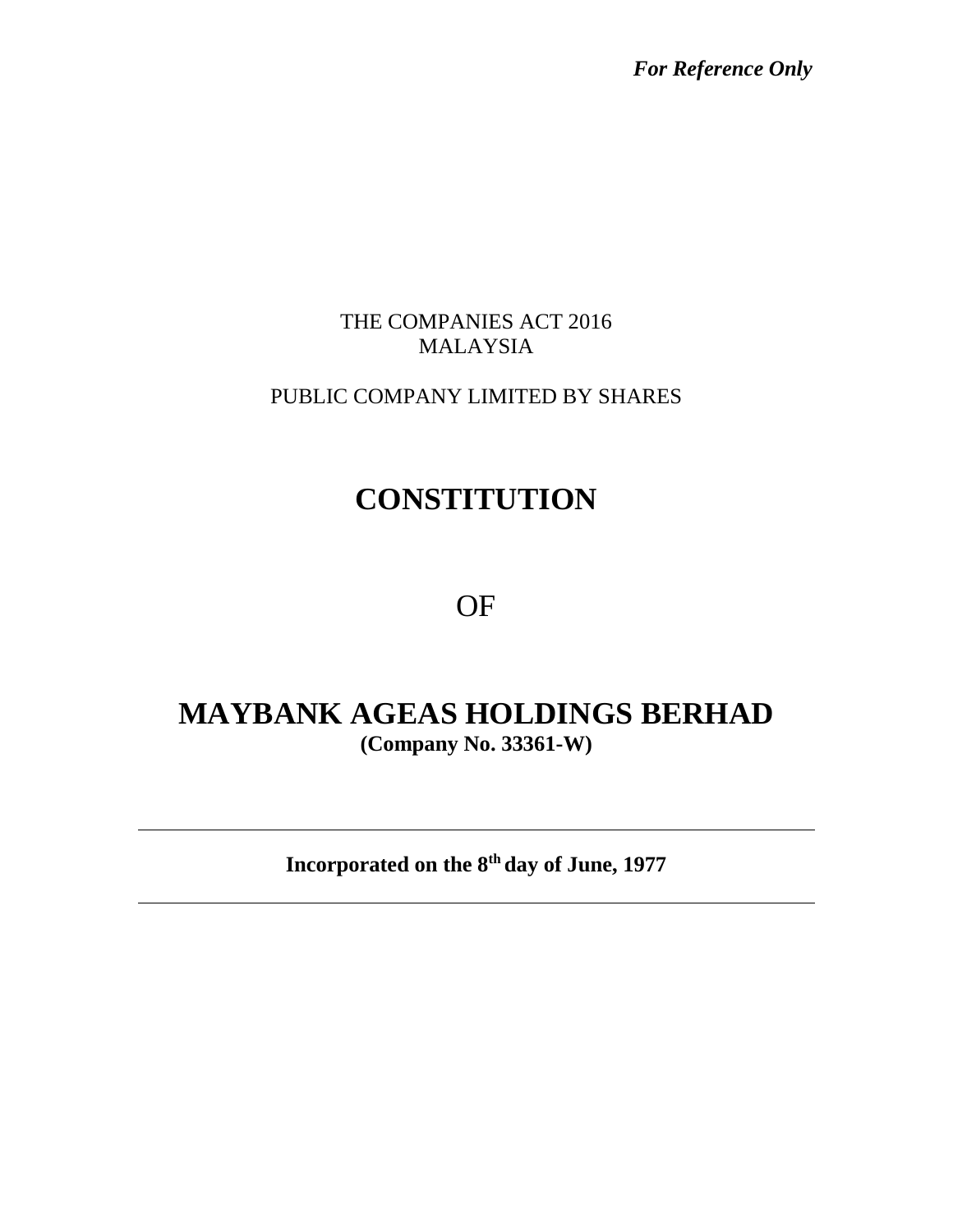*For Reference Only*

THE COMPANIES ACT 2016
MALAYSIA

PUBLIC COMPANY LIMITED BY SHARES

# CONSTITUTION

OF

# MAYBANK AGEAS HOLDINGS BERHAD

**(Company No. 33361-W)**

---

**Incorporated on the 8th day of June, 1977**

---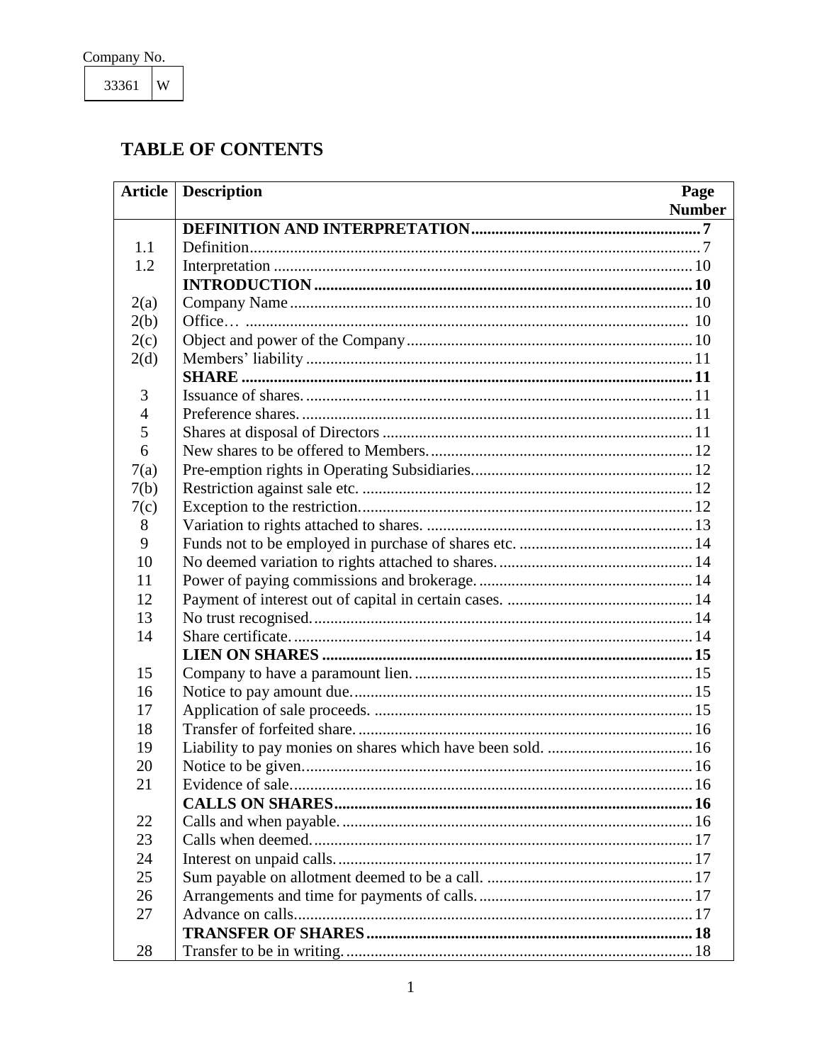Company No.

| 33361 | W |
|---|---|

## TABLE OF CONTENTS

| Article | Description | Page Number |
|---|---|---|
| | **DEFINITION AND INTERPRETATION** | **7** |
| 1.1 | Definition | 7 |
| 1.2 | Interpretation | 10 |
| | **INTRODUCTION** | **10** |
| 2(a) | Company Name | 10 |
| 2(b) | Office… | 10 |
| 2(c) | Object and power of the Company | 10 |
| 2(d) | Members' liability | 11 |
| | **SHARE** | **11** |
| 3 | Issuance of shares. | 11 |
| 4 | Preference shares. | 11 |
| 5 | Shares at disposal of Directors | 11 |
| 6 | New shares to be offered to Members. | 12 |
| 7(a) | Pre-emption rights in Operating Subsidiaries. | 12 |
| 7(b) | Restriction against sale etc. | 12 |
| 7(c) | Exception to the restriction. | 12 |
| 8 | Variation to rights attached to shares. | 13 |
| 9 | Funds not to be employed in purchase of shares etc. | 14 |
| 10 | No deemed variation to rights attached to shares. | 14 |
| 11 | Power of paying commissions and brokerage. | 14 |
| 12 | Payment of interest out of capital in certain cases. | 14 |
| 13 | No trust recognised. | 14 |
| 14 | Share certificate. | 14 |
| | **LIEN ON SHARES** | **15** |
| 15 | Company to have a paramount lien. | 15 |
| 16 | Notice to pay amount due. | 15 |
| 17 | Application of sale proceeds. | 15 |
| 18 | Transfer of forfeited share. | 16 |
| 19 | Liability to pay monies on shares which have been sold. | 16 |
| 20 | Notice to be given. | 16 |
| 21 | Evidence of sale. | 16 |
| | **CALLS ON SHARES** | **16** |
| 22 | Calls and when payable. | 16 |
| 23 | Calls when deemed. | 17 |
| 24 | Interest on unpaid calls. | 17 |
| 25 | Sum payable on allotment deemed to be a call. | 17 |
| 26 | Arrangements and time for payments of calls. | 17 |
| 27 | Advance on calls. | 17 |
| | **TRANSFER OF SHARES** | **18** |
| 28 | Transfer to be in writing. | 18 |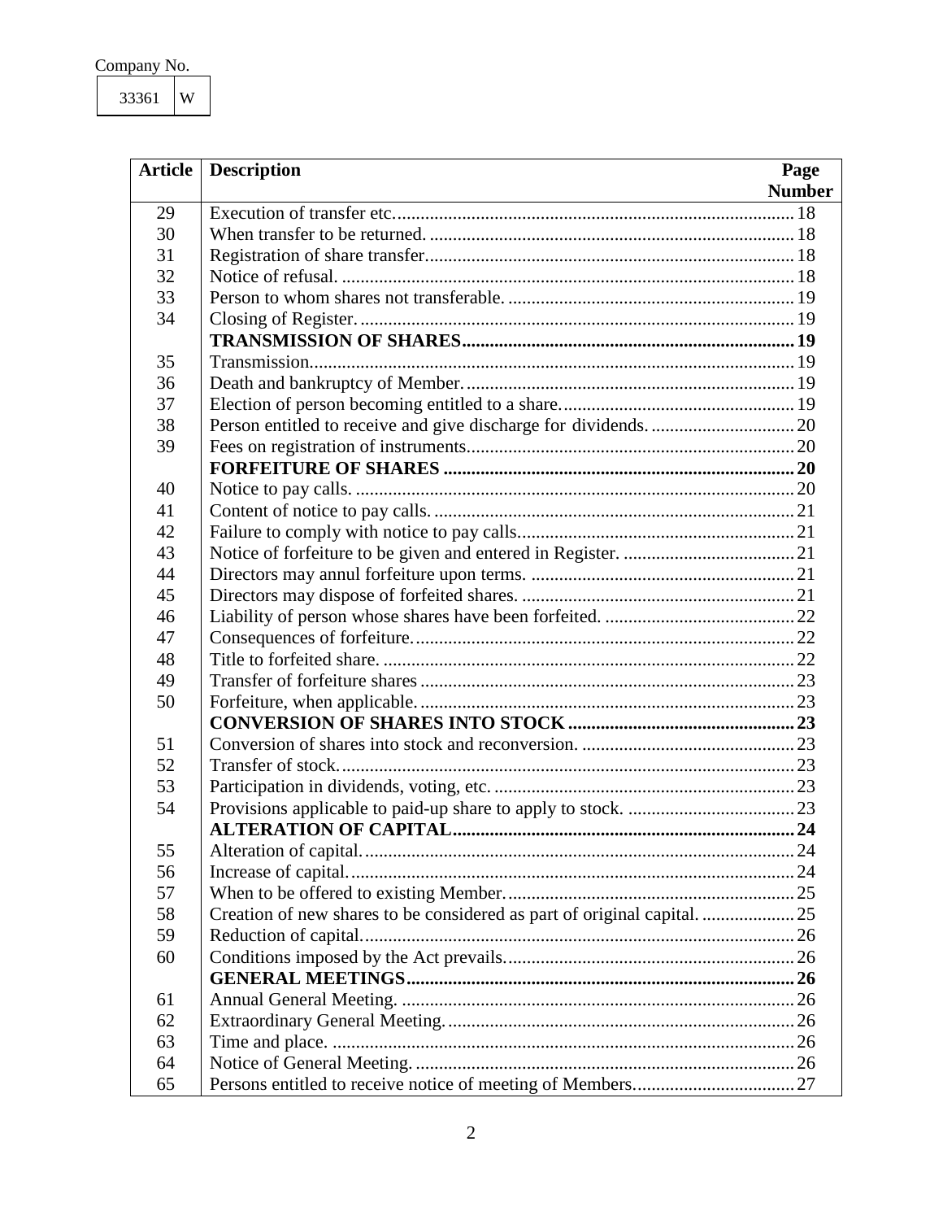Company No.

| 33361 | W |
|---|---|

| Article | Description | Page Number |
|---|---|---|
| 29 | Execution of transfer etc. | 18 |
| 30 | When transfer to be returned. | 18 |
| 31 | Registration of share transfer. | 18 |
| 32 | Notice of refusal. | 18 |
| 33 | Person to whom shares not transferable. | 19 |
| 34 | Closing of Register. | 19 |
| | **TRANSMISSION OF SHARES** | **19** |
| 35 | Transmission. | 19 |
| 36 | Death and bankruptcy of Member. | 19 |
| 37 | Election of person becoming entitled to a share. | 19 |
| 38 | Person entitled to receive and give discharge for dividends. | 20 |
| 39 | Fees on registration of instruments. | 20 |
| | **FORFEITURE OF SHARES** | **20** |
| 40 | Notice to pay calls. | 20 |
| 41 | Content of notice to pay calls. | 21 |
| 42 | Failure to comply with notice to pay calls. | 21 |
| 43 | Notice of forfeiture to be given and entered in Register. | 21 |
| 44 | Directors may annul forfeiture upon terms. | 21 |
| 45 | Directors may dispose of forfeited shares. | 21 |
| 46 | Liability of person whose shares have been forfeited. | 22 |
| 47 | Consequences of forfeiture. | 22 |
| 48 | Title to forfeited share. | 22 |
| 49 | Transfer of forfeiture shares | 23 |
| 50 | Forfeiture, when applicable. | 23 |
| | **CONVERSION OF SHARES INTO STOCK** | **23** |
| 51 | Conversion of shares into stock and reconversion. | 23 |
| 52 | Transfer of stock. | 23 |
| 53 | Participation in dividends, voting, etc. | 23 |
| 54 | Provisions applicable to paid-up share to apply to stock. | 23 |
| | **ALTERATION OF CAPITAL** | **24** |
| 55 | Alteration of capital. | 24 |
| 56 | Increase of capital. | 24 |
| 57 | When to be offered to existing Member. | 25 |
| 58 | Creation of new shares to be considered as part of original capital. | 25 |
| 59 | Reduction of capital. | 26 |
| 60 | Conditions imposed by the Act prevails. | 26 |
| | **GENERAL MEETINGS** | **26** |
| 61 | Annual General Meeting. | 26 |
| 62 | Extraordinary General Meeting. | 26 |
| 63 | Time and place. | 26 |
| 64 | Notice of General Meeting. | 26 |
| 65 | Persons entitled to receive notice of meeting of Members. | 27 |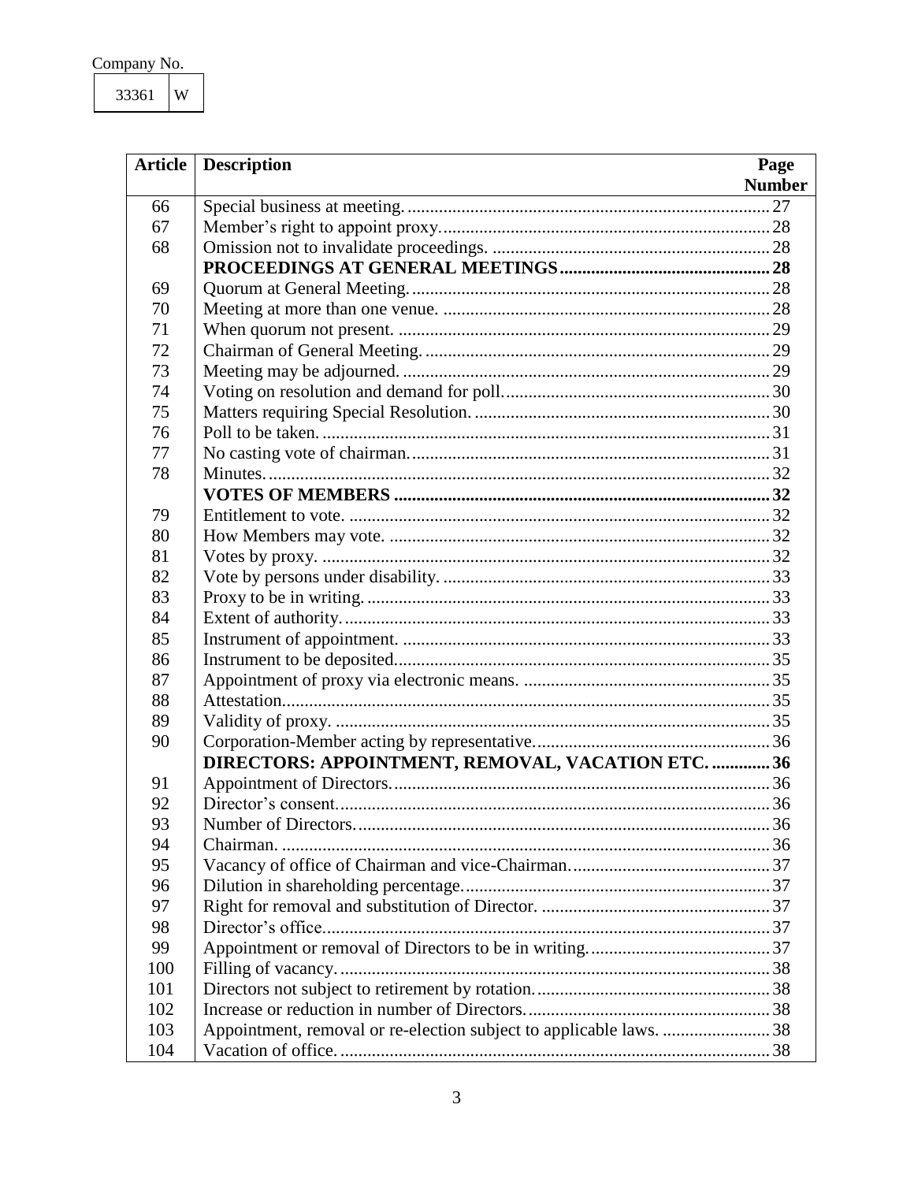Company No.

| 33361 | W |
|---|---|

| Article | Description | Page Number |
|---|---|---|
| 66 | Special business at meeting. | 27 |
| 67 | Member's right to appoint proxy. | 28 |
| 68 | Omission not to invalidate proceedings. | 28 |
| | **PROCEEDINGS AT GENERAL MEETINGS** | **28** |
| 69 | Quorum at General Meeting. | 28 |
| 70 | Meeting at more than one venue. | 28 |
| 71 | When quorum not present. | 29 |
| 72 | Chairman of General Meeting. | 29 |
| 73 | Meeting may be adjourned. | 29 |
| 74 | Voting on resolution and demand for poll. | 30 |
| 75 | Matters requiring Special Resolution. | 30 |
| 76 | Poll to be taken. | 31 |
| 77 | No casting vote of chairman. | 31 |
| 78 | Minutes. | 32 |
| | **VOTES OF MEMBERS** | **32** |
| 79 | Entitlement to vote. | 32 |
| 80 | How Members may vote. | 32 |
| 81 | Votes by proxy. | 32 |
| 82 | Vote by persons under disability. | 33 |
| 83 | Proxy to be in writing. | 33 |
| 84 | Extent of authority. | 33 |
| 85 | Instrument of appointment. | 33 |
| 86 | Instrument to be deposited. | 35 |
| 87 | Appointment of proxy via electronic means. | 35 |
| 88 | Attestation. | 35 |
| 89 | Validity of proxy. | 35 |
| 90 | Corporation-Member acting by representative. | 36 |
| | **DIRECTORS: APPOINTMENT, REMOVAL, VACATION ETC.** | **36** |
| 91 | Appointment of Directors. | 36 |
| 92 | Director's consent. | 36 |
| 93 | Number of Directors. | 36 |
| 94 | Chairman. | 36 |
| 95 | Vacancy of office of Chairman and vice-Chairman. | 37 |
| 96 | Dilution in shareholding percentage. | 37 |
| 97 | Right for removal and substitution of Director. | 37 |
| 98 | Director's office. | 37 |
| 99 | Appointment or removal of Directors to be in writing. | 37 |
| 100 | Filling of vacancy. | 38 |
| 101 | Directors not subject to retirement by rotation. | 38 |
| 102 | Increase or reduction in number of Directors. | 38 |
| 103 | Appointment, removal or re-election subject to applicable laws. | 38 |
| 104 | Vacation of office. | 38 |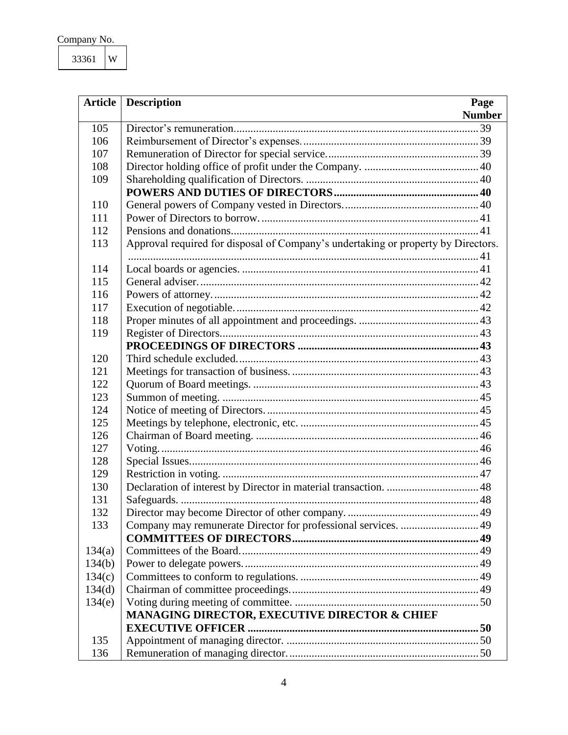Company No.

| 33361 | W |
|---|---|

| Article | Description | Page Number |
|---|---|---|
| 105 | Director's remuneration | 39 |
| 106 | Reimbursement of Director's expenses | 39 |
| 107 | Remuneration of Director for special service | 39 |
| 108 | Director holding office of profit under the Company. | 40 |
| 109 | Shareholding qualification of Directors. | 40 |
| | **POWERS AND DUTIES OF DIRECTORS** | **40** |
| 110 | General powers of Company vested in Directors. | 40 |
| 111 | Power of Directors to borrow. | 41 |
| 112 | Pensions and donations | 41 |
| 113 | Approval required for disposal of Company's undertaking or property by Directors. | 41 |
| 114 | Local boards or agencies. | 41 |
| 115 | General adviser. | 42 |
| 116 | Powers of attorney. | 42 |
| 117 | Execution of negotiable. | 42 |
| 118 | Proper minutes of all appointment and proceedings. | 43 |
| 119 | Register of Directors | 43 |
| | **PROCEEDINGS OF DIRECTORS** | **43** |
| 120 | Third schedule excluded. | 43 |
| 121 | Meetings for transaction of business. | 43 |
| 122 | Quorum of Board meetings. | 43 |
| 123 | Summon of meeting. | 45 |
| 124 | Notice of meeting of Directors. | 45 |
| 125 | Meetings by telephone, electronic, etc. | 45 |
| 126 | Chairman of Board meeting. | 46 |
| 127 | Voting. | 46 |
| 128 | Special Issues | 46 |
| 129 | Restriction in voting. | 47 |
| 130 | Declaration of interest by Director in material transaction. | 48 |
| 131 | Safeguards. | 48 |
| 132 | Director may become Director of other company. | 49 |
| 133 | Company may remunerate Director for professional services. | 49 |
| | **COMMITTEES OF DIRECTORS** | **49** |
| 134(a) | Committees of the Board. | 49 |
| 134(b) | Power to delegate powers. | 49 |
| 134(c) | Committees to conform to regulations. | 49 |
| 134(d) | Chairman of committee proceedings. | 49 |
| 134(e) | Voting during meeting of committee. | 50 |
| | **MANAGING DIRECTOR, EXECUTIVE DIRECTOR & CHIEF EXECUTIVE OFFICER** | **50** |
| 135 | Appointment of managing director. | 50 |
| 136 | Remuneration of managing director. | 50 |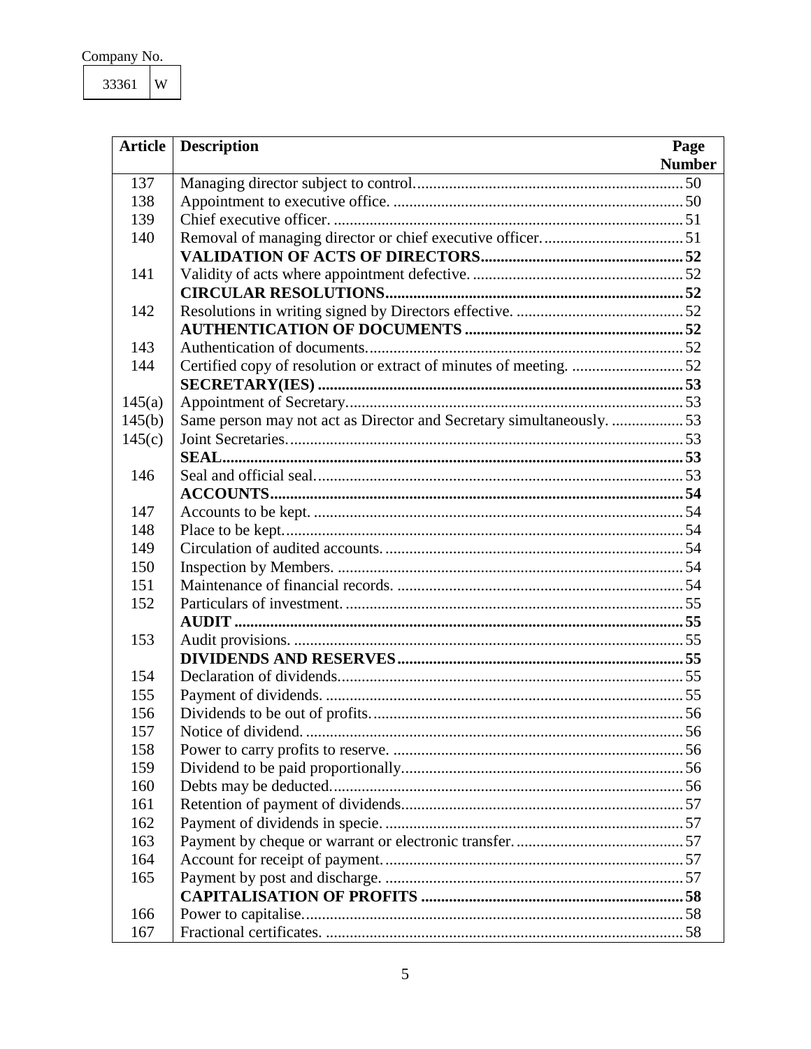Company No.

| 33361 | W |
|---|---|

| Article | Description | Page Number |
|---|---|---|
| 137 | Managing director subject to control. | 50 |
| 138 | Appointment to executive office. | 50 |
| 139 | Chief executive officer. | 51 |
| 140 | Removal of managing director or chief executive officer. | 51 |
| | **VALIDATION OF ACTS OF DIRECTORS** | **52** |
| 141 | Validity of acts where appointment defective. | 52 |
| | **CIRCULAR RESOLUTIONS** | **52** |
| 142 | Resolutions in writing signed by Directors effective. | 52 |
| | **AUTHENTICATION OF DOCUMENTS** | **52** |
| 143 | Authentication of documents. | 52 |
| 144 | Certified copy of resolution or extract of minutes of meeting. | 52 |
| | **SECRETARY(IES)** | **53** |
| 145(a) | Appointment of Secretary. | 53 |
| 145(b) | Same person may not act as Director and Secretary simultaneously. | 53 |
| 145(c) | Joint Secretaries. | 53 |
| | **SEAL** | **53** |
| 146 | Seal and official seal. | 53 |
| | **ACCOUNTS** | **54** |
| 147 | Accounts to be kept. | 54 |
| 148 | Place to be kept. | 54 |
| 149 | Circulation of audited accounts. | 54 |
| 150 | Inspection by Members. | 54 |
| 151 | Maintenance of financial records. | 54 |
| 152 | Particulars of investment. | 55 |
| | **AUDIT** | **55** |
| 153 | Audit provisions. | 55 |
| | **DIVIDENDS AND RESERVES** | **55** |
| 154 | Declaration of dividends. | 55 |
| 155 | Payment of dividends. | 55 |
| 156 | Dividends to be out of profits. | 56 |
| 157 | Notice of dividend. | 56 |
| 158 | Power to carry profits to reserve. | 56 |
| 159 | Dividend to be paid proportionally. | 56 |
| 160 | Debts may be deducted. | 56 |
| 161 | Retention of payment of dividends. | 57 |
| 162 | Payment of dividends in specie. | 57 |
| 163 | Payment by cheque or warrant or electronic transfer. | 57 |
| 164 | Account for receipt of payment. | 57 |
| 165 | Payment by post and discharge. | 57 |
| | **CAPITALISATION OF PROFITS** | **58** |
| 166 | Power to capitalise. | 58 |
| 167 | Fractional certificates. | 58 |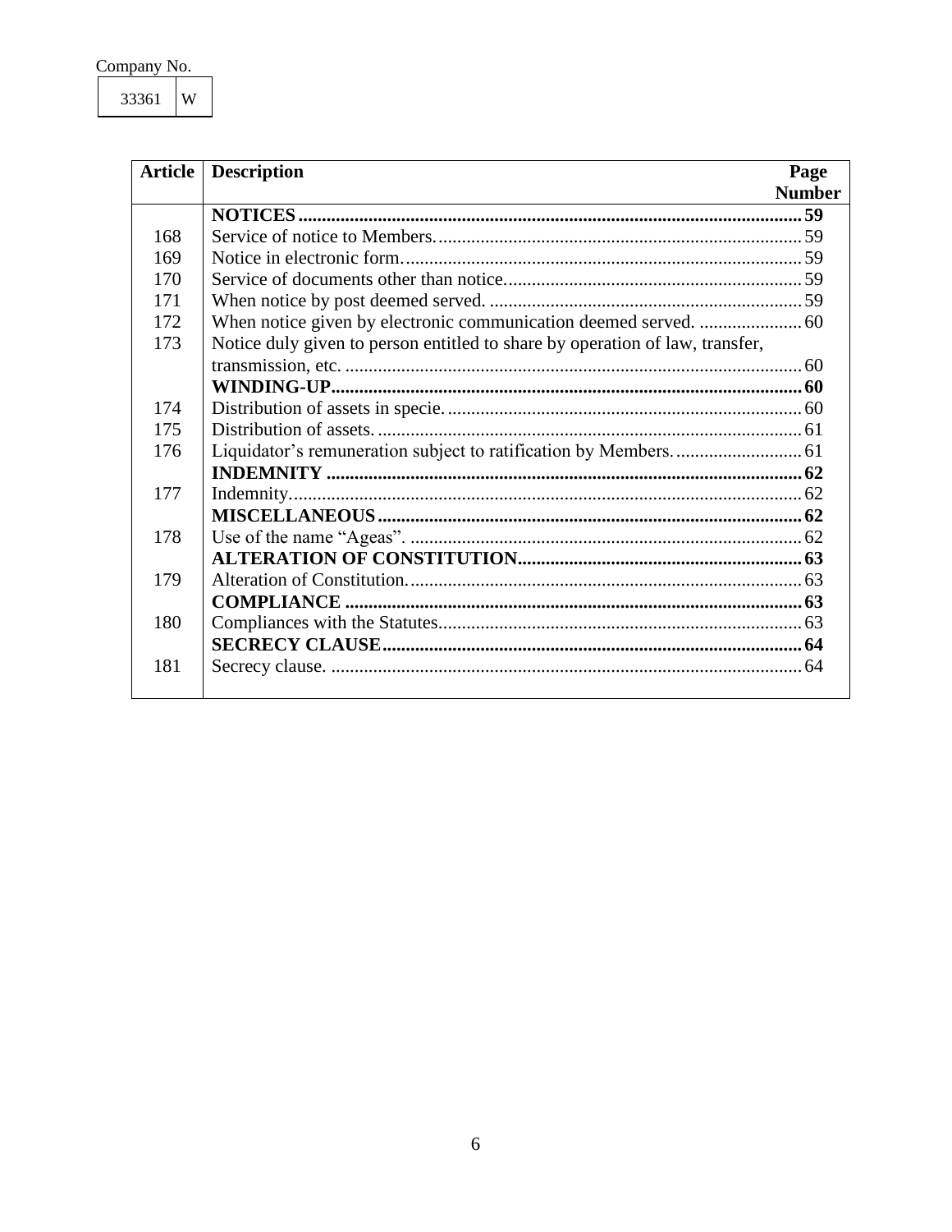Company No.

| 33361 | W |
|---|---|

| Article | Description | Page Number |
|---|---|---|
| | **NOTICES** | **59** |
| 168 | Service of notice to Members. | 59 |
| 169 | Notice in electronic form. | 59 |
| 170 | Service of documents other than notice. | 59 |
| 171 | When notice by post deemed served. | 59 |
| 172 | When notice given by electronic communication deemed served. | 60 |
| 173 | Notice duly given to person entitled to share by operation of law, transfer, transmission, etc. | 60 |
| | **WINDING-UP** | **60** |
| 174 | Distribution of assets in specie. | 60 |
| 175 | Distribution of assets. | 61 |
| 176 | Liquidator's remuneration subject to ratification by Members. | 61 |
| | **INDEMNITY** | **62** |
| 177 | Indemnity. | 62 |
| | **MISCELLANEOUS** | **62** |
| 178 | Use of the name "Ageas". | 62 |
| | **ALTERATION OF CONSTITUTION** | **63** |
| 179 | Alteration of Constitution. | 63 |
| | **COMPLIANCE** | **63** |
| 180 | Compliances with the Statutes. | 63 |
| | **SECRECY CLAUSE** | **64** |
| 181 | Secrecy clause. | 64 |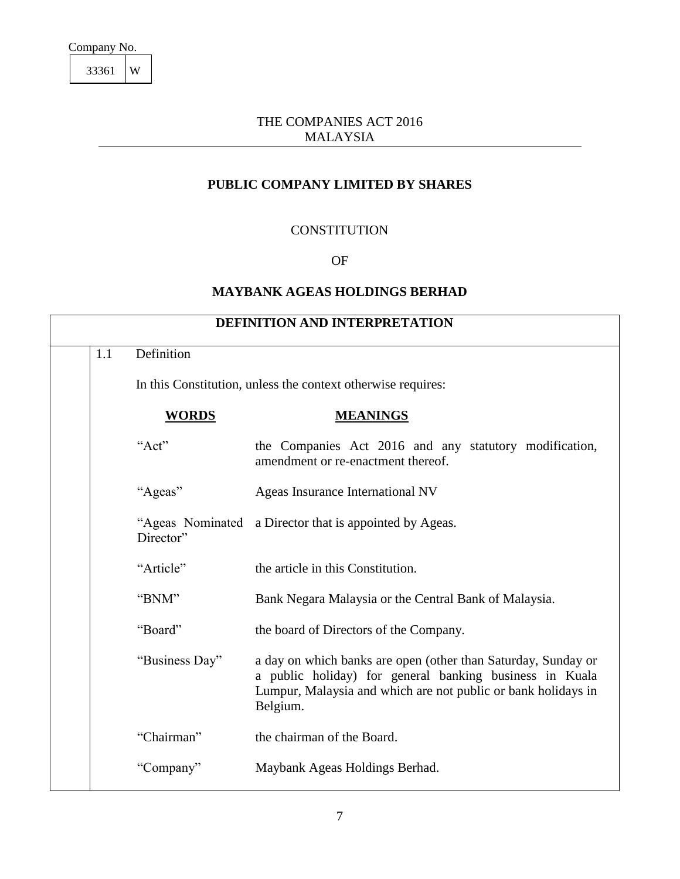Company No.

| 33361 | W |
|---|---|

THE COMPANIES ACT 2016
MALAYSIA

## PUBLIC COMPANY LIMITED BY SHARES

CONSTITUTION

OF

## MAYBANK AGEAS HOLDINGS BERHAD

### DEFINITION AND INTERPRETATION

1.1 Definition

In this Constitution, unless the context otherwise requires:

| **WORDS** | **MEANINGS** |
|---|---|
| "Act" | the Companies Act 2016 and any statutory modification, amendment or re-enactment thereof. |
| "Ageas" | Ageas Insurance International NV |
| "Ageas Nominated Director" | a Director that is appointed by Ageas. |
| "Article" | the article in this Constitution. |
| "BNM" | Bank Negara Malaysia or the Central Bank of Malaysia. |
| "Board" | the board of Directors of the Company. |
| "Business Day" | a day on which banks are open (other than Saturday, Sunday or a public holiday) for general banking business in Kuala Lumpur, Malaysia and which are not public or bank holidays in Belgium. |
| "Chairman" | the chairman of the Board. |
| "Company" | Maybank Ageas Holdings Berhad. |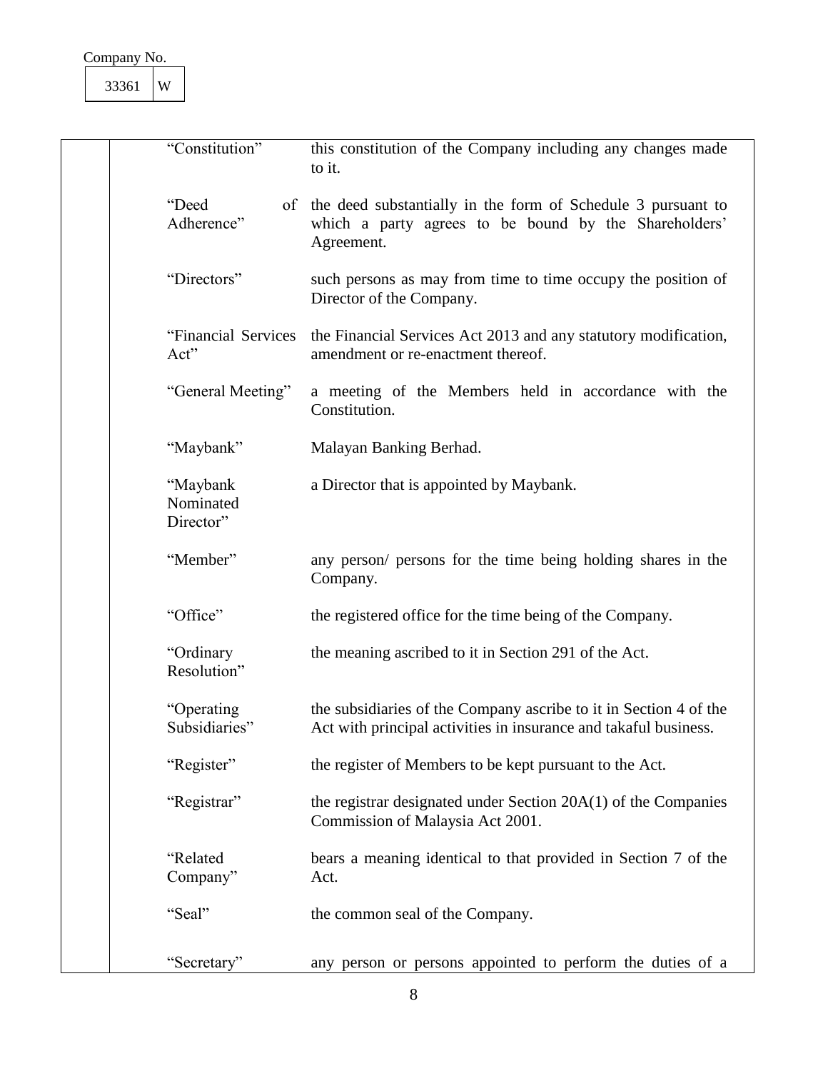Company No.

| 33361 | W |
|---|---|

| Term | Meaning |
|---|---|
| "Constitution" | this constitution of the Company including any changes made to it. |
| "Deed of Adherence" | the deed substantially in the form of Schedule 3 pursuant to which a party agrees to be bound by the Shareholders' Agreement. |
| "Directors" | such persons as may from time to time occupy the position of Director of the Company. |
| "Financial Services Act" | the Financial Services Act 2013 and any statutory modification, amendment or re-enactment thereof. |
| "General Meeting" | a meeting of the Members held in accordance with the Constitution. |
| "Maybank" | Malayan Banking Berhad. |
| "Maybank Nominated Director" | a Director that is appointed by Maybank. |
| "Member" | any person/ persons for the time being holding shares in the Company. |
| "Office" | the registered office for the time being of the Company. |
| "Ordinary Resolution" | the meaning ascribed to it in Section 291 of the Act. |
| "Operating Subsidiaries" | the subsidiaries of the Company ascribe to it in Section 4 of the Act with principal activities in insurance and takaful business. |
| "Register" | the register of Members to be kept pursuant to the Act. |
| "Registrar" | the registrar designated under Section 20A(1) of the Companies Commission of Malaysia Act 2001. |
| "Related Company" | bears a meaning identical to that provided in Section 7 of the Act. |
| "Seal" | the common seal of the Company. |
| "Secretary" | any person or persons appointed to perform the duties of a |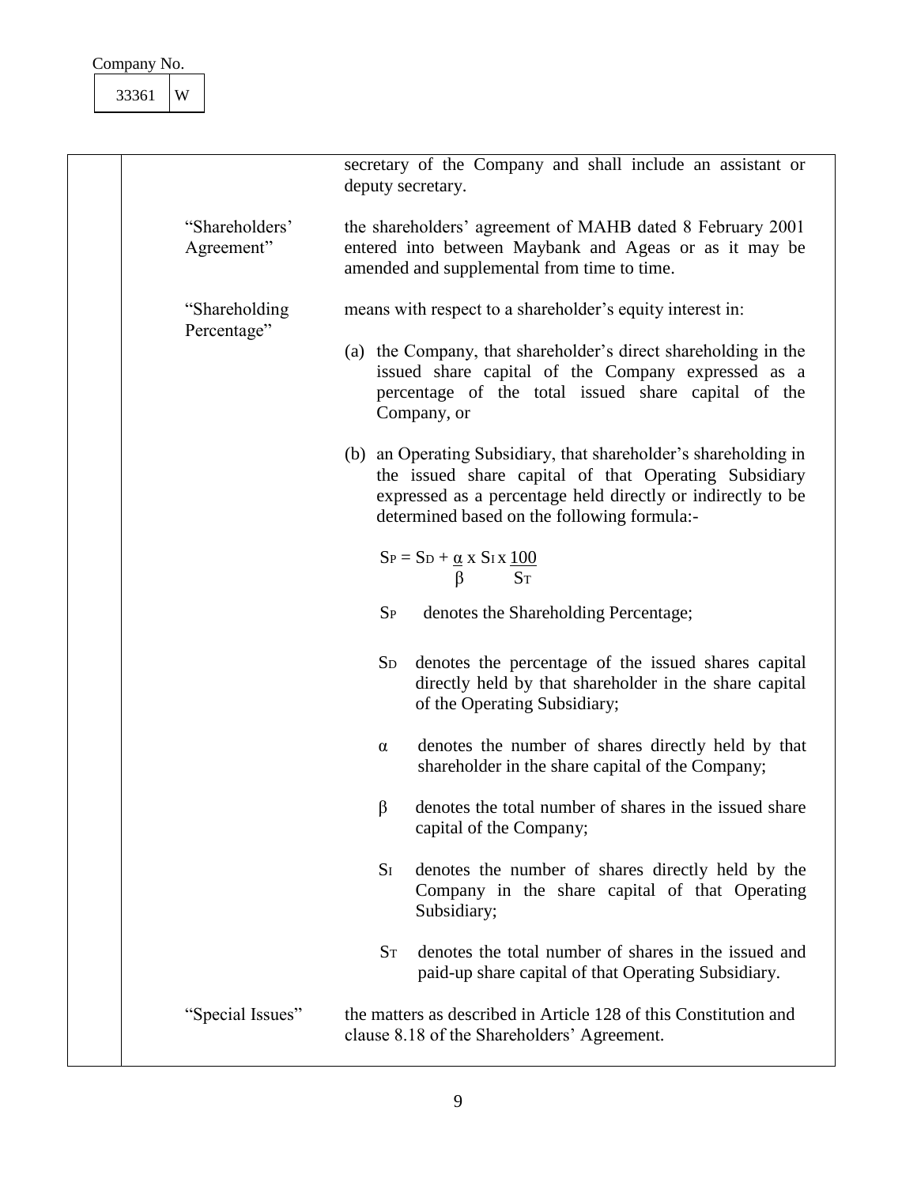Company No.

| 33361 | W |
|---|---|

secretary of the Company and shall include an assistant or deputy secretary.

"Shareholders' Agreement" — the shareholders' agreement of MAHB dated 8 February 2001 entered into between Maybank and Ageas or as it may be amended and supplemental from time to time.

"Shareholding Percentage" — means with respect to a shareholder's equity interest in:

(a) the Company, that shareholder's direct shareholding in the issued share capital of the Company expressed as a percentage of the total issued share capital of the Company, or

(b) an Operating Subsidiary, that shareholder's shareholding in the issued share capital of that Operating Subsidiary expressed as a percentage held directly or indirectly to be determined based on the following formula:-

$$S_P = S_D + \frac{\alpha}{\beta} \times S_I \times \frac{100}{S_T}$$

$S_P$ denotes the Shareholding Percentage;

$S_D$ denotes the percentage of the issued shares capital directly held by that shareholder in the share capital of the Operating Subsidiary;

$\alpha$ denotes the number of shares directly held by that shareholder in the share capital of the Company;

$\beta$ denotes the total number of shares in the issued share capital of the Company;

$S_I$ denotes the number of shares directly held by the Company in the share capital of that Operating Subsidiary;

$S_T$ denotes the total number of shares in the issued and paid-up share capital of that Operating Subsidiary.

"Special Issues" — the matters as described in Article 128 of this Constitution and clause 8.18 of the Shareholders' Agreement.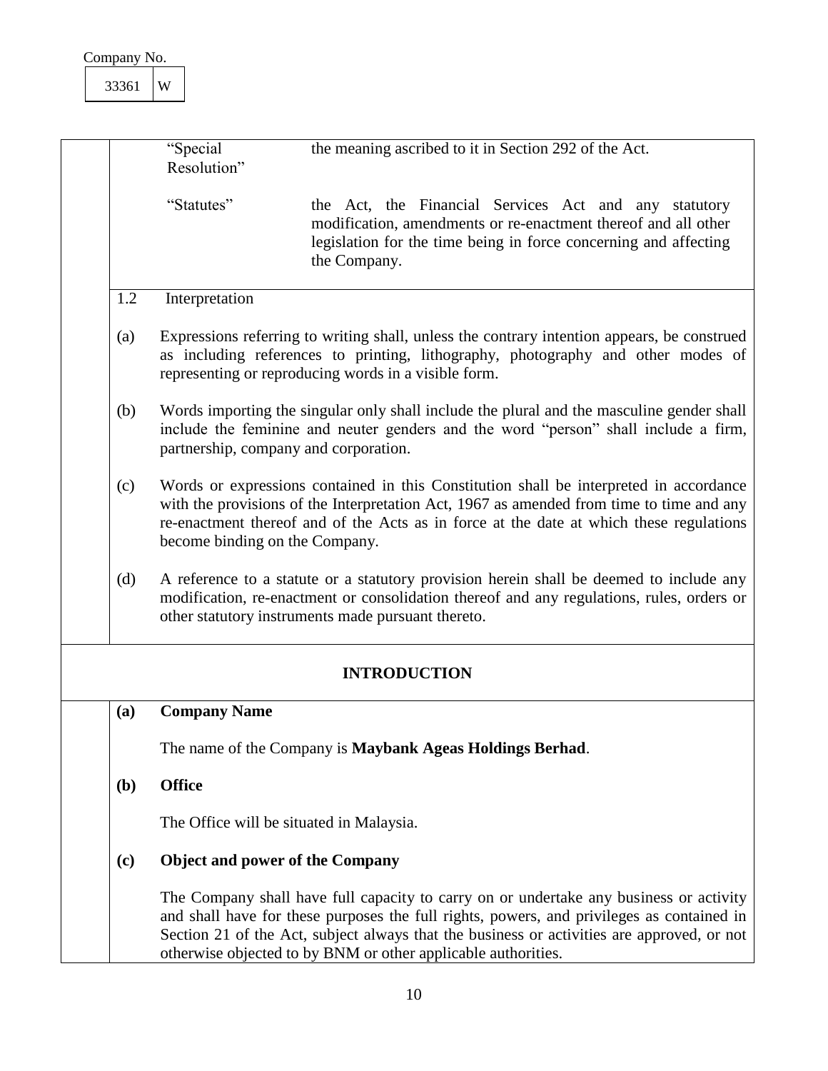Company No. 33361 W

| | |
|---|---|
| "Special Resolution" | the meaning ascribed to it in Section 292 of the Act. |
| "Statutes" | the Act, the Financial Services Act and any statutory modification, amendments or re-enactment thereof and all other legislation for the time being in force concerning and affecting the Company. |

1.2 Interpretation

(a) Expressions referring to writing shall, unless the contrary intention appears, be construed as including references to printing, lithography, photography and other modes of representing or reproducing words in a visible form.

(b) Words importing the singular only shall include the plural and the masculine gender shall include the feminine and neuter genders and the word "person" shall include a firm, partnership, company and corporation.

(c) Words or expressions contained in this Constitution shall be interpreted in accordance with the provisions of the Interpretation Act, 1967 as amended from time to time and any re-enactment thereof and of the Acts as in force at the date at which these regulations become binding on the Company.

(d) A reference to a statute or a statutory provision herein shall be deemed to include any modification, re-enactment or consolidation thereof and any regulations, rules, orders or other statutory instruments made pursuant thereto.

## INTRODUCTION

**(a) Company Name**

The name of the Company is **Maybank Ageas Holdings Berhad**.

**(b) Office**

The Office will be situated in Malaysia.

**(c) Object and power of the Company**

The Company shall have full capacity to carry on or undertake any business or activity and shall have for these purposes the full rights, powers, and privileges as contained in Section 21 of the Act, subject always that the business or activities are approved, or not otherwise objected to by BNM or other applicable authorities.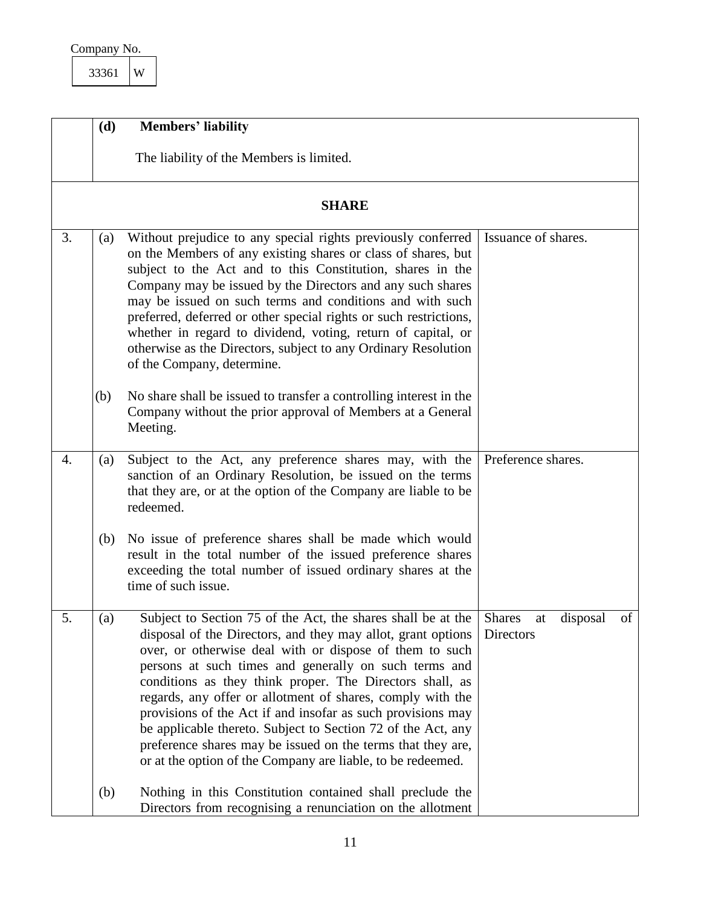Company No.

| 33361 | W |
|---|---|

| | | | |
|---|---|---|---|
| | **(d)** | **Members' liability**<br><br>The liability of the Members is limited. | |
| | | **SHARE** | |
| 3. | (a) | Without prejudice to any special rights previously conferred on the Members of any existing shares or class of shares, but subject to the Act and to this Constitution, shares in the Company may be issued by the Directors and any such shares may be issued on such terms and conditions and with such preferred, deferred or other special rights or such restrictions, whether in regard to dividend, voting, return of capital, or otherwise as the Directors, subject to any Ordinary Resolution of the Company, determine. | Issuance of shares. |
| | (b) | No share shall be issued to transfer a controlling interest in the Company without the prior approval of Members at a General Meeting. | |
| 4. | (a) | Subject to the Act, any preference shares may, with the sanction of an Ordinary Resolution, be issued on the terms that they are, or at the option of the Company are liable to be redeemed. | Preference shares. |
| | (b) | No issue of preference shares shall be made which would result in the total number of the issued preference shares exceeding the total number of issued ordinary shares at the time of such issue. | |
| 5. | (a) | Subject to Section 75 of the Act, the shares shall be at the disposal of the Directors, and they may allot, grant options over, or otherwise deal with or dispose of them to such persons at such times and generally on such terms and conditions as they think proper. The Directors shall, as regards, any offer or allotment of shares, comply with the provisions of the Act if and insofar as such provisions may be applicable thereto. Subject to Section 72 of the Act, any preference shares may be issued on the terms that they are, or at the option of the Company are liable, to be redeemed. | Shares at disposal of Directors |
| | (b) | Nothing in this Constitution contained shall preclude the Directors from recognising a renunciation on the allotment | |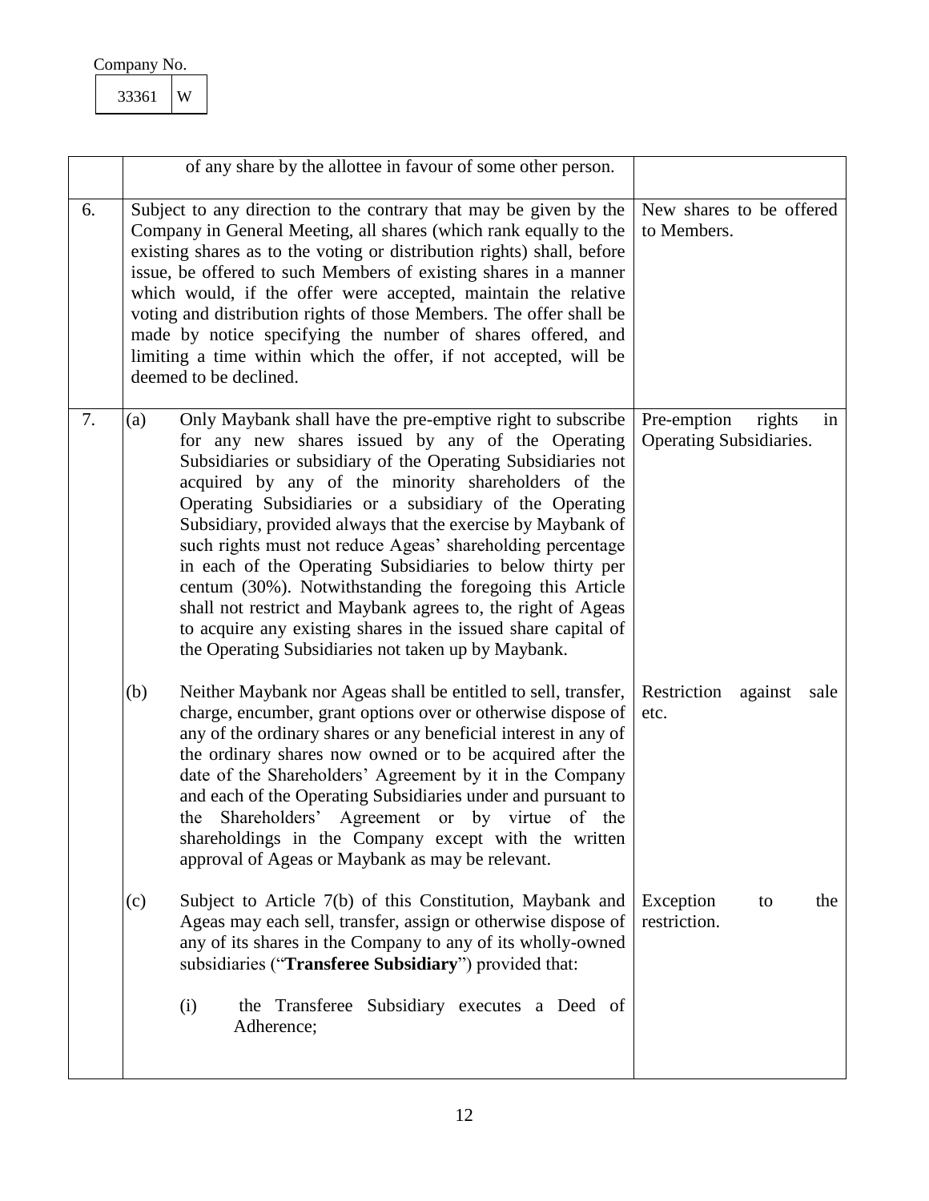Company No.

| 33361 | W |
|---|---|

| | | |
|---|---|---|
| | of any share by the allottee in favour of some other person. | |
| 6. | Subject to any direction to the contrary that may be given by the Company in General Meeting, all shares (which rank equally to the existing shares as to the voting or distribution rights) shall, before issue, be offered to such Members of existing shares in a manner which would, if the offer were accepted, maintain the relative voting and distribution rights of those Members. The offer shall be made by notice specifying the number of shares offered, and limiting a time within which the offer, if not accepted, will be deemed to be declined. | New shares to be offered to Members. |
| 7. | (a) Only Maybank shall have the pre-emptive right to subscribe for any new shares issued by any of the Operating Subsidiaries or subsidiary of the Operating Subsidiaries not acquired by any of the minority shareholders of the Operating Subsidiaries or a subsidiary of the Operating Subsidiary, provided always that the exercise by Maybank of such rights must not reduce Ageas' shareholding percentage in each of the Operating Subsidiaries to below thirty per centum (30%). Notwithstanding the foregoing this Article shall not restrict and Maybank agrees to, the right of Ageas to acquire any existing shares in the issued share capital of the Operating Subsidiaries not taken up by Maybank. | Pre-emption rights in Operating Subsidiaries. |
| | (b) Neither Maybank nor Ageas shall be entitled to sell, transfer, charge, encumber, grant options over or otherwise dispose of any of the ordinary shares or any beneficial interest in any of the ordinary shares now owned or to be acquired after the date of the Shareholders' Agreement by it in the Company and each of the Operating Subsidiaries under and pursuant to the Shareholders' Agreement or by virtue of the shareholdings in the Company except with the written approval of Ageas or Maybank as may be relevant. | Restriction against sale etc. |
| | (c) Subject to Article 7(b) of this Constitution, Maybank and Ageas may each sell, transfer, assign or otherwise dispose of any of its shares in the Company to any of its wholly-owned subsidiaries ("**Transferee Subsidiary**") provided that:<br><br>(i) the Transferee Subsidiary executes a Deed of Adherence; | Exception to the restriction. |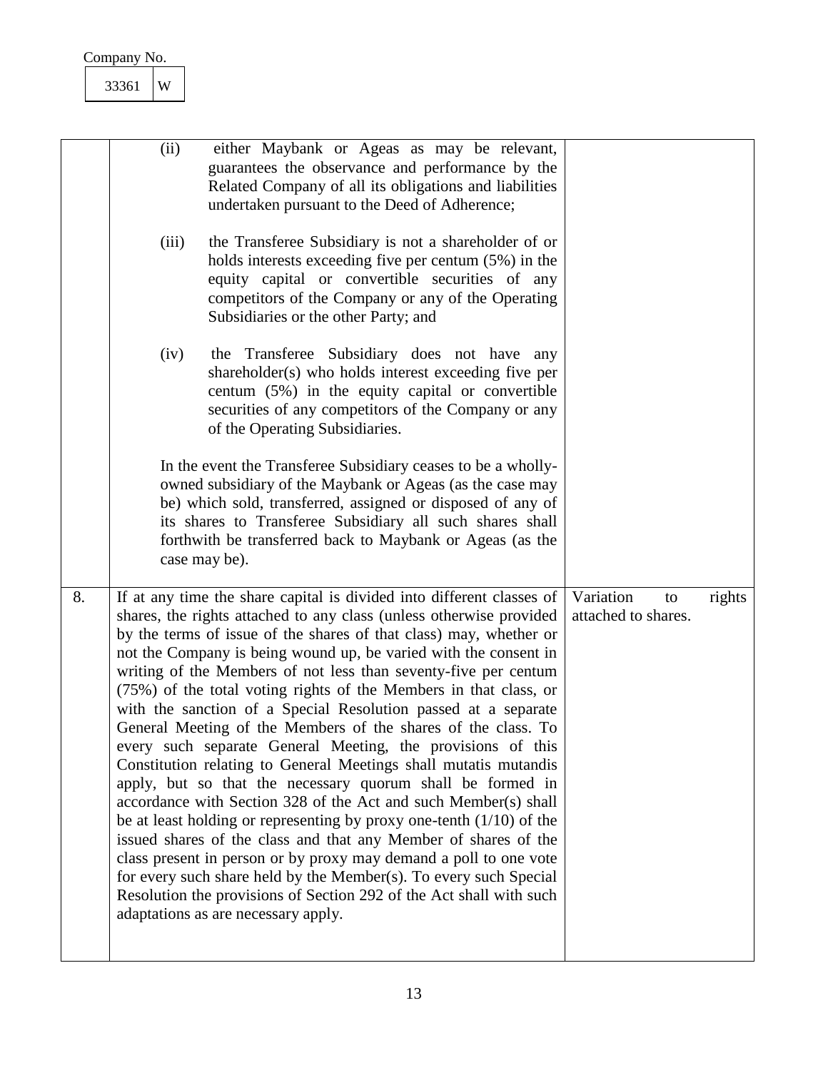Company No.

| 33361 | W |
|---|---|

| | | |
|---|---|---|
| | (ii) either Maybank or Ageas as may be relevant, guarantees the observance and performance by the Related Company of all its obligations and liabilities undertaken pursuant to the Deed of Adherence;<br><br>(iii) the Transferee Subsidiary is not a shareholder of or holds interests exceeding five per centum (5%) in the equity capital or convertible securities of any competitors of the Company or any of the Operating Subsidiaries or the other Party; and<br><br>(iv) the Transferee Subsidiary does not have any shareholder(s) who holds interest exceeding five per centum (5%) in the equity capital or convertible securities of any competitors of the Company or any of the Operating Subsidiaries.<br><br>In the event the Transferee Subsidiary ceases to be a wholly-owned subsidiary of the Maybank or Ageas (as the case may be) which sold, transferred, assigned or disposed of any of its shares to Transferee Subsidiary all such shares shall forthwith be transferred back to Maybank or Ageas (as the case may be). | |
| 8. | If at any time the share capital is divided into different classes of shares, the rights attached to any class (unless otherwise provided by the terms of issue of the shares of that class) may, whether or not the Company is being wound up, be varied with the consent in writing of the Members of not less than seventy-five per centum (75%) of the total voting rights of the Members in that class, or with the sanction of a Special Resolution passed at a separate General Meeting of the Members of the shares of the class. To every such separate General Meeting, the provisions of this Constitution relating to General Meetings shall mutatis mutandis apply, but so that the necessary quorum shall be formed in accordance with Section 328 of the Act and such Member(s) shall be at least holding or representing by proxy one-tenth (1/10) of the issued shares of the class and that any Member of shares of the class present in person or by proxy may demand a poll to one vote for every such share held by the Member(s). To every such Special Resolution the provisions of Section 292 of the Act shall with such adaptations as are necessary apply. | Variation to rights attached to shares. |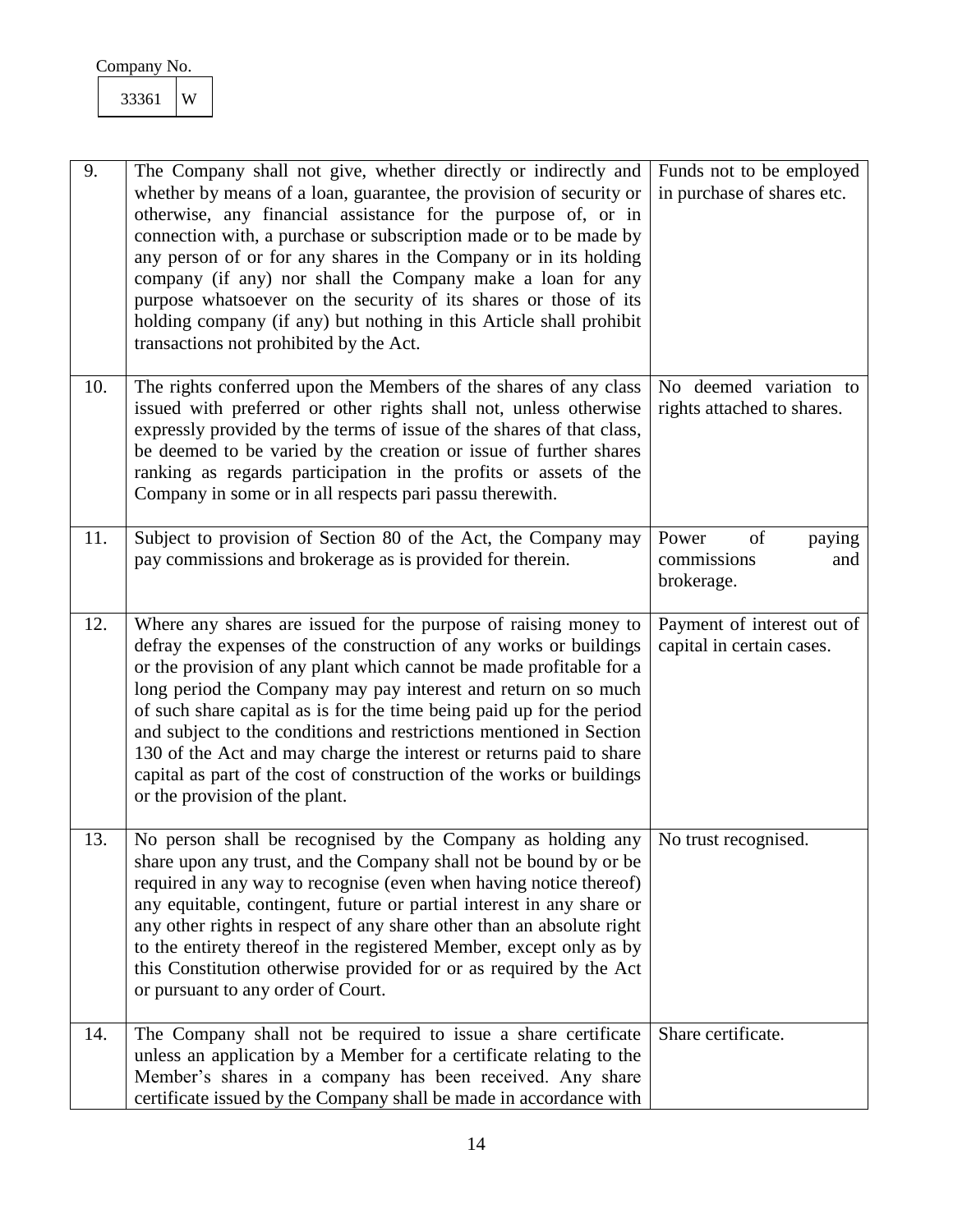Company No.

| 33361 | W |
|---|---|

| | | |
|---|---|---|
| 9. | The Company shall not give, whether directly or indirectly and whether by means of a loan, guarantee, the provision of security or otherwise, any financial assistance for the purpose of, or in connection with, a purchase or subscription made or to be made by any person of or for any shares in the Company or in its holding company (if any) nor shall the Company make a loan for any purpose whatsoever on the security of its shares or those of its holding company (if any) but nothing in this Article shall prohibit transactions not prohibited by the Act. | Funds not to be employed in purchase of shares etc. |
| 10. | The rights conferred upon the Members of the shares of any class issued with preferred or other rights shall not, unless otherwise expressly provided by the terms of issue of the shares of that class, be deemed to be varied by the creation or issue of further shares ranking as regards participation in the profits or assets of the Company in some or in all respects pari passu therewith. | No deemed variation to rights attached to shares. |
| 11. | Subject to provision of Section 80 of the Act, the Company may pay commissions and brokerage as is provided for therein. | Power of paying commissions and brokerage. |
| 12. | Where any shares are issued for the purpose of raising money to defray the expenses of the construction of any works or buildings or the provision of any plant which cannot be made profitable for a long period the Company may pay interest and return on so much of such share capital as is for the time being paid up for the period and subject to the conditions and restrictions mentioned in Section 130 of the Act and may charge the interest or returns paid to share capital as part of the cost of construction of the works or buildings or the provision of the plant. | Payment of interest out of capital in certain cases. |
| 13. | No person shall be recognised by the Company as holding any share upon any trust, and the Company shall not be bound by or be required in any way to recognise (even when having notice thereof) any equitable, contingent, future or partial interest in any share or any other rights in respect of any share other than an absolute right to the entirety thereof in the registered Member, except only as by this Constitution otherwise provided for or as required by the Act or pursuant to any order of Court. | No trust recognised. |
| 14. | The Company shall not be required to issue a share certificate unless an application by a Member for a certificate relating to the Member's shares in a company has been received. Any share certificate issued by the Company shall be made in accordance with | Share certificate. |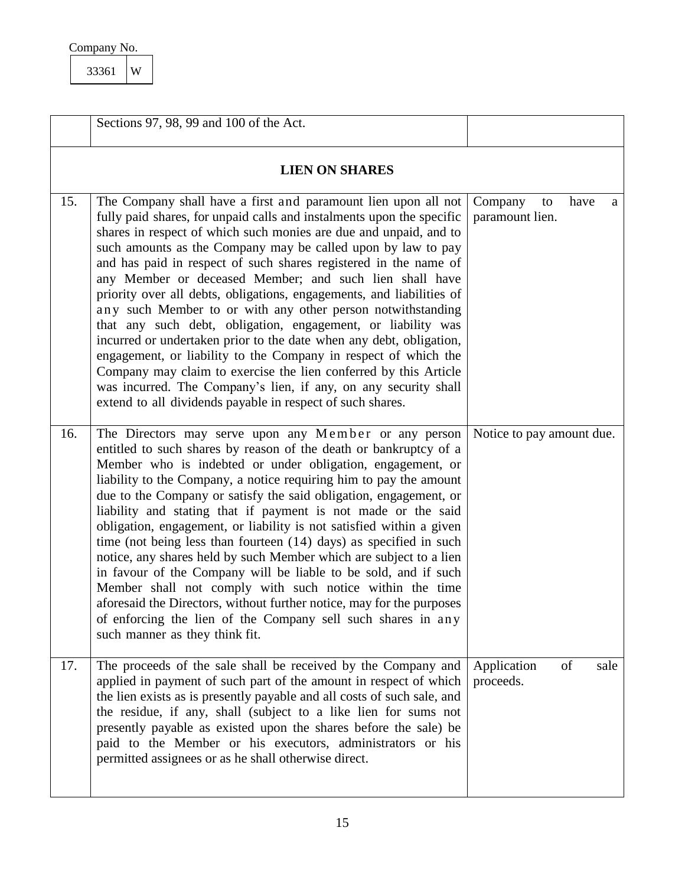Company No.

| 33361 | W |
|---|---|

| | | |
|---|---|---|
| | Sections 97, 98, 99 and 100 of the Act. | |
| | **LIEN ON SHARES** | |
| 15. | The Company shall have a first and paramount lien upon all not fully paid shares, for unpaid calls and instalments upon the specific shares in respect of which such monies are due and unpaid, and to such amounts as the Company may be called upon by law to pay and has paid in respect of such shares registered in the name of any Member or deceased Member; and such lien shall have priority over all debts, obligations, engagements, and liabilities of any such Member to or with any other person notwithstanding that any such debt, obligation, engagement, or liability was incurred or undertaken prior to the date when any debt, obligation, engagement, or liability to the Company in respect of which the Company may claim to exercise the lien conferred by this Article was incurred. The Company's lien, if any, on any security shall extend to all dividends payable in respect of such shares. | Company to have a paramount lien. |
| 16. | The Directors may serve upon any Member or any person entitled to such shares by reason of the death or bankruptcy of a Member who is indebted or under obligation, engagement, or liability to the Company, a notice requiring him to pay the amount due to the Company or satisfy the said obligation, engagement, or liability and stating that if payment is not made or the said obligation, engagement, or liability is not satisfied within a given time (not being less than fourteen (14) days) as specified in such notice, any shares held by such Member which are subject to a lien in favour of the Company will be liable to be sold, and if such Member shall not comply with such notice within the time aforesaid the Directors, without further notice, may for the purposes of enforcing the lien of the Company sell such shares in any such manner as they think fit. | Notice to pay amount due. |
| 17. | The proceeds of the sale shall be received by the Company and applied in payment of such part of the amount in respect of which the lien exists as is presently payable and all costs of such sale, and the residue, if any, shall (subject to a like lien for sums not presently payable as existed upon the shares before the sale) be paid to the Member or his executors, administrators or his permitted assignees or as he shall otherwise direct. | Application of sale proceeds. |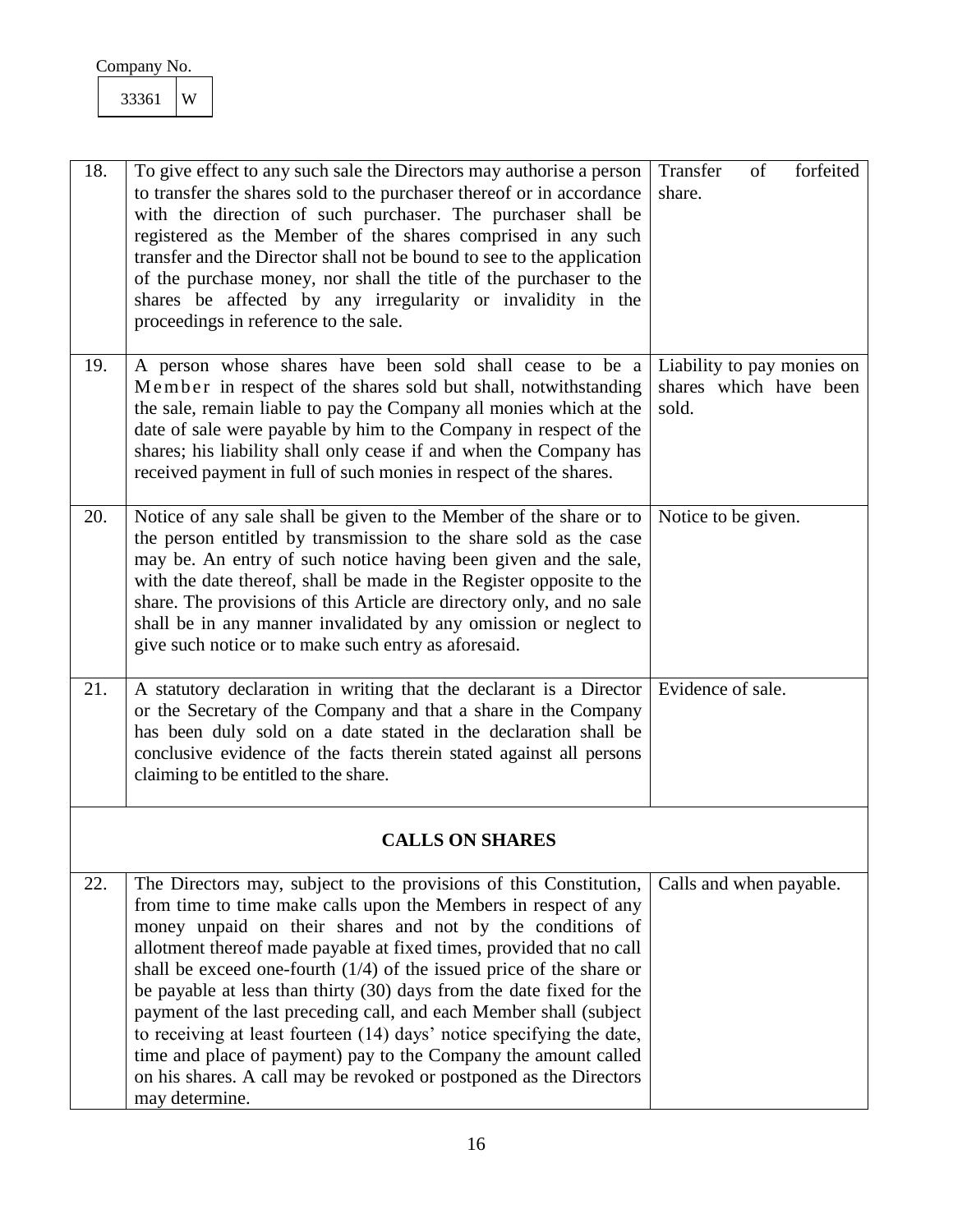Company No.

| 33361 | W |
|---|---|

| | | |
|---|---|---|
| 18. | To give effect to any such sale the Directors may authorise a person to transfer the shares sold to the purchaser thereof or in accordance with the direction of such purchaser. The purchaser shall be registered as the Member of the shares comprised in any such transfer and the Director shall not be bound to see to the application of the purchase money, nor shall the title of the purchaser to the shares be affected by any irregularity or invalidity in the proceedings in reference to the sale. | Transfer of forfeited share. |
| 19. | A person whose shares have been sold shall cease to be a Member in respect of the shares sold but shall, notwithstanding the sale, remain liable to pay the Company all monies which at the date of sale were payable by him to the Company in respect of the shares; his liability shall only cease if and when the Company has received payment in full of such monies in respect of the shares. | Liability to pay monies on shares which have been sold. |
| 20. | Notice of any sale shall be given to the Member of the share or to the person entitled by transmission to the share sold as the case may be. An entry of such notice having been given and the sale, with the date thereof, shall be made in the Register opposite to the share. The provisions of this Article are directory only, and no sale shall be in any manner invalidated by any omission or neglect to give such notice or to make such entry as aforesaid. | Notice to be given. |
| 21. | A statutory declaration in writing that the declarant is a Director or the Secretary of the Company and that a share in the Company has been duly sold on a date stated in the declaration shall be conclusive evidence of the facts therein stated against all persons claiming to be entitled to the share. | Evidence of sale. |
| | **CALLS ON SHARES** | |
| 22. | The Directors may, subject to the provisions of this Constitution, from time to time make calls upon the Members in respect of any money unpaid on their shares and not by the conditions of allotment thereof made payable at fixed times, provided that no call shall be exceed one-fourth (1/4) of the issued price of the share or be payable at less than thirty (30) days from the date fixed for the payment of the last preceding call, and each Member shall (subject to receiving at least fourteen (14) days' notice specifying the date, time and place of payment) pay to the Company the amount called on his shares. A call may be revoked or postponed as the Directors may determine. | Calls and when payable. |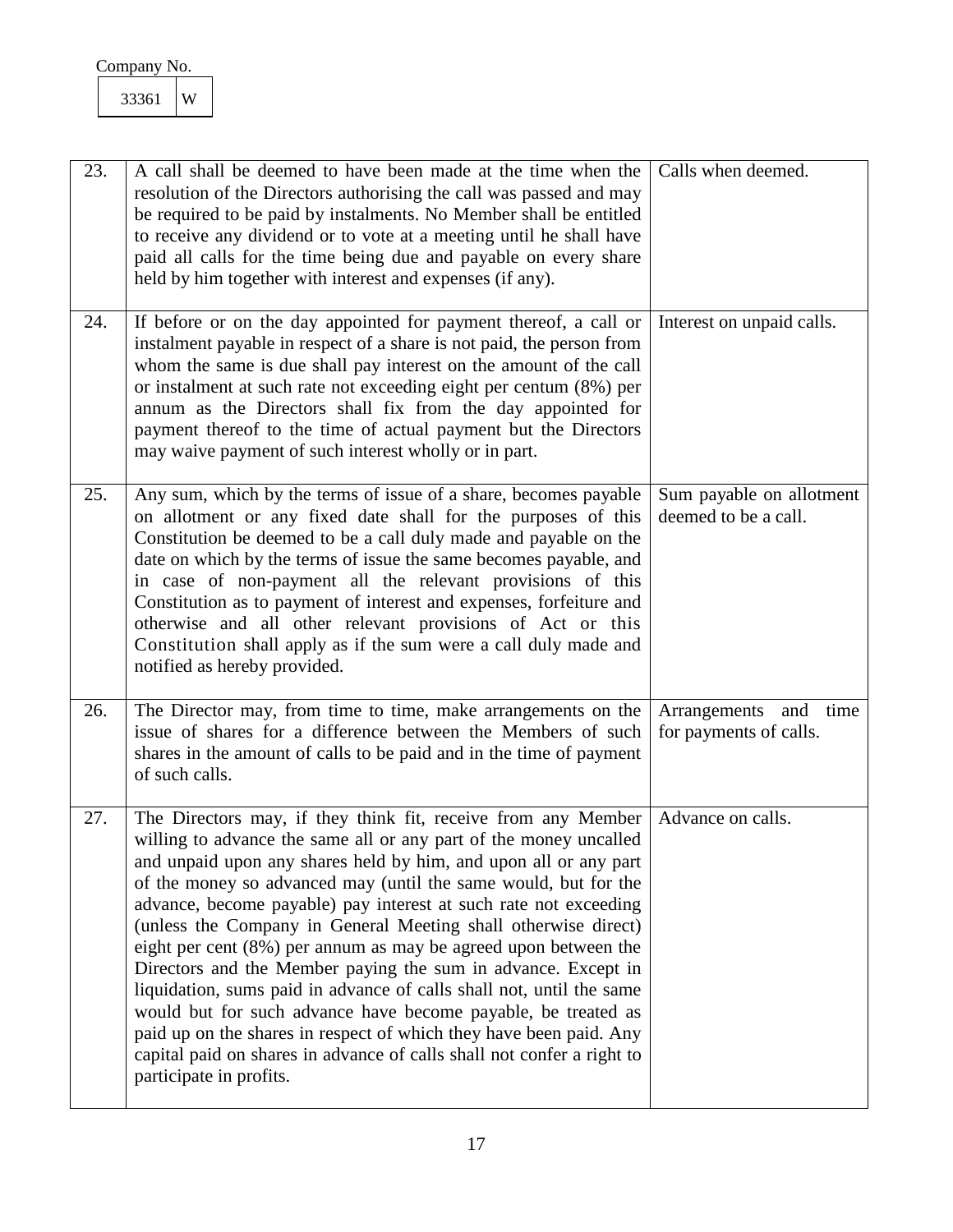Company No.

| 33361 | W |
|---|---|

| | | |
|---|---|---|
| 23. | A call shall be deemed to have been made at the time when the resolution of the Directors authorising the call was passed and may be required to be paid by instalments. No Member shall be entitled to receive any dividend or to vote at a meeting until he shall have paid all calls for the time being due and payable on every share held by him together with interest and expenses (if any). | Calls when deemed. |
| 24. | If before or on the day appointed for payment thereof, a call or instalment payable in respect of a share is not paid, the person from whom the same is due shall pay interest on the amount of the call or instalment at such rate not exceeding eight per centum (8%) per annum as the Directors shall fix from the day appointed for payment thereof to the time of actual payment but the Directors may waive payment of such interest wholly or in part. | Interest on unpaid calls. |
| 25. | Any sum, which by the terms of issue of a share, becomes payable on allotment or any fixed date shall for the purposes of this Constitution be deemed to be a call duly made and payable on the date on which by the terms of issue the same becomes payable, and in case of non-payment all the relevant provisions of this Constitution as to payment of interest and expenses, forfeiture and otherwise and all other relevant provisions of Act or this Constitution shall apply as if the sum were a call duly made and notified as hereby provided. | Sum payable on allotment deemed to be a call. |
| 26. | The Director may, from time to time, make arrangements on the issue of shares for a difference between the Members of such shares in the amount of calls to be paid and in the time of payment of such calls. | Arrangements and time for payments of calls. |
| 27. | The Directors may, if they think fit, receive from any Member willing to advance the same all or any part of the money uncalled and unpaid upon any shares held by him, and upon all or any part of the money so advanced may (until the same would, but for the advance, become payable) pay interest at such rate not exceeding (unless the Company in General Meeting shall otherwise direct) eight per cent (8%) per annum as may be agreed upon between the Directors and the Member paying the sum in advance. Except in liquidation, sums paid in advance of calls shall not, until the same would but for such advance have become payable, be treated as paid up on the shares in respect of which they have been paid. Any capital paid on shares in advance of calls shall not confer a right to participate in profits. | Advance on calls. |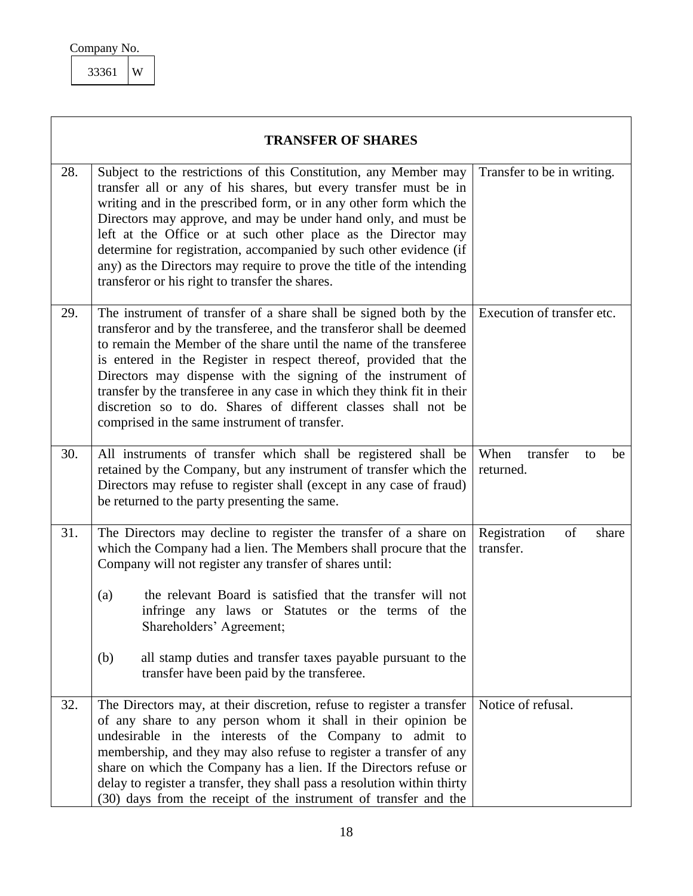Company No.

| 33361 | W |
|---|---|

| TRANSFER OF SHARES | | |
|---|---|---|
| 28. | Subject to the restrictions of this Constitution, any Member may transfer all or any of his shares, but every transfer must be in writing and in the prescribed form, or in any other form which the Directors may approve, and may be under hand only, and must be left at the Office or at such other place as the Director may determine for registration, accompanied by such other evidence (if any) as the Directors may require to prove the title of the intending transferor or his right to transfer the shares. | Transfer to be in writing. |
| 29. | The instrument of transfer of a share shall be signed both by the transferor and by the transferee, and the transferor shall be deemed to remain the Member of the share until the name of the transferee is entered in the Register in respect thereof, provided that the Directors may dispense with the signing of the instrument of transfer by the transferee in any case in which they think fit in their discretion so to do. Shares of different classes shall not be comprised in the same instrument of transfer. | Execution of transfer etc. |
| 30. | All instruments of transfer which shall be registered shall be retained by the Company, but any instrument of transfer which the Directors may refuse to register shall (except in any case of fraud) be returned to the party presenting the same. | When transfer to be returned. |
| 31. | The Directors may decline to register the transfer of a share on which the Company had a lien. The Members shall procure that the Company will not register any transfer of shares until:<br><br>(a) the relevant Board is satisfied that the transfer will not infringe any laws or Statutes or the terms of the Shareholders' Agreement;<br><br>(b) all stamp duties and transfer taxes payable pursuant to the transfer have been paid by the transferee. | Registration of share transfer. |
| 32. | The Directors may, at their discretion, refuse to register a transfer of any share to any person whom it shall in their opinion be undesirable in the interests of the Company to admit to membership, and they may also refuse to register a transfer of any share on which the Company has a lien. If the Directors refuse or delay to register a transfer, they shall pass a resolution within thirty (30) days from the receipt of the instrument of transfer and the | Notice of refusal. |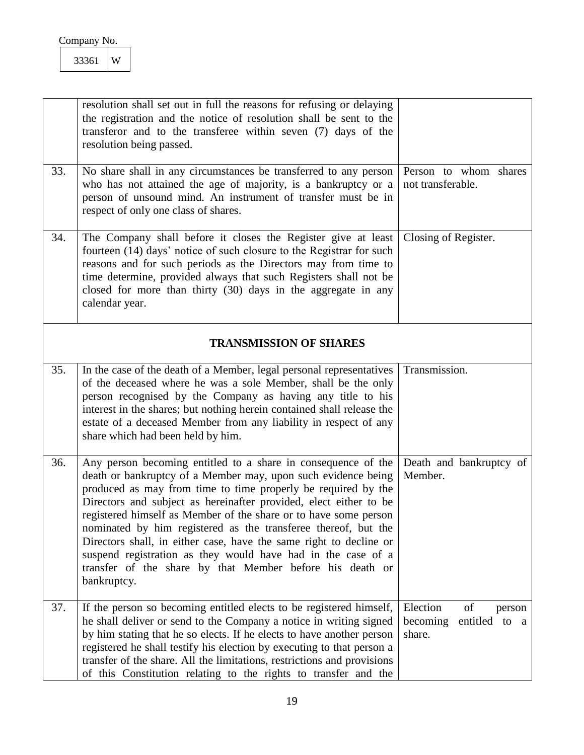Company No.

| 33361 | W |
|---|---|

| | | |
|---|---|---|
| | resolution shall set out in full the reasons for refusing or delaying the registration and the notice of resolution shall be sent to the transferor and to the transferee within seven (7) days of the resolution being passed. | |
| 33. | No share shall in any circumstances be transferred to any person who has not attained the age of majority, is a bankruptcy or a person of unsound mind. An instrument of transfer must be in respect of only one class of shares. | Person to whom shares not transferable. |
| 34. | The Company shall before it closes the Register give at least fourteen (14) days' notice of such closure to the Registrar for such reasons and for such periods as the Directors may from time to time determine, provided always that such Registers shall not be closed for more than thirty (30) days in the aggregate in any calendar year. | Closing of Register. |
| | **TRANSMISSION OF SHARES** | |
| 35. | In the case of the death of a Member, legal personal representatives of the deceased where he was a sole Member, shall be the only person recognised by the Company as having any title to his interest in the shares; but nothing herein contained shall release the estate of a deceased Member from any liability in respect of any share which had been held by him. | Transmission. |
| 36. | Any person becoming entitled to a share in consequence of the death or bankruptcy of a Member may, upon such evidence being produced as may from time to time properly be required by the Directors and subject as hereinafter provided, elect either to be registered himself as Member of the share or to have some person nominated by him registered as the transferee thereof, but the Directors shall, in either case, have the same right to decline or suspend registration as they would have had in the case of a transfer of the share by that Member before his death or bankruptcy. | Death and bankruptcy of Member. |
| 37. | If the person so becoming entitled elects to be registered himself, he shall deliver or send to the Company a notice in writing signed by him stating that he so elects. If he elects to have another person registered he shall testify his election by executing to that person a transfer of the share. All the limitations, restrictions and provisions of this Constitution relating to the rights to transfer and the | Election of person becoming entitled to a share. |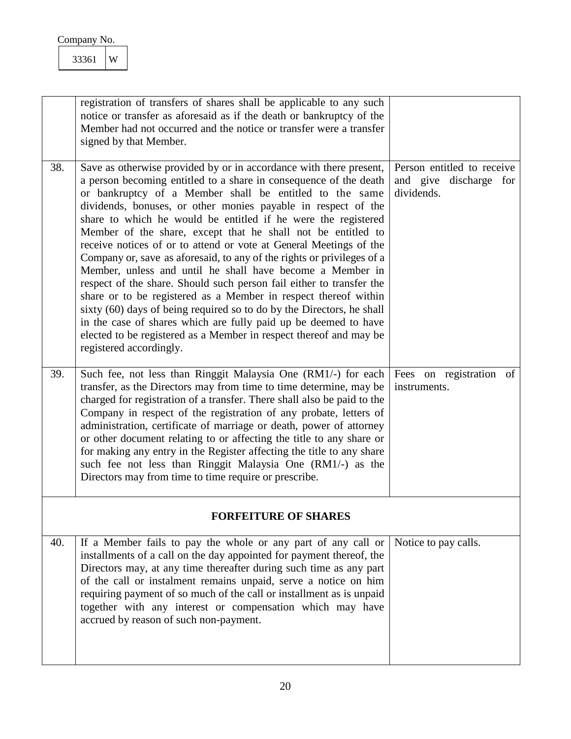Company No.

| 33361 | W |
|---|---|

| | | |
|---|---|---|
| | registration of transfers of shares shall be applicable to any such notice or transfer as aforesaid as if the death or bankruptcy of the Member had not occurred and the notice or transfer were a transfer signed by that Member. | |
| 38. | Save as otherwise provided by or in accordance with there present, a person becoming entitled to a share in consequence of the death or bankruptcy of a Member shall be entitled to the same dividends, bonuses, or other monies payable in respect of the share to which he would be entitled if he were the registered Member of the share, except that he shall not be entitled to receive notices of or to attend or vote at General Meetings of the Company or, save as aforesaid, to any of the rights or privileges of a Member, unless and until he shall have become a Member in respect of the share. Should such person fail either to transfer the share or to be registered as a Member in respect thereof within sixty (60) days of being required so to do by the Directors, he shall in the case of shares which are fully paid up be deemed to have elected to be registered as a Member in respect thereof and may be registered accordingly. | Person entitled to receive and give discharge for dividends. |
| 39. | Such fee, not less than Ringgit Malaysia One (RM1/-) for each transfer, as the Directors may from time to time determine, may be charged for registration of a transfer. There shall also be paid to the Company in respect of the registration of any probate, letters of administration, certificate of marriage or death, power of attorney or other document relating to or affecting the title to any share or for making any entry in the Register affecting the title to any share such fee not less than Ringgit Malaysia One (RM1/-) as the Directors may from time to time require or prescribe. | Fees on registration of instruments. |
| | **FORFEITURE OF SHARES** | |
| 40. | If a Member fails to pay the whole or any part of any call or installments of a call on the day appointed for payment thereof, the Directors may, at any time thereafter during such time as any part of the call or instalment remains unpaid, serve a notice on him requiring payment of so much of the call or installment as is unpaid together with any interest or compensation which may have accrued by reason of such non-payment. | Notice to pay calls. |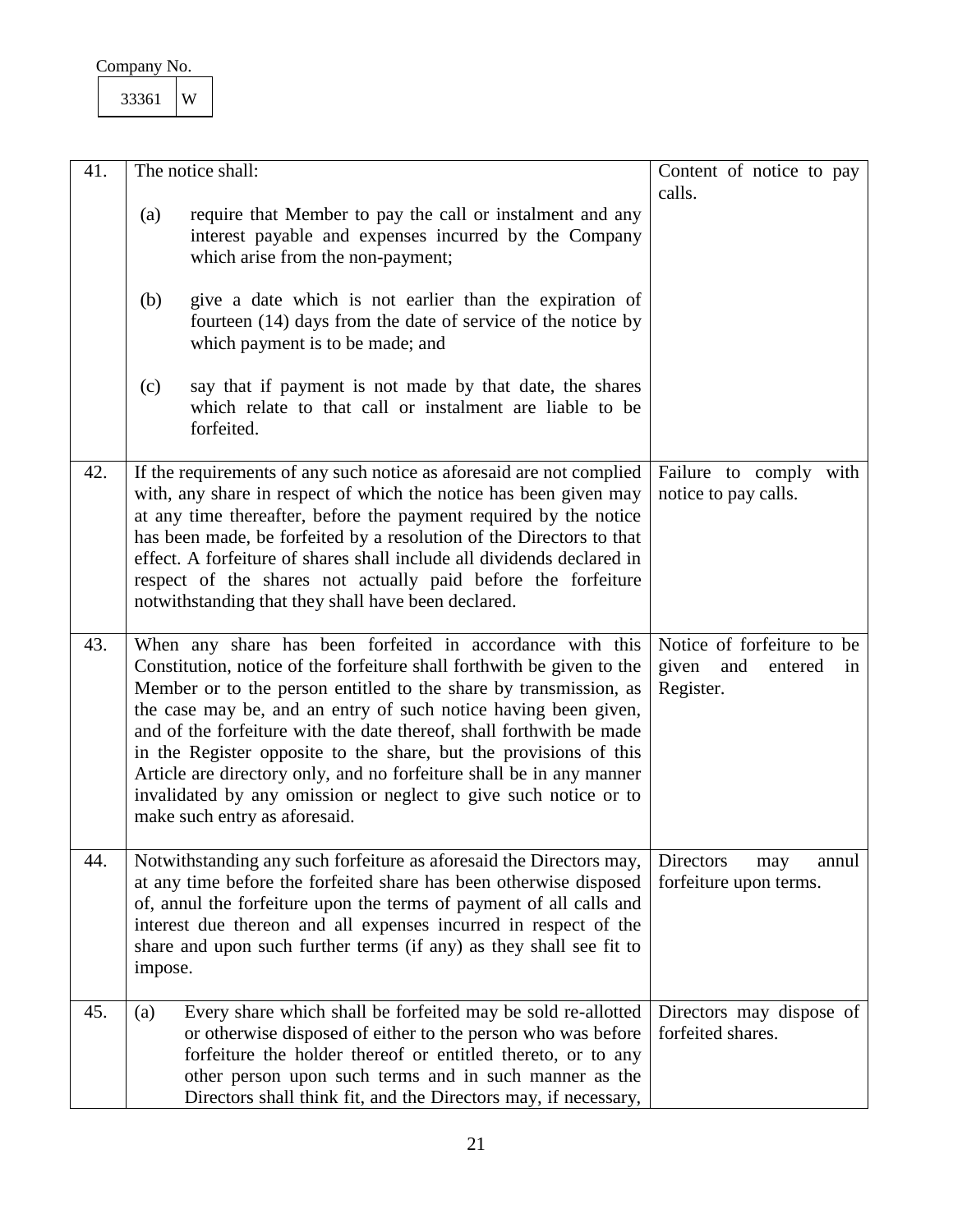Company No.

| 33361 | W |
|---|---|

| | | |
|---|---|---|
| 41. | The notice shall:<br><br>(a) require that Member to pay the call or instalment and any interest payable and expenses incurred by the Company which arise from the non-payment;<br><br>(b) give a date which is not earlier than the expiration of fourteen (14) days from the date of service of the notice by which payment is to be made; and<br><br>(c) say that if payment is not made by that date, the shares which relate to that call or instalment are liable to be forfeited. | Content of notice to pay calls. |
| 42. | If the requirements of any such notice as aforesaid are not complied with, any share in respect of which the notice has been given may at any time thereafter, before the payment required by the notice has been made, be forfeited by a resolution of the Directors to that effect. A forfeiture of shares shall include all dividends declared in respect of the shares not actually paid before the forfeiture notwithstanding that they shall have been declared. | Failure to comply with notice to pay calls. |
| 43. | When any share has been forfeited in accordance with this Constitution, notice of the forfeiture shall forthwith be given to the Member or to the person entitled to the share by transmission, as the case may be, and an entry of such notice having been given, and of the forfeiture with the date thereof, shall forthwith be made in the Register opposite to the share, but the provisions of this Article are directory only, and no forfeiture shall be in any manner invalidated by any omission or neglect to give such notice or to make such entry as aforesaid. | Notice of forfeiture to be given and entered in Register. |
| 44. | Notwithstanding any such forfeiture as aforesaid the Directors may, at any time before the forfeited share has been otherwise disposed of, annul the forfeiture upon the terms of payment of all calls and interest due thereon and all expenses incurred in respect of the share and upon such further terms (if any) as they shall see fit to impose. | Directors may annul forfeiture upon terms. |
| 45. | (a) Every share which shall be forfeited may be sold re-allotted or otherwise disposed of either to the person who was before forfeiture the holder thereof or entitled thereto, or to any other person upon such terms and in such manner as the Directors shall think fit, and the Directors may, if necessary, | Directors may dispose of forfeited shares. |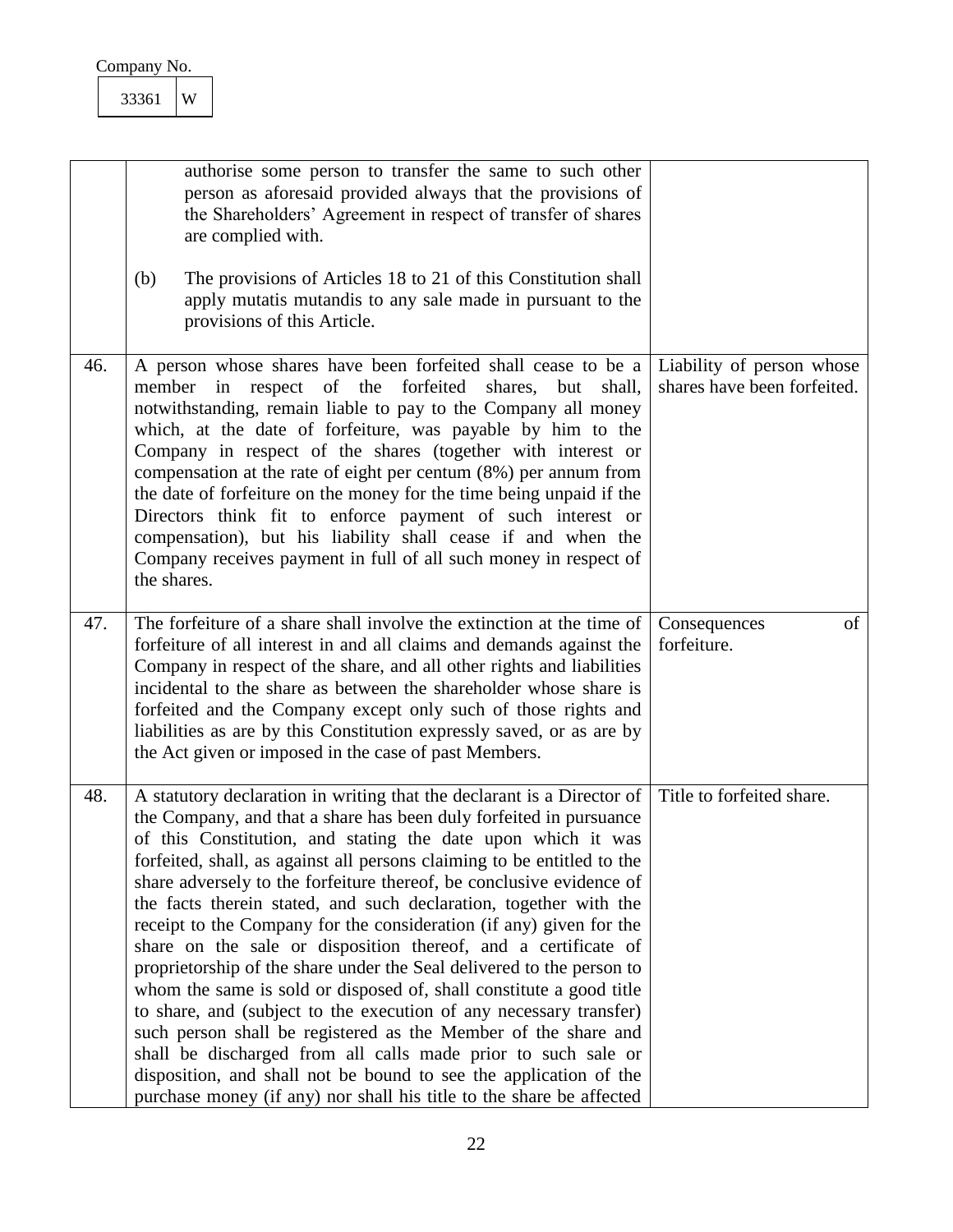Company No.

| 33361 | W |
|---|---|

| | | |
|---|---|---|
| | authorise some person to transfer the same to such other person as aforesaid provided always that the provisions of the Shareholders' Agreement in respect of transfer of shares are complied with.<br><br>(b) The provisions of Articles 18 to 21 of this Constitution shall apply mutatis mutandis to any sale made in pursuant to the provisions of this Article. | |
| 46. | A person whose shares have been forfeited shall cease to be a member in respect of the forfeited shares, but shall, notwithstanding, remain liable to pay to the Company all money which, at the date of forfeiture, was payable by him to the Company in respect of the shares (together with interest or compensation at the rate of eight per centum (8%) per annum from the date of forfeiture on the money for the time being unpaid if the Directors think fit to enforce payment of such interest or compensation), but his liability shall cease if and when the Company receives payment in full of all such money in respect of the shares. | Liability of person whose shares have been forfeited. |
| 47. | The forfeiture of a share shall involve the extinction at the time of forfeiture of all interest in and all claims and demands against the Company in respect of the share, and all other rights and liabilities incidental to the share as between the shareholder whose share is forfeited and the Company except only such of those rights and liabilities as are by this Constitution expressly saved, or as are by the Act given or imposed in the case of past Members. | Consequences of forfeiture. |
| 48. | A statutory declaration in writing that the declarant is a Director of the Company, and that a share has been duly forfeited in pursuance of this Constitution, and stating the date upon which it was forfeited, shall, as against all persons claiming to be entitled to the share adversely to the forfeiture thereof, be conclusive evidence of the facts therein stated, and such declaration, together with the receipt to the Company for the consideration (if any) given for the share on the sale or disposition thereof, and a certificate of proprietorship of the share under the Seal delivered to the person to whom the same is sold or disposed of, shall constitute a good title to share, and (subject to the execution of any necessary transfer) such person shall be registered as the Member of the share and shall be discharged from all calls made prior to such sale or disposition, and shall not be bound to see the application of the purchase money (if any) nor shall his title to the share be affected | Title to forfeited share. |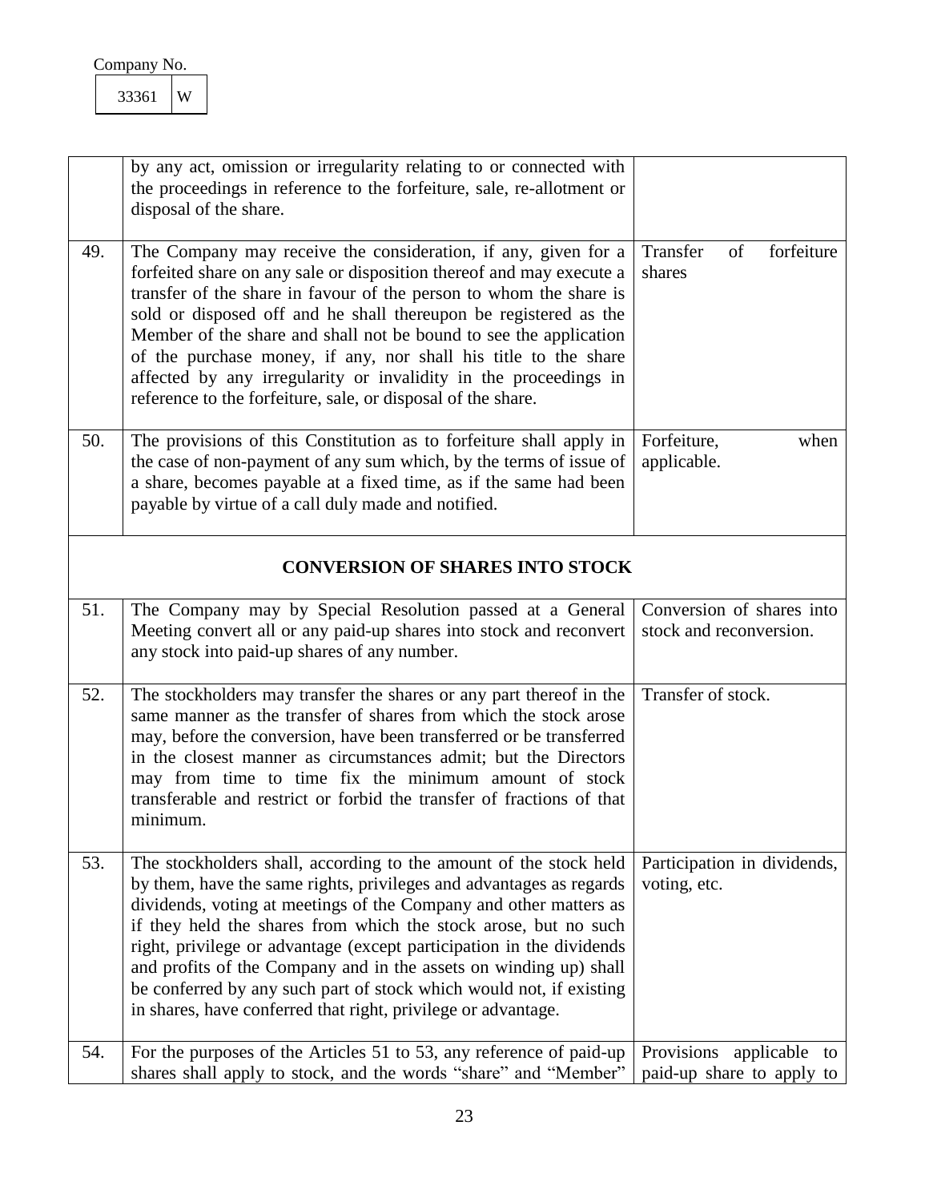Company No.

| 33361 | W |
|---|---|

| | | |
|---|---|---|
| | by any act, omission or irregularity relating to or connected with the proceedings in reference to the forfeiture, sale, re-allotment or disposal of the share. | |
| 49. | The Company may receive the consideration, if any, given for a forfeited share on any sale or disposition thereof and may execute a transfer of the share in favour of the person to whom the share is sold or disposed off and he shall thereupon be registered as the Member of the share and shall not be bound to see the application of the purchase money, if any, nor shall his title to the share affected by any irregularity or invalidity in the proceedings in reference to the forfeiture, sale, or disposal of the share. | Transfer of forfeiture shares |
| 50. | The provisions of this Constitution as to forfeiture shall apply in the case of non-payment of any sum which, by the terms of issue of a share, becomes payable at a fixed time, as if the same had been payable by virtue of a call duly made and notified. | Forfeiture, when applicable. |
| | **CONVERSION OF SHARES INTO STOCK** | |
| 51. | The Company may by Special Resolution passed at a General Meeting convert all or any paid-up shares into stock and reconvert any stock into paid-up shares of any number. | Conversion of shares into stock and reconversion. |
| 52. | The stockholders may transfer the shares or any part thereof in the same manner as the transfer of shares from which the stock arose may, before the conversion, have been transferred or be transferred in the closest manner as circumstances admit; but the Directors may from time to time fix the minimum amount of stock transferable and restrict or forbid the transfer of fractions of that minimum. | Transfer of stock. |
| 53. | The stockholders shall, according to the amount of the stock held by them, have the same rights, privileges and advantages as regards dividends, voting at meetings of the Company and other matters as if they held the shares from which the stock arose, but no such right, privilege or advantage (except participation in the dividends and profits of the Company and in the assets on winding up) shall be conferred by any such part of stock which would not, if existing in shares, have conferred that right, privilege or advantage. | Participation in dividends, voting, etc. |
| 54. | For the purposes of the Articles 51 to 53, any reference of paid-up shares shall apply to stock, and the words "share" and "Member" | Provisions applicable to paid-up share to apply to |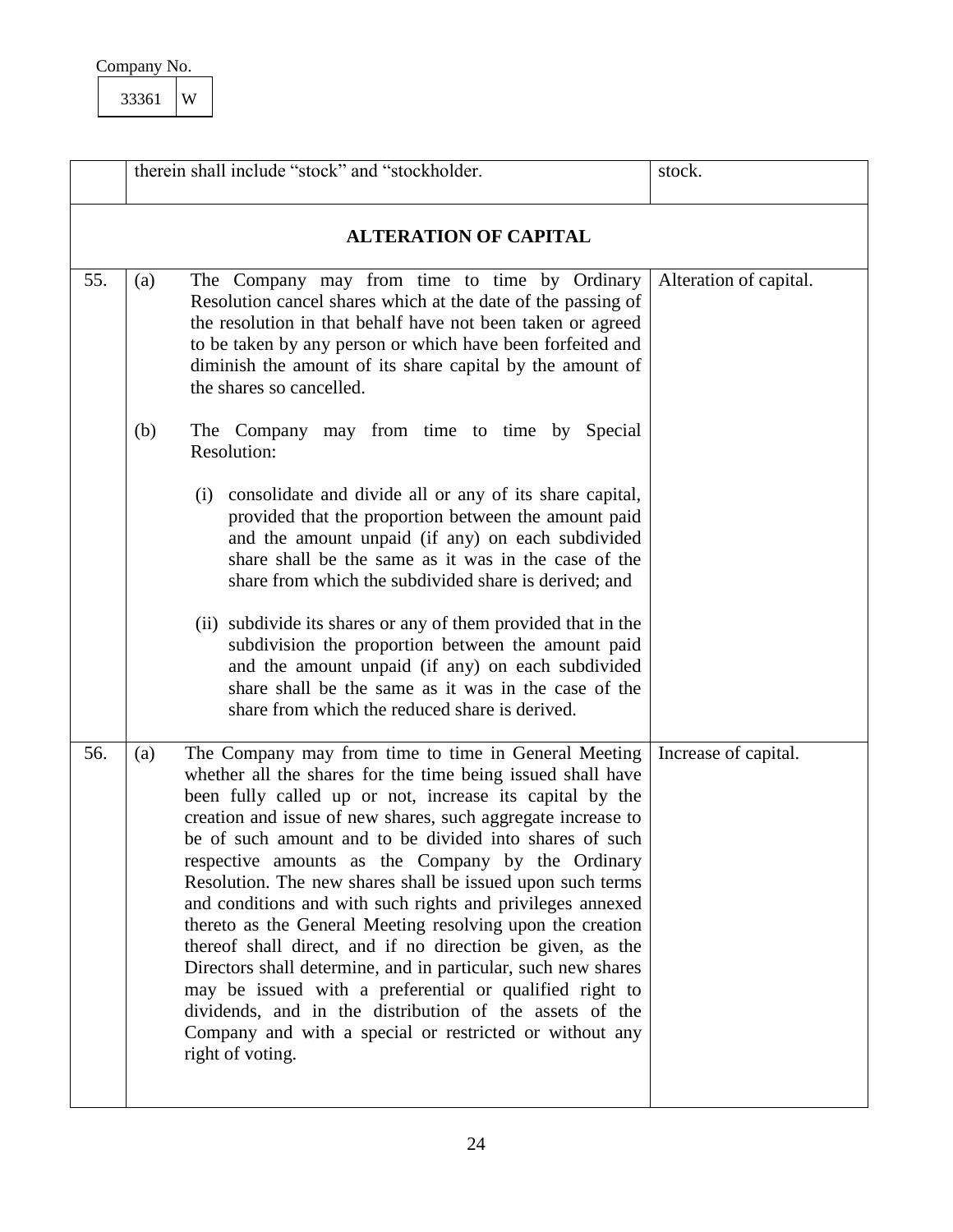Company No.

| 33361 | W |
|---|---|

| | | |
|---|---|---|
| | therein shall include "stock" and "stockholder. | stock. |
| | **ALTERATION OF CAPITAL** | |
| 55. | (a) The Company may from time to time by Ordinary Resolution cancel shares which at the date of the passing of the resolution in that behalf have not been taken or agreed to be taken by any person or which have been forfeited and diminish the amount of its share capital by the amount of the shares so cancelled.<br><br>(b) The Company may from time to time by Special Resolution:<br><br>(i) consolidate and divide all or any of its share capital, provided that the proportion between the amount paid and the amount unpaid (if any) on each subdivided share shall be the same as it was in the case of the share from which the subdivided share is derived; and<br><br>(ii) subdivide its shares or any of them provided that in the subdivision the proportion between the amount paid and the amount unpaid (if any) on each subdivided share shall be the same as it was in the case of the share from which the reduced share is derived. | Alteration of capital. |
| 56. | (a) The Company may from time to time in General Meeting whether all the shares for the time being issued shall have been fully called up or not, increase its capital by the creation and issue of new shares, such aggregate increase to be of such amount and to be divided into shares of such respective amounts as the Company by the Ordinary Resolution. The new shares shall be issued upon such terms and conditions and with such rights and privileges annexed thereto as the General Meeting resolving upon the creation thereof shall direct, and if no direction be given, as the Directors shall determine, and in particular, such new shares may be issued with a preferential or qualified right to dividends, and in the distribution of the assets of the Company and with a special or restricted or without any right of voting. | Increase of capital. |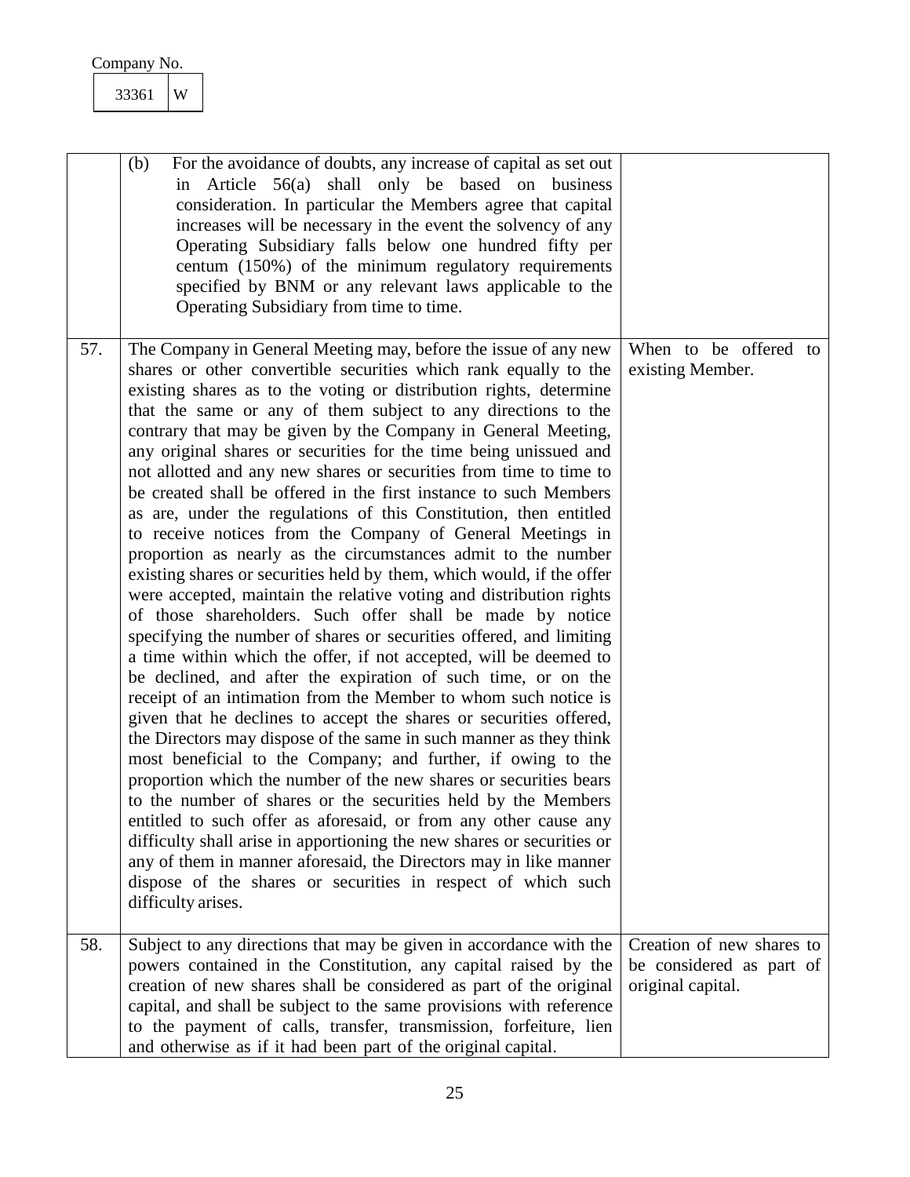Company No.

| 33361 | W |
|---|---|

| | | |
|---|---|---|
| | (b) For the avoidance of doubts, any increase of capital as set out in Article 56(a) shall only be based on business consideration. In particular the Members agree that capital increases will be necessary in the event the solvency of any Operating Subsidiary falls below one hundred fifty per centum (150%) of the minimum regulatory requirements specified by BNM or any relevant laws applicable to the Operating Subsidiary from time to time. | |
| 57. | The Company in General Meeting may, before the issue of any new shares or other convertible securities which rank equally to the existing shares as to the voting or distribution rights, determine that the same or any of them subject to any directions to the contrary that may be given by the Company in General Meeting, any original shares or securities for the time being unissued and not allotted and any new shares or securities from time to time to be created shall be offered in the first instance to such Members as are, under the regulations of this Constitution, then entitled to receive notices from the Company of General Meetings in proportion as nearly as the circumstances admit to the number existing shares or securities held by them, which would, if the offer were accepted, maintain the relative voting and distribution rights of those shareholders. Such offer shall be made by notice specifying the number of shares or securities offered, and limiting a time within which the offer, if not accepted, will be deemed to be declined, and after the expiration of such time, or on the receipt of an intimation from the Member to whom such notice is given that he declines to accept the shares or securities offered, the Directors may dispose of the same in such manner as they think most beneficial to the Company; and further, if owing to the proportion which the number of the new shares or securities bears to the number of shares or the securities held by the Members entitled to such offer as aforesaid, or from any other cause any difficulty shall arise in apportioning the new shares or securities or any of them in manner aforesaid, the Directors may in like manner dispose of the shares or securities in respect of which such difficulty arises. | When to be offered to existing Member. |
| 58. | Subject to any directions that may be given in accordance with the powers contained in the Constitution, any capital raised by the creation of new shares shall be considered as part of the original capital, and shall be subject to the same provisions with reference to the payment of calls, transfer, transmission, forfeiture, lien and otherwise as if it had been part of the original capital. | Creation of new shares to be considered as part of original capital. |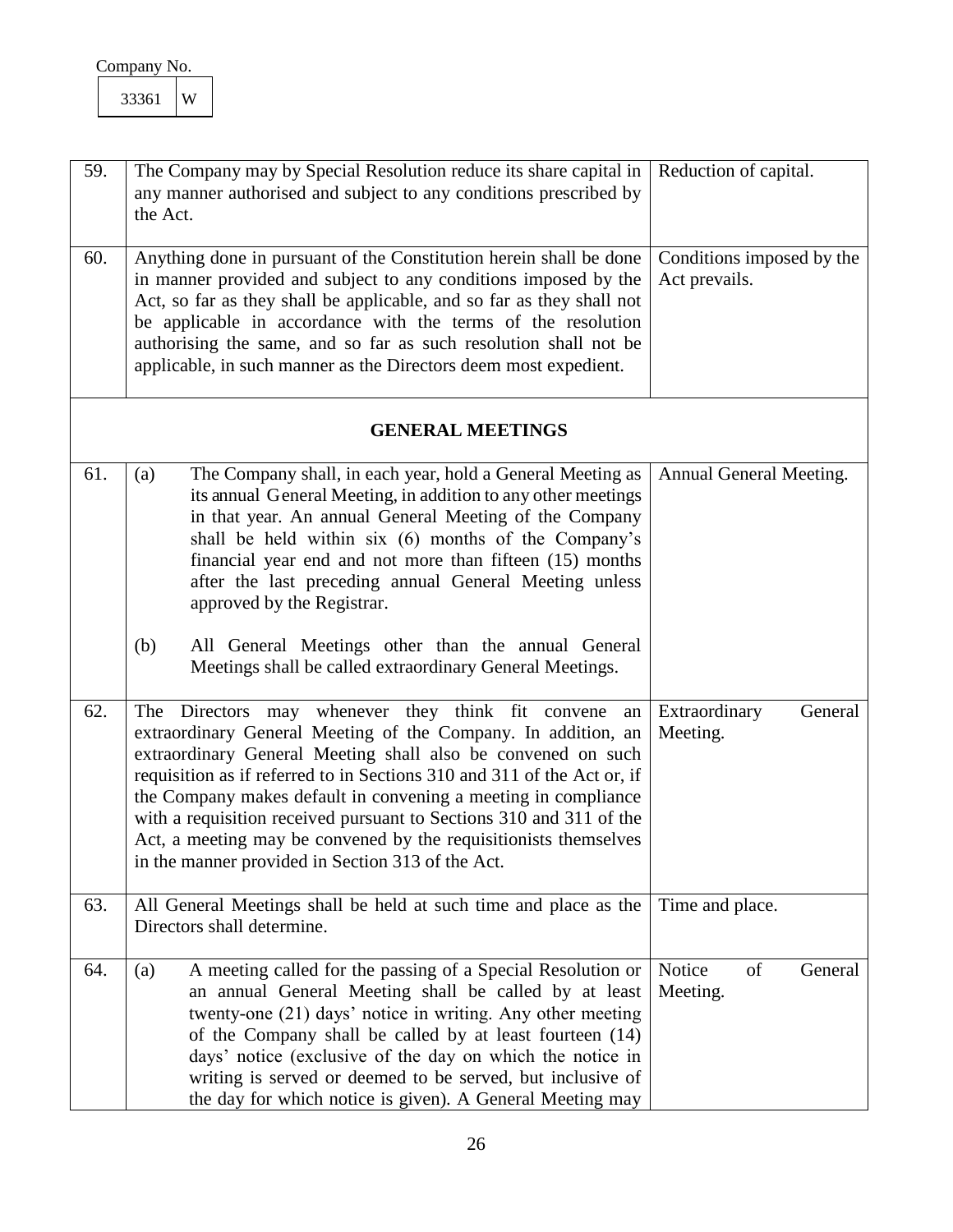Company No.

| 33361 | W |
|---|---|

| | | |
|---|---|---|
| 59. | The Company may by Special Resolution reduce its share capital in any manner authorised and subject to any conditions prescribed by the Act. | Reduction of capital. |
| 60. | Anything done in pursuant of the Constitution herein shall be done in manner provided and subject to any conditions imposed by the Act, so far as they shall be applicable, and so far as they shall not be applicable in accordance with the terms of the resolution authorising the same, and so far as such resolution shall not be applicable, in such manner as the Directors deem most expedient. | Conditions imposed by the Act prevails. |
| | **GENERAL MEETINGS** | |
| 61. | (a) The Company shall, in each year, hold a General Meeting as its annual General Meeting, in addition to any other meetings in that year. An annual General Meeting of the Company shall be held within six (6) months of the Company's financial year end and not more than fifteen (15) months after the last preceding annual General Meeting unless approved by the Registrar.<br><br>(b) All General Meetings other than the annual General Meetings shall be called extraordinary General Meetings. | Annual General Meeting. |
| 62. | The Directors may whenever they think fit convene an extraordinary General Meeting of the Company. In addition, an extraordinary General Meeting shall also be convened on such requisition as if referred to in Sections 310 and 311 of the Act or, if the Company makes default in convening a meeting in compliance with a requisition received pursuant to Sections 310 and 311 of the Act, a meeting may be convened by the requisitionists themselves in the manner provided in Section 313 of the Act. | Extraordinary General Meeting. |
| 63. | All General Meetings shall be held at such time and place as the Directors shall determine. | Time and place. |
| 64. | (a) A meeting called for the passing of a Special Resolution or an annual General Meeting shall be called by at least twenty-one (21) days' notice in writing. Any other meeting of the Company shall be called by at least fourteen (14) days' notice (exclusive of the day on which the notice in writing is served or deemed to be served, but inclusive of the day for which notice is given). A General Meeting may | Notice of General Meeting. |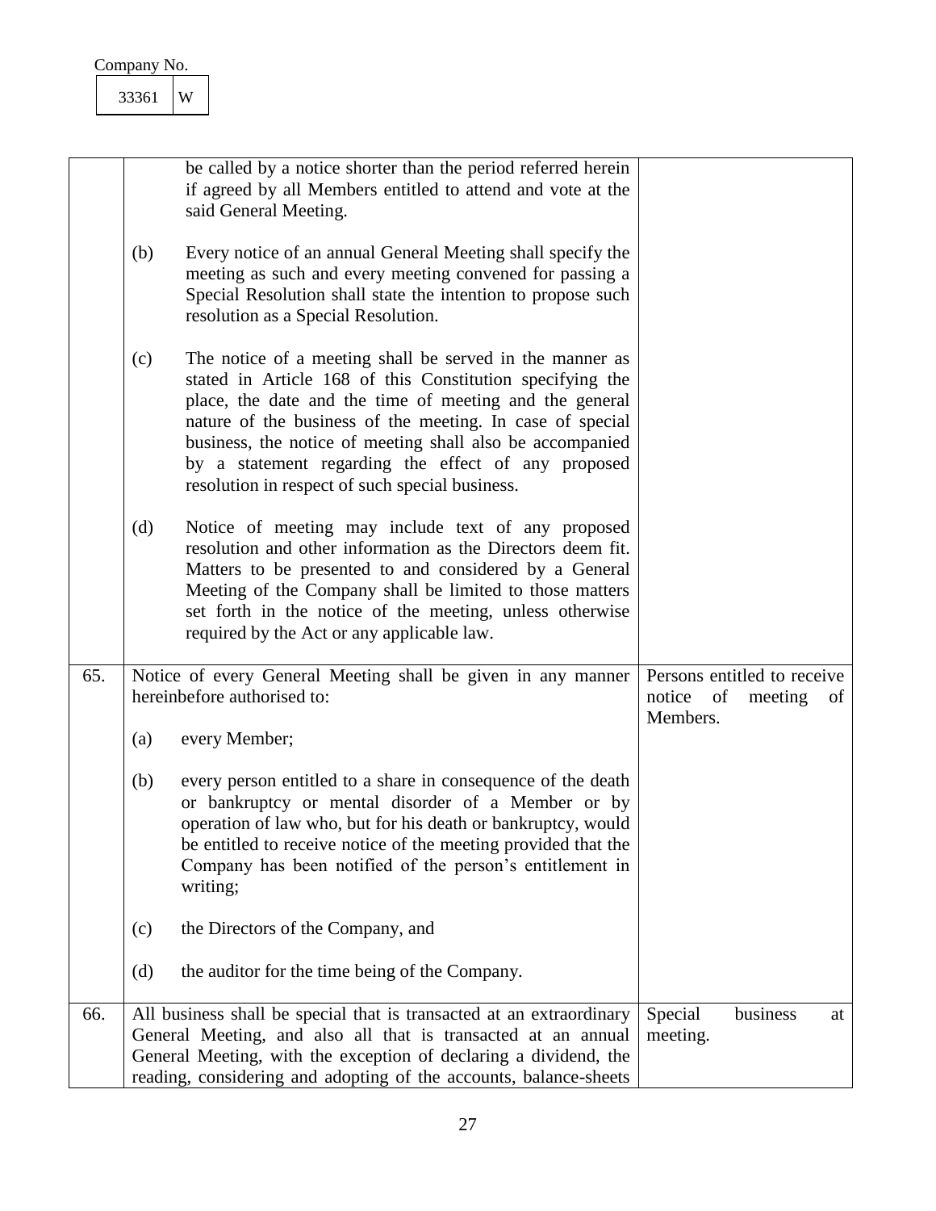Company No.

| 33361 | W |
|---|---|

| | | |
|---|---|---|
| | be called by a notice shorter than the period referred herein if agreed by all Members entitled to attend and vote at the said General Meeting.<br><br>(b) Every notice of an annual General Meeting shall specify the meeting as such and every meeting convened for passing a Special Resolution shall state the intention to propose such resolution as a Special Resolution.<br><br>(c) The notice of a meeting shall be served in the manner as stated in Article 168 of this Constitution specifying the place, the date and the time of meeting and the general nature of the business of the meeting. In case of special business, the notice of meeting shall also be accompanied by a statement regarding the effect of any proposed resolution in respect of such special business.<br><br>(d) Notice of meeting may include text of any proposed resolution and other information as the Directors deem fit. Matters to be presented to and considered by a General Meeting of the Company shall be limited to those matters set forth in the notice of the meeting, unless otherwise required by the Act or any applicable law. | |
| 65. | Notice of every General Meeting shall be given in any manner hereinbefore authorised to:<br><br>(a) every Member;<br><br>(b) every person entitled to a share in consequence of the death or bankruptcy or mental disorder of a Member or by operation of law who, but for his death or bankruptcy, would be entitled to receive notice of the meeting provided that the Company has been notified of the person's entitlement in writing;<br><br>(c) the Directors of the Company, and<br><br>(d) the auditor for the time being of the Company. | Persons entitled to receive notice of meeting of Members. |
| 66. | All business shall be special that is transacted at an extraordinary General Meeting, and also all that is transacted at an annual General Meeting, with the exception of declaring a dividend, the reading, considering and adopting of the accounts, balance-sheets | Special business at meeting. |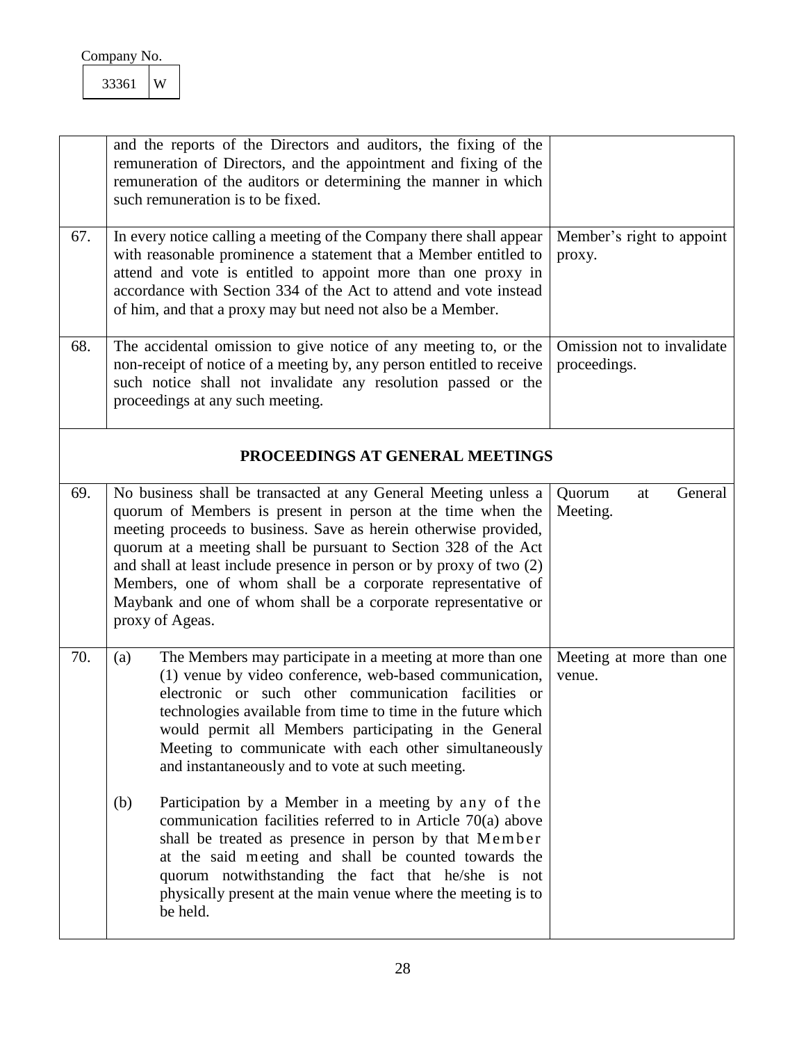Company No.

| 33361 | W |
|---|---|

| | | |
|---|---|---|
| | and the reports of the Directors and auditors, the fixing of the remuneration of Directors, and the appointment and fixing of the remuneration of the auditors or determining the manner in which such remuneration is to be fixed. | |
| 67. | In every notice calling a meeting of the Company there shall appear with reasonable prominence a statement that a Member entitled to attend and vote is entitled to appoint more than one proxy in accordance with Section 334 of the Act to attend and vote instead of him, and that a proxy may but need not also be a Member. | Member's right to appoint proxy. |
| 68. | The accidental omission to give notice of any meeting to, or the non-receipt of notice of a meeting by, any person entitled to receive such notice shall not invalidate any resolution passed or the proceedings at any such meeting. | Omission not to invalidate proceedings. |

## PROCEEDINGS AT GENERAL MEETINGS

| | | |
|---|---|---|
| 69. | No business shall be transacted at any General Meeting unless a quorum of Members is present in person at the time when the meeting proceeds to business. Save as herein otherwise provided, quorum at a meeting shall be pursuant to Section 328 of the Act and shall at least include presence in person or by proxy of two (2) Members, one of whom shall be a corporate representative of Maybank and one of whom shall be a corporate representative or proxy of Ageas. | Quorum at General Meeting. |
| 70. | (a) The Members may participate in a meeting at more than one (1) venue by video conference, web-based communication, electronic or such other communication facilities or technologies available from time to time in the future which would permit all Members participating in the General Meeting to communicate with each other simultaneously and instantaneously and to vote at such meeting.<br><br>(b) Participation by a Member in a meeting by any of the communication facilities referred to in Article 70(a) above shall be treated as presence in person by that Member at the said meeting and shall be counted towards the quorum notwithstanding the fact that he/she is not physically present at the main venue where the meeting is to be held. | Meeting at more than one venue. |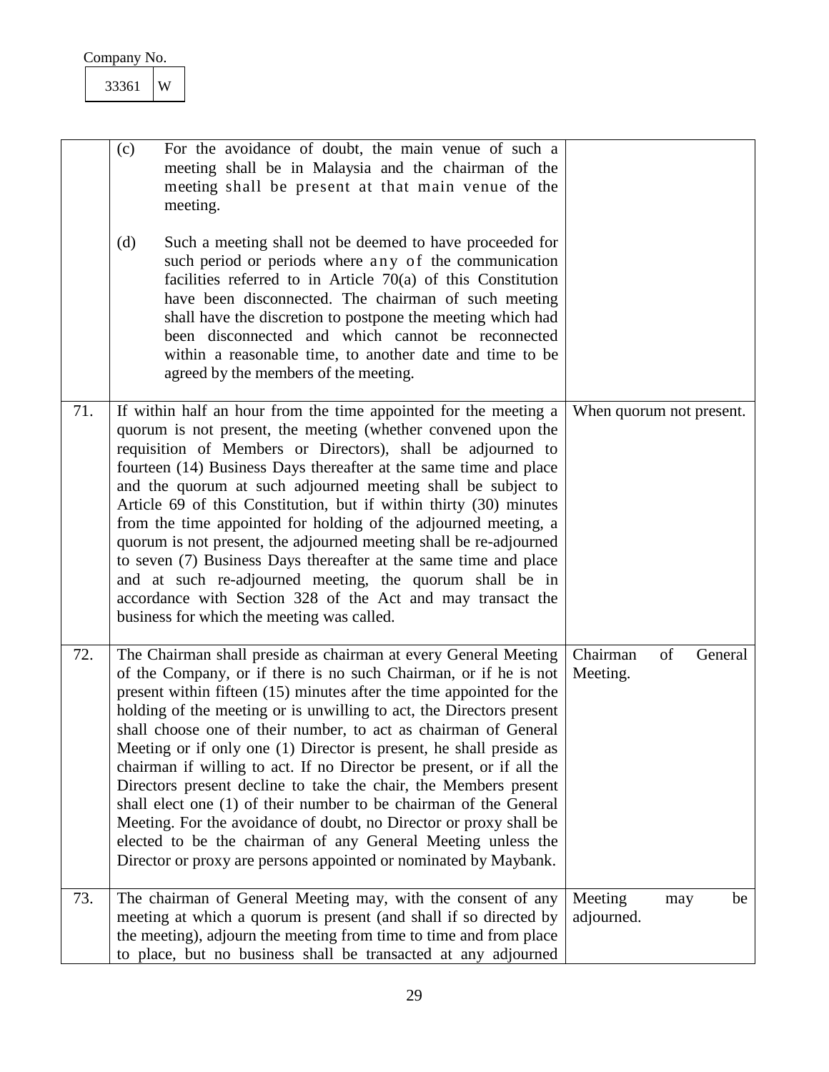Company No.

| 33361 | W |
|---|---|

| | | |
|---|---|---|
| | (c) For the avoidance of doubt, the main venue of such a meeting shall be in Malaysia and the chairman of the meeting shall be present at that main venue of the meeting.<br><br>(d) Such a meeting shall not be deemed to have proceeded for such period or periods where any of the communication facilities referred to in Article 70(a) of this Constitution have been disconnected. The chairman of such meeting shall have the discretion to postpone the meeting which had been disconnected and which cannot be reconnected within a reasonable time, to another date and time to be agreed by the members of the meeting. | |
| 71. | If within half an hour from the time appointed for the meeting a quorum is not present, the meeting (whether convened upon the requisition of Members or Directors), shall be adjourned to fourteen (14) Business Days thereafter at the same time and place and the quorum at such adjourned meeting shall be subject to Article 69 of this Constitution, but if within thirty (30) minutes from the time appointed for holding of the adjourned meeting, a quorum is not present, the adjourned meeting shall be re-adjourned to seven (7) Business Days thereafter at the same time and place and at such re-adjourned meeting, the quorum shall be in accordance with Section 328 of the Act and may transact the business for which the meeting was called. | When quorum not present. |
| 72. | The Chairman shall preside as chairman at every General Meeting of the Company, or if there is no such Chairman, or if he is not present within fifteen (15) minutes after the time appointed for the holding of the meeting or is unwilling to act, the Directors present shall choose one of their number, to act as chairman of General Meeting or if only one (1) Director is present, he shall preside as chairman if willing to act. If no Director be present, or if all the Directors present decline to take the chair, the Members present shall elect one (1) of their number to be chairman of the General Meeting. For the avoidance of doubt, no Director or proxy shall be elected to be the chairman of any General Meeting unless the Director or proxy are persons appointed or nominated by Maybank. | Chairman of General Meeting. |
| 73. | The chairman of General Meeting may, with the consent of any meeting at which a quorum is present (and shall if so directed by the meeting), adjourn the meeting from time to time and from place to place, but no business shall be transacted at any adjourned | Meeting may be adjourned. |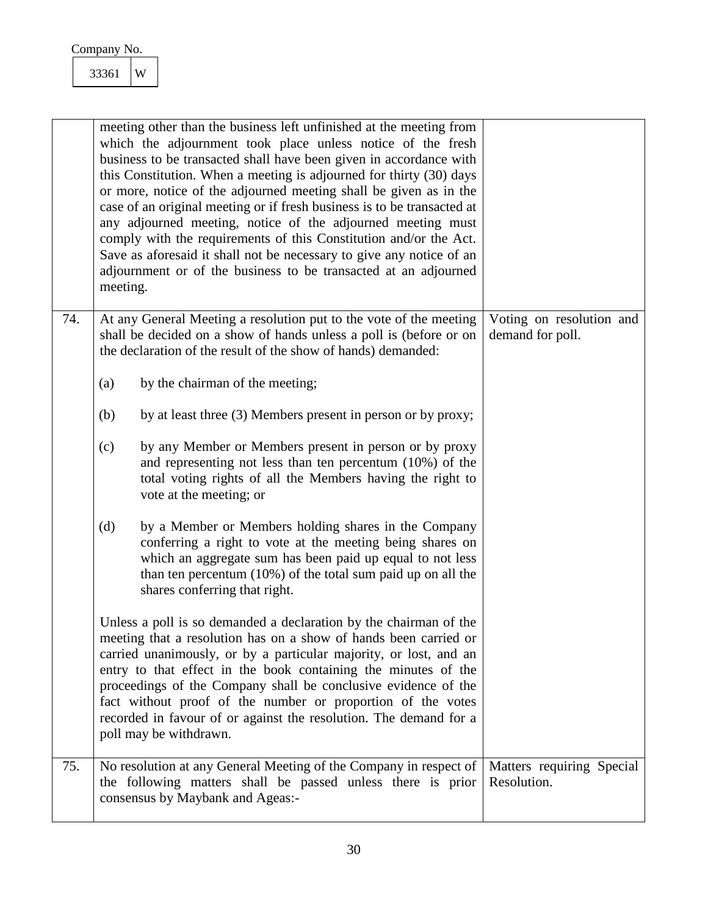Company No.

| 33361 | W |
|---|---|

| | | |
|---|---|---|
| | meeting other than the business left unfinished at the meeting from which the adjournment took place unless notice of the fresh business to be transacted shall have been given in accordance with this Constitution. When a meeting is adjourned for thirty (30) days or more, notice of the adjourned meeting shall be given as in the case of an original meeting or if fresh business is to be transacted at any adjourned meeting, notice of the adjourned meeting must comply with the requirements of this Constitution and/or the Act. Save as aforesaid it shall not be necessary to give any notice of an adjournment or of the business to be transacted at an adjourned meeting. | |
| 74. | At any General Meeting a resolution put to the vote of the meeting shall be decided on a show of hands unless a poll is (before or on the declaration of the result of the show of hands) demanded:<br><br>(a) by the chairman of the meeting;<br><br>(b) by at least three (3) Members present in person or by proxy;<br><br>(c) by any Member or Members present in person or by proxy and representing not less than ten percentum (10%) of the total voting rights of all the Members having the right to vote at the meeting; or<br><br>(d) by a Member or Members holding shares in the Company conferring a right to vote at the meeting being shares on which an aggregate sum has been paid up equal to not less than ten percentum (10%) of the total sum paid up on all the shares conferring that right.<br><br>Unless a poll is so demanded a declaration by the chairman of the meeting that a resolution has on a show of hands been carried or carried unanimously, or by a particular majority, or lost, and an entry to that effect in the book containing the minutes of the proceedings of the Company shall be conclusive evidence of the fact without proof of the number or proportion of the votes recorded in favour of or against the resolution. The demand for a poll may be withdrawn. | Voting on resolution and demand for poll. |
| 75. | No resolution at any General Meeting of the Company in respect of the following matters shall be passed unless there is prior consensus by Maybank and Ageas:- | Matters requiring Special Resolution. |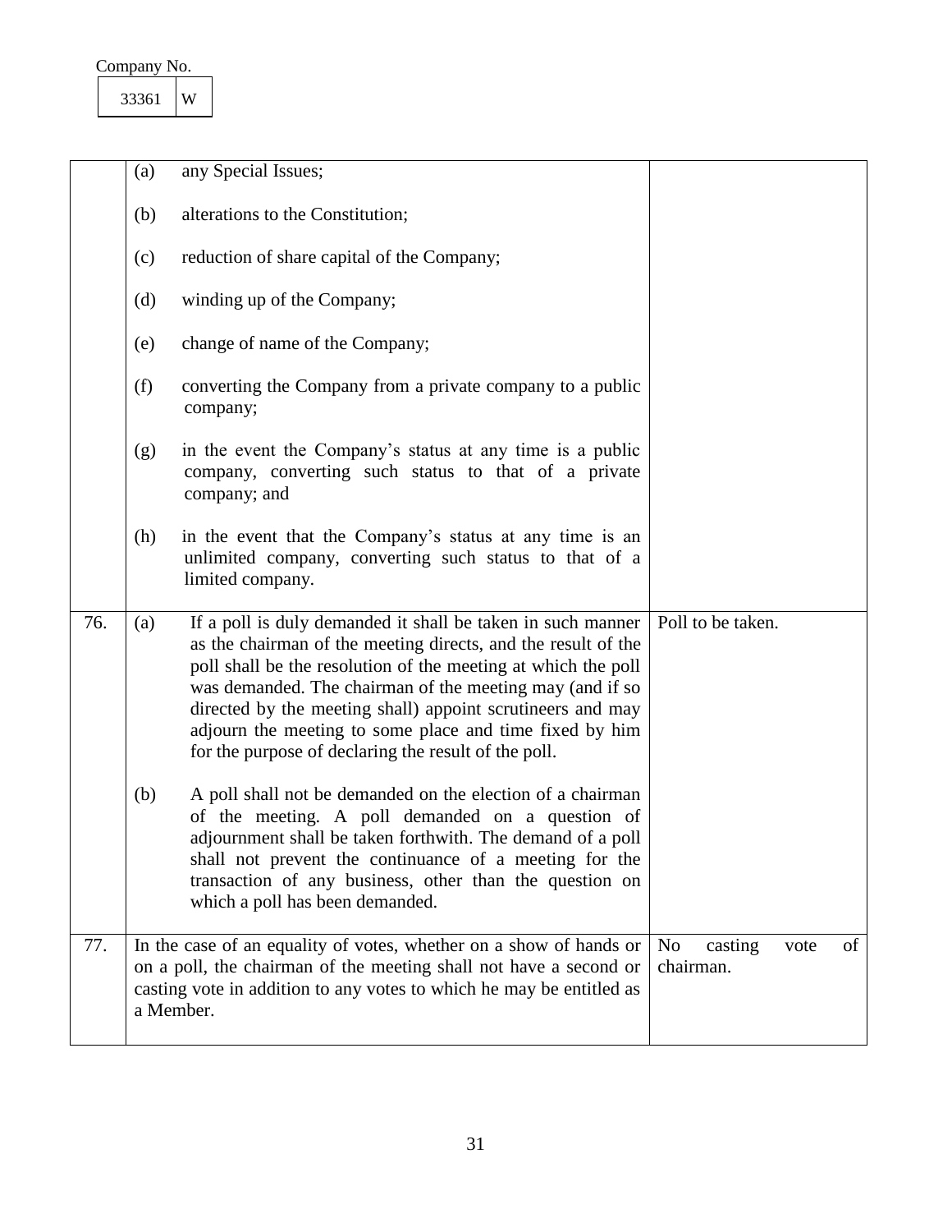Company No.

| 33361 | W |
|---|---|

| | | |
|---|---|---|
| | (a) any Special Issues;<br><br>(b) alterations to the Constitution;<br><br>(c) reduction of share capital of the Company;<br><br>(d) winding up of the Company;<br><br>(e) change of name of the Company;<br><br>(f) converting the Company from a private company to a public company;<br><br>(g) in the event the Company's status at any time is a public company, converting such status to that of a private company; and<br><br>(h) in the event that the Company's status at any time is an unlimited company, converting such status to that of a limited company. | |
| 76. | (a) If a poll is duly demanded it shall be taken in such manner as the chairman of the meeting directs, and the result of the poll shall be the resolution of the meeting at which the poll was demanded. The chairman of the meeting may (and if so directed by the meeting shall) appoint scrutineers and may adjourn the meeting to some place and time fixed by him for the purpose of declaring the result of the poll.<br><br>(b) A poll shall not be demanded on the election of a chairman of the meeting. A poll demanded on a question of adjournment shall be taken forthwith. The demand of a poll shall not prevent the continuance of a meeting for the transaction of any business, other than the question on which a poll has been demanded. | Poll to be taken. |
| 77. | In the case of an equality of votes, whether on a show of hands or on a poll, the chairman of the meeting shall not have a second or casting vote in addition to any votes to which he may be entitled as a Member. | No casting vote of chairman. |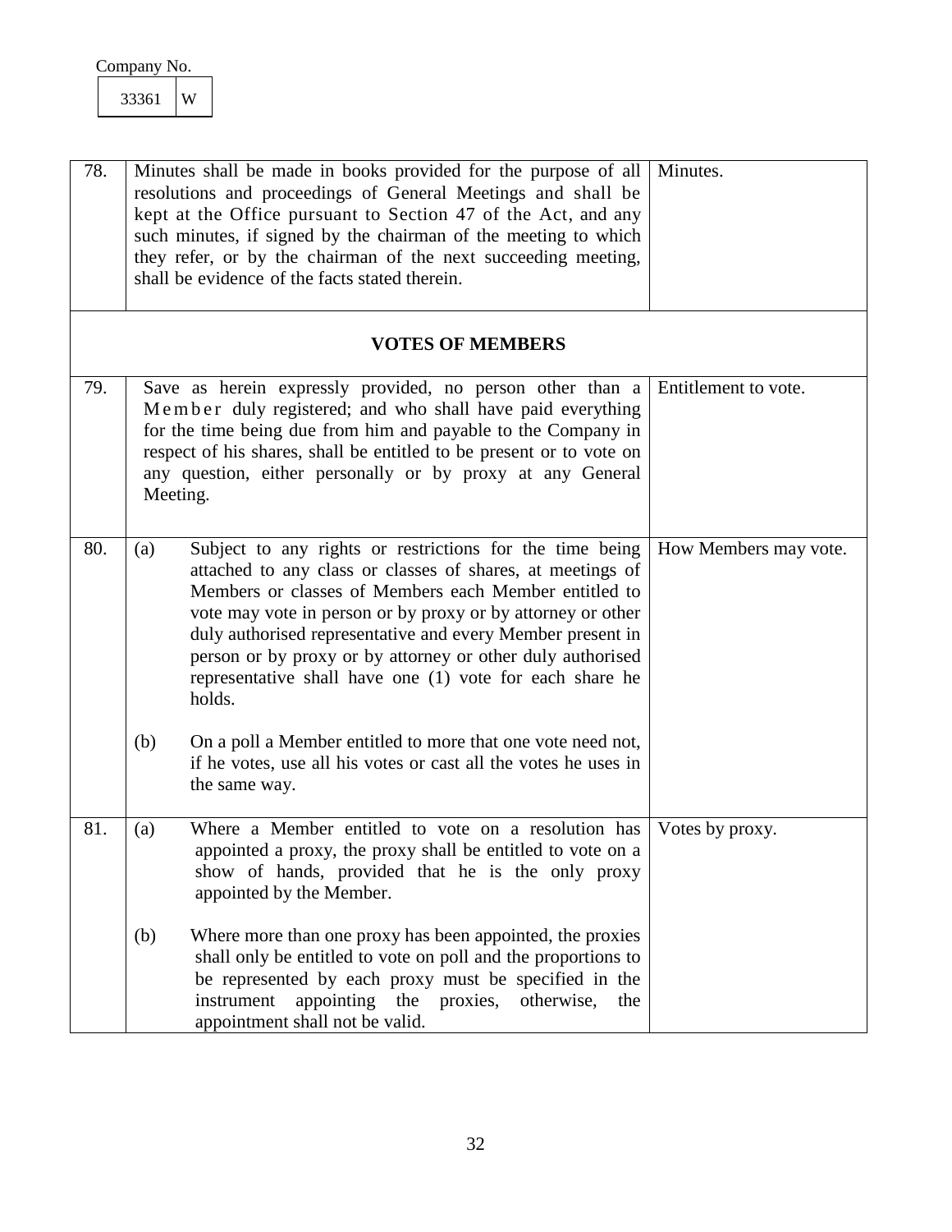Company No.

| 33361 | W |
|---|---|

| | | |
|---|---|---|
| 78. | Minutes shall be made in books provided for the purpose of all resolutions and proceedings of General Meetings and shall be kept at the Office pursuant to Section 47 of the Act, and any such minutes, if signed by the chairman of the meeting to which they refer, or by the chairman of the next succeeding meeting, shall be evidence of the facts stated therein. | Minutes. |
| | **VOTES OF MEMBERS** | |
| 79. | Save as herein expressly provided, no person other than a Member duly registered; and who shall have paid everything for the time being due from him and payable to the Company in respect of his shares, shall be entitled to be present or to vote on any question, either personally or by proxy at any General Meeting. | Entitlement to vote. |
| 80. | (a) Subject to any rights or restrictions for the time being attached to any class or classes of shares, at meetings of Members or classes of Members each Member entitled to vote may vote in person or by proxy or by attorney or other duly authorised representative and every Member present in person or by proxy or by attorney or other duly authorised representative shall have one (1) vote for each share he holds.<br><br>(b) On a poll a Member entitled to more that one vote need not, if he votes, use all his votes or cast all the votes he uses in the same way. | How Members may vote. |
| 81. | (a) Where a Member entitled to vote on a resolution has appointed a proxy, the proxy shall be entitled to vote on a show of hands, provided that he is the only proxy appointed by the Member.<br><br>(b) Where more than one proxy has been appointed, the proxies shall only be entitled to vote on poll and the proportions to be represented by each proxy must be specified in the instrument appointing the proxies, otherwise, the appointment shall not be valid. | Votes by proxy. |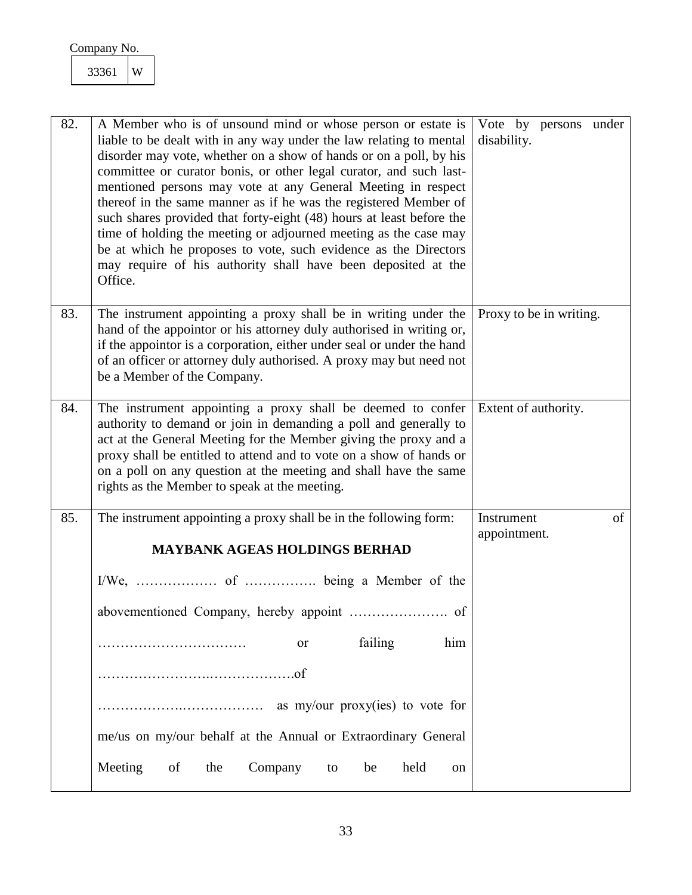Company No.

| 33361 | W |
|---|---|

| | | |
|---|---|---|
| 82. | A Member who is of unsound mind or whose person or estate is liable to be dealt with in any way under the law relating to mental disorder may vote, whether on a show of hands or on a poll, by his committee or curator bonis, or other legal curator, and such last-mentioned persons may vote at any General Meeting in respect thereof in the same manner as if he was the registered Member of such shares provided that forty-eight (48) hours at least before the time of holding the meeting or adjourned meeting as the case may be at which he proposes to vote, such evidence as the Directors may require of his authority shall have been deposited at the Office. | Vote by persons under disability. |
| 83. | The instrument appointing a proxy shall be in writing under the hand of the appointor or his attorney duly authorised in writing or, if the appointor is a corporation, either under seal or under the hand of an officer or attorney duly authorised. A proxy may but need not be a Member of the Company. | Proxy to be in writing. |
| 84. | The instrument appointing a proxy shall be deemed to confer authority to demand or join in demanding a poll and generally to act at the General Meeting for the Member giving the proxy and a proxy shall be entitled to attend and to vote on a show of hands or on a poll on any question at the meeting and shall have the same rights as the Member to speak at the meeting. | Extent of authority. |
| 85. | The instrument appointing a proxy shall be in the following form:<br><br>**MAYBANK AGEAS HOLDINGS BERHAD**<br><br>I/We, ……………… of ……………. being a Member of the abovementioned Company, hereby appoint …………………. of …………………………… or failing him ……………………..……………….of ………………..……………… as my/our proxy(ies) to vote for me/us on my/our behalf at the Annual or Extraordinary General Meeting of the Company to be held on | Instrument of appointment. |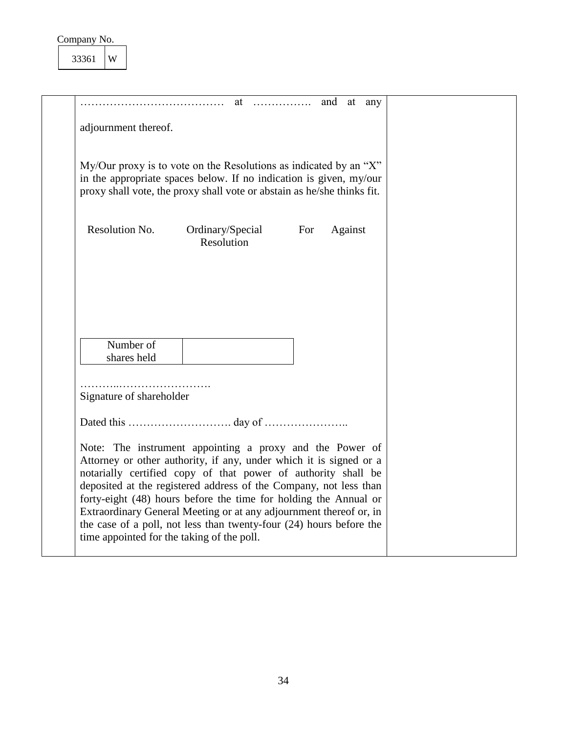Company No.

| 33361 | W |
|---|---|

………………………………… at ……………. and at any adjournment thereof.

My/Our proxy is to vote on the Resolutions as indicated by an "X" in the appropriate spaces below. If no indication is given, my/our proxy shall vote, the proxy shall vote or abstain as he/she thinks fit.

| Resolution No. | Ordinary/Special Resolution | For | Against |
|---|---|---|---|
| | | | |

| Number of shares held | |
|---|---|

………..…………………….
Signature of shareholder

Dated this ………………………. day of …………………..

Note: The instrument appointing a proxy and the Power of Attorney or other authority, if any, under which it is signed or a notarially certified copy of that power of authority shall be deposited at the registered address of the Company, not less than forty-eight (48) hours before the time for holding the Annual or Extraordinary General Meeting or at any adjournment thereof or, in the case of a poll, not less than twenty-four (24) hours before the time appointed for the taking of the poll.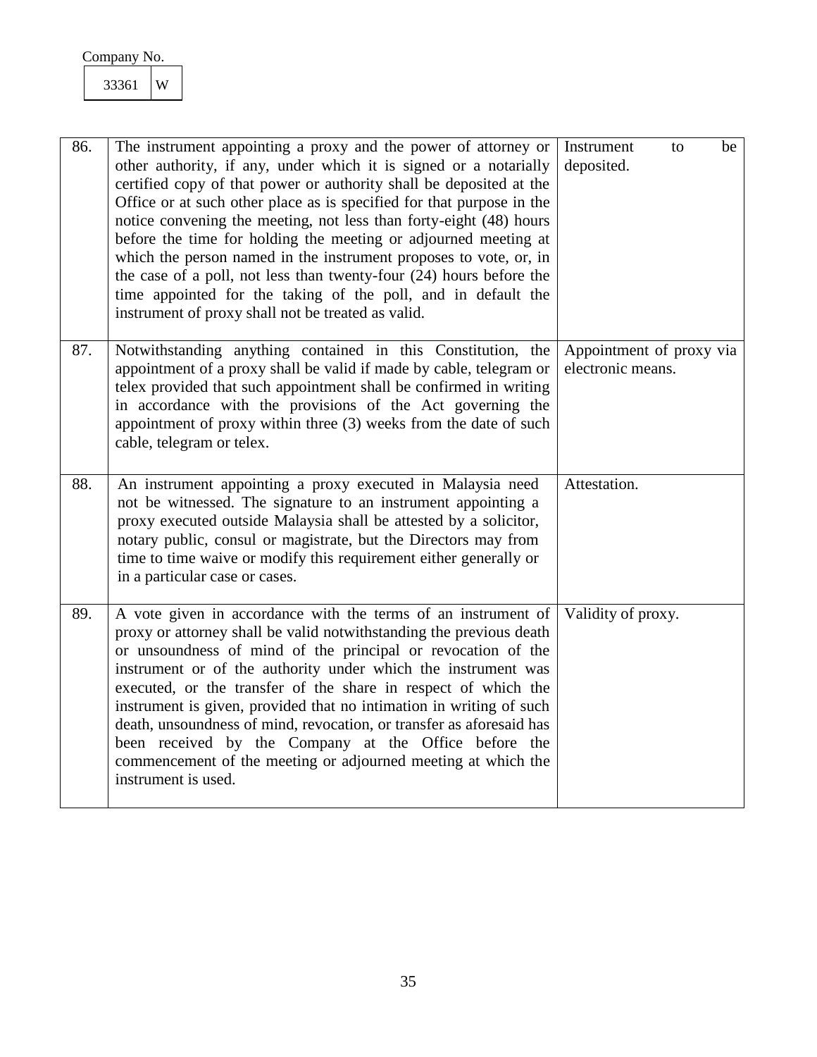Company No.

| 33361 | W |
|---|---|

| | | |
|---|---|---|
| 86. | The instrument appointing a proxy and the power of attorney or other authority, if any, under which it is signed or a notarially certified copy of that power or authority shall be deposited at the Office or at such other place as is specified for that purpose in the notice convening the meeting, not less than forty-eight (48) hours before the time for holding the meeting or adjourned meeting at which the person named in the instrument proposes to vote, or, in the case of a poll, not less than twenty-four (24) hours before the time appointed for the taking of the poll, and in default the instrument of proxy shall not be treated as valid. | Instrument to be deposited. |
| 87. | Notwithstanding anything contained in this Constitution, the appointment of a proxy shall be valid if made by cable, telegram or telex provided that such appointment shall be confirmed in writing in accordance with the provisions of the Act governing the appointment of proxy within three (3) weeks from the date of such cable, telegram or telex. | Appointment of proxy via electronic means. |
| 88. | An instrument appointing a proxy executed in Malaysia need not be witnessed. The signature to an instrument appointing a proxy executed outside Malaysia shall be attested by a solicitor, notary public, consul or magistrate, but the Directors may from time to time waive or modify this requirement either generally or in a particular case or cases. | Attestation. |
| 89. | A vote given in accordance with the terms of an instrument of proxy or attorney shall be valid notwithstanding the previous death or unsoundness of mind of the principal or revocation of the instrument or of the authority under which the instrument was executed, or the transfer of the share in respect of which the instrument is given, provided that no intimation in writing of such death, unsoundness of mind, revocation, or transfer as aforesaid has been received by the Company at the Office before the commencement of the meeting or adjourned meeting at which the instrument is used. | Validity of proxy. |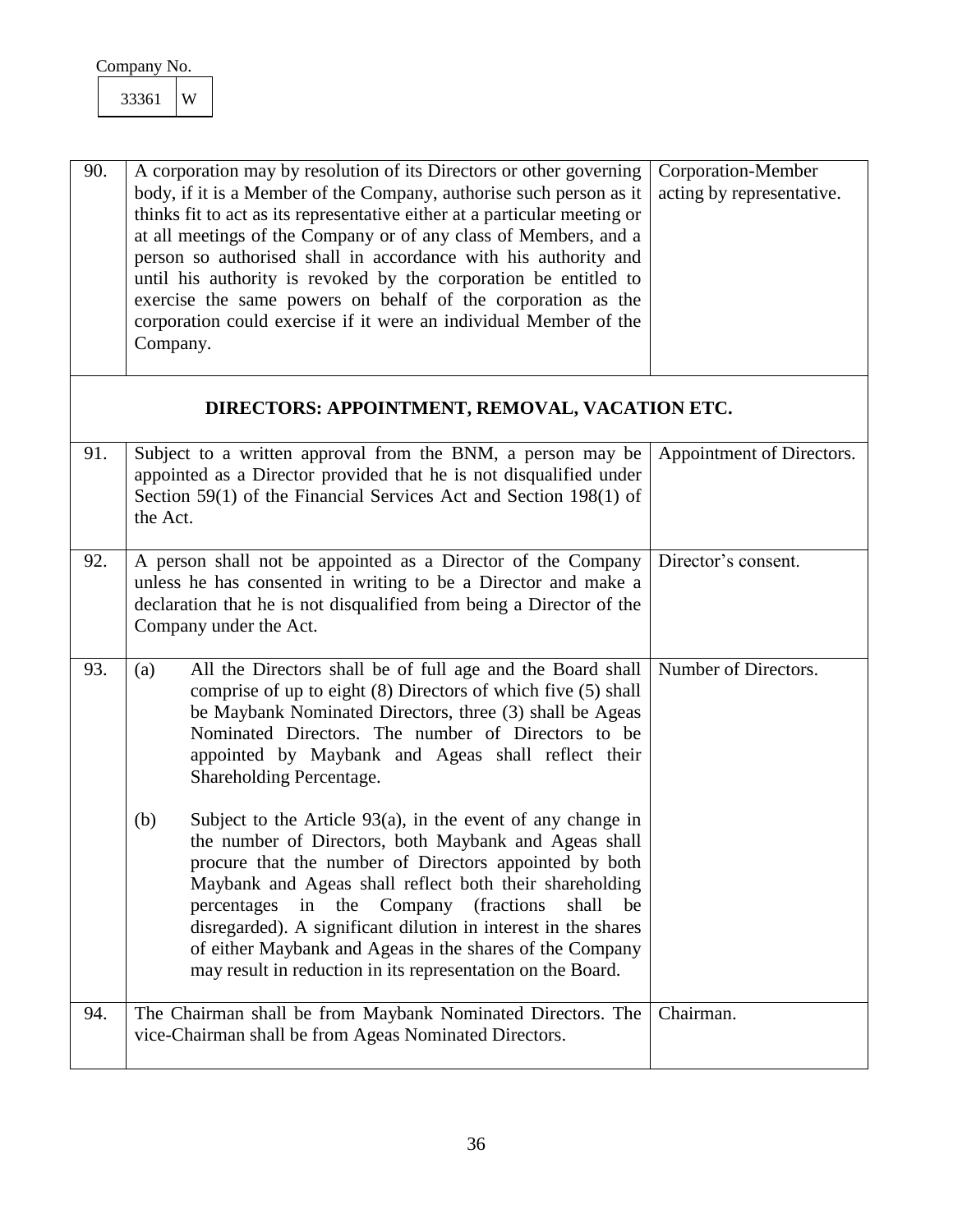Company No.

| 33361 | W |
|---|---|

| | | |
|---|---|---|
| 90. | A corporation may by resolution of its Directors or other governing body, if it is a Member of the Company, authorise such person as it thinks fit to act as its representative either at a particular meeting or at all meetings of the Company or of any class of Members, and a person so authorised shall in accordance with his authority and until his authority is revoked by the corporation be entitled to exercise the same powers on behalf of the corporation as the corporation could exercise if it were an individual Member of the Company. | Corporation-Member acting by representative. |
| | **DIRECTORS: APPOINTMENT, REMOVAL, VACATION ETC.** | |
| 91. | Subject to a written approval from the BNM, a person may be appointed as a Director provided that he is not disqualified under Section 59(1) of the Financial Services Act and Section 198(1) of the Act. | Appointment of Directors. |
| 92. | A person shall not be appointed as a Director of the Company unless he has consented in writing to be a Director and make a declaration that he is not disqualified from being a Director of the Company under the Act. | Director's consent. |
| 93. | (a) All the Directors shall be of full age and the Board shall comprise of up to eight (8) Directors of which five (5) shall be Maybank Nominated Directors, three (3) shall be Ageas Nominated Directors. The number of Directors to be appointed by Maybank and Ageas shall reflect their Shareholding Percentage.<br><br>(b) Subject to the Article 93(a), in the event of any change in the number of Directors, both Maybank and Ageas shall procure that the number of Directors appointed by both Maybank and Ageas shall reflect both their shareholding percentages in the Company (fractions shall be disregarded). A significant dilution in interest in the shares of either Maybank and Ageas in the shares of the Company may result in reduction in its representation on the Board. | Number of Directors. |
| 94. | The Chairman shall be from Maybank Nominated Directors. The vice-Chairman shall be from Ageas Nominated Directors. | Chairman. |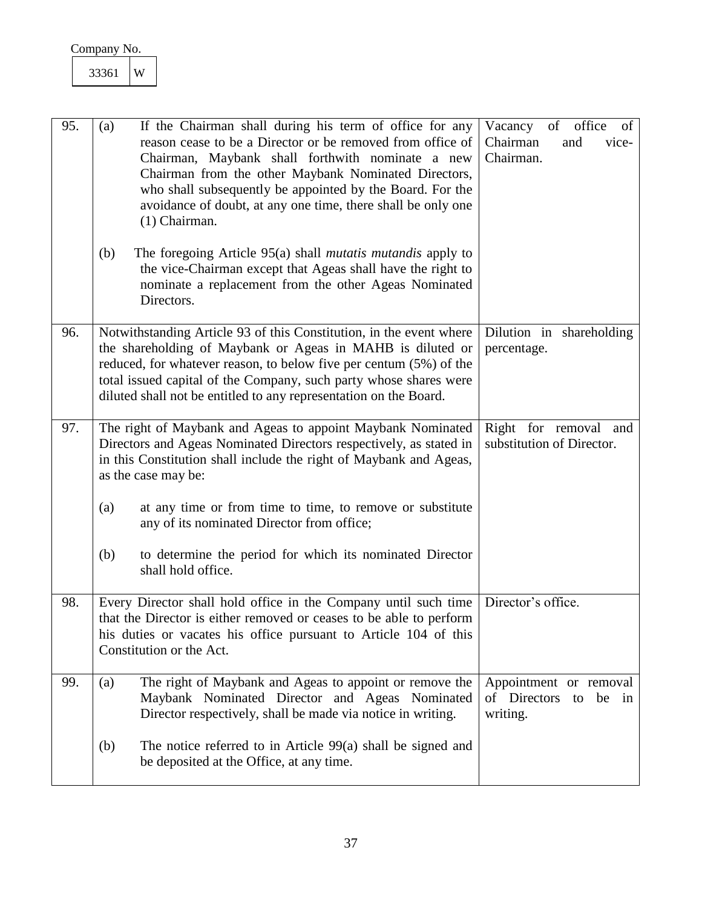Company No.

| 33361 | W |
|---|---|

| | | |
|---|---|---|
| 95. | (a) If the Chairman shall during his term of office for any reason cease to be a Director or be removed from office of Chairman, Maybank shall forthwith nominate a new Chairman from the other Maybank Nominated Directors, who shall subsequently be appointed by the Board. For the avoidance of doubt, at any one time, there shall be only one (1) Chairman.<br><br>(b) The foregoing Article 95(a) shall *mutatis mutandis* apply to the vice-Chairman except that Ageas shall have the right to nominate a replacement from the other Ageas Nominated Directors. | Vacancy of office of Chairman and vice-Chairman. |
| 96. | Notwithstanding Article 93 of this Constitution, in the event where the shareholding of Maybank or Ageas in MAHB is diluted or reduced, for whatever reason, to below five per centum (5%) of the total issued capital of the Company, such party whose shares were diluted shall not be entitled to any representation on the Board. | Dilution in shareholding percentage. |
| 97. | The right of Maybank and Ageas to appoint Maybank Nominated Directors and Ageas Nominated Directors respectively, as stated in in this Constitution shall include the right of Maybank and Ageas, as the case may be:<br><br>(a) at any time or from time to time, to remove or substitute any of its nominated Director from office;<br><br>(b) to determine the period for which its nominated Director shall hold office. | Right for removal and substitution of Director. |
| 98. | Every Director shall hold office in the Company until such time that the Director is either removed or ceases to be able to perform his duties or vacates his office pursuant to Article 104 of this Constitution or the Act. | Director's office. |
| 99. | (a) The right of Maybank and Ageas to appoint or remove the Maybank Nominated Director and Ageas Nominated Director respectively, shall be made via notice in writing.<br><br>(b) The notice referred to in Article 99(a) shall be signed and be deposited at the Office, at any time. | Appointment or removal of Directors to be in writing. |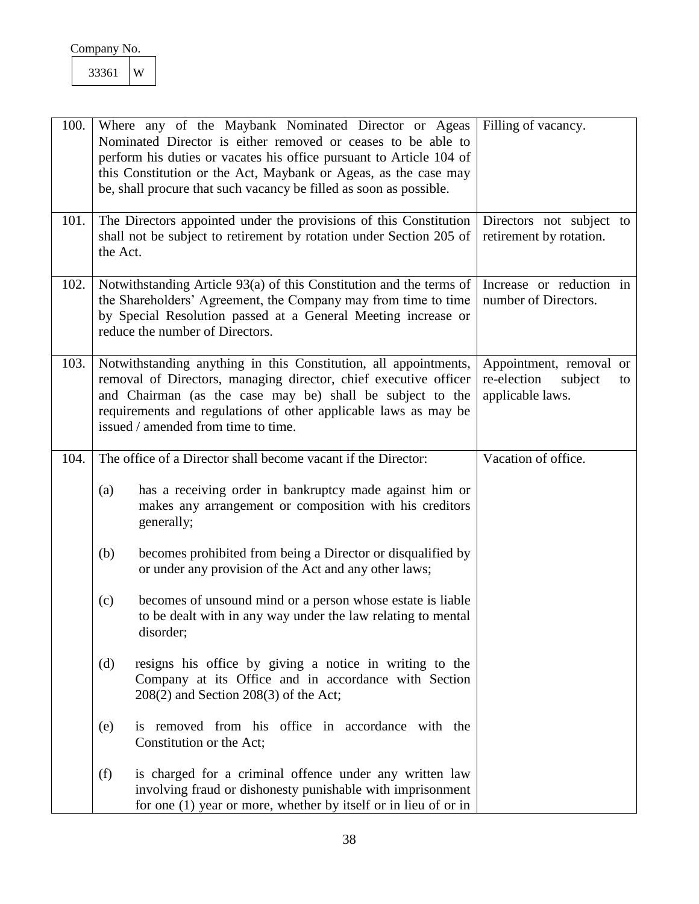Company No.

| 33361 | W |
|---|---|

| | | |
|---|---|---|
| 100. | Where any of the Maybank Nominated Director or Ageas Nominated Director is either removed or ceases to be able to perform his duties or vacates his office pursuant to Article 104 of this Constitution or the Act, Maybank or Ageas, as the case may be, shall procure that such vacancy be filled as soon as possible. | Filling of vacancy. |
| 101. | The Directors appointed under the provisions of this Constitution shall not be subject to retirement by rotation under Section 205 of the Act. | Directors not subject to retirement by rotation. |
| 102. | Notwithstanding Article 93(a) of this Constitution and the terms of the Shareholders' Agreement, the Company may from time to time by Special Resolution passed at a General Meeting increase or reduce the number of Directors. | Increase or reduction in number of Directors. |
| 103. | Notwithstanding anything in this Constitution, all appointments, removal of Directors, managing director, chief executive officer and Chairman (as the case may be) shall be subject to the requirements and regulations of other applicable laws as may be issued / amended from time to time. | Appointment, removal or re-election subject to applicable laws. |
| 104. | The office of a Director shall become vacant if the Director:<br><br>(a) has a receiving order in bankruptcy made against him or makes any arrangement or composition with his creditors generally;<br><br>(b) becomes prohibited from being a Director or disqualified by or under any provision of the Act and any other laws;<br><br>(c) becomes of unsound mind or a person whose estate is liable to be dealt with in any way under the law relating to mental disorder;<br><br>(d) resigns his office by giving a notice in writing to the Company at its Office and in accordance with Section 208(2) and Section 208(3) of the Act;<br><br>(e) is removed from his office in accordance with the Constitution or the Act;<br><br>(f) is charged for a criminal offence under any written law involving fraud or dishonesty punishable with imprisonment for one (1) year or more, whether by itself or in lieu of or in | Vacation of office. |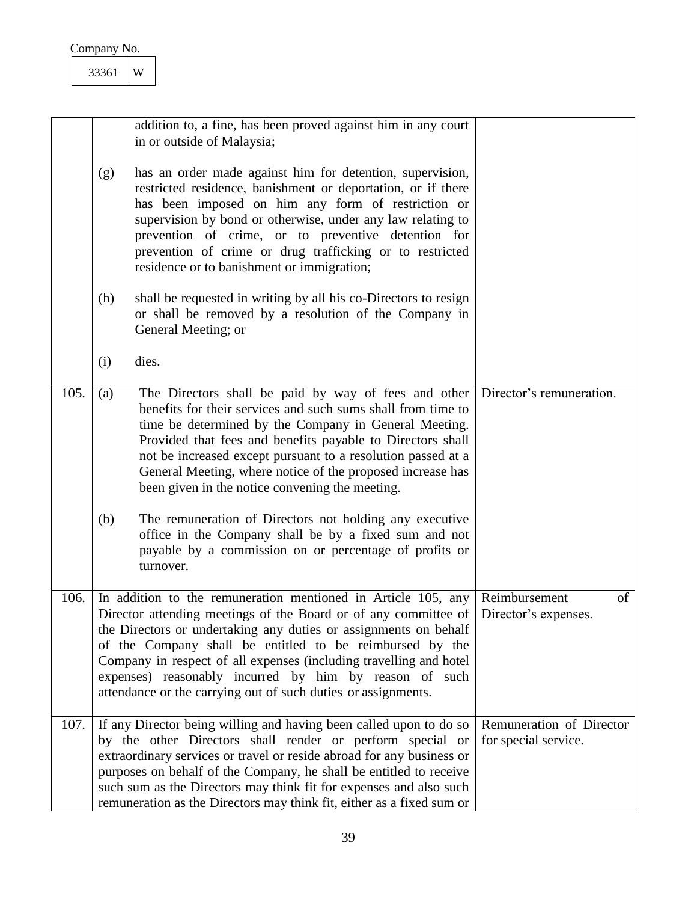Company No.

| 33361 | W |
|---|---|

| | | |
|---|---|---|
| | addition to, a fine, has been proved against him in any court in or outside of Malaysia;<br><br>(g) has an order made against him for detention, supervision, restricted residence, banishment or deportation, or if there has been imposed on him any form of restriction or supervision by bond or otherwise, under any law relating to prevention of crime, or to preventive detention for prevention of crime or drug trafficking or to restricted residence or to banishment or immigration;<br><br>(h) shall be requested in writing by all his co-Directors to resign or shall be removed by a resolution of the Company in General Meeting; or<br><br>(i) dies. | |
| 105. | (a) The Directors shall be paid by way of fees and other benefits for their services and such sums shall from time to time be determined by the Company in General Meeting. Provided that fees and benefits payable to Directors shall not be increased except pursuant to a resolution passed at a General Meeting, where notice of the proposed increase has been given in the notice convening the meeting.<br><br>(b) The remuneration of Directors not holding any executive office in the Company shall be by a fixed sum and not payable by a commission on or percentage of profits or turnover. | Director's remuneration. |
| 106. | In addition to the remuneration mentioned in Article 105, any Director attending meetings of the Board or of any committee of the Directors or undertaking any duties or assignments on behalf of the Company shall be entitled to be reimbursed by the Company in respect of all expenses (including travelling and hotel expenses) reasonably incurred by him by reason of such attendance or the carrying out of such duties or assignments. | Reimbursement of Director's expenses. |
| 107. | If any Director being willing and having been called upon to do so by the other Directors shall render or perform special or extraordinary services or travel or reside abroad for any business or purposes on behalf of the Company, he shall be entitled to receive such sum as the Directors may think fit for expenses and also such remuneration as the Directors may think fit, either as a fixed sum or | Remuneration of Director for special service. |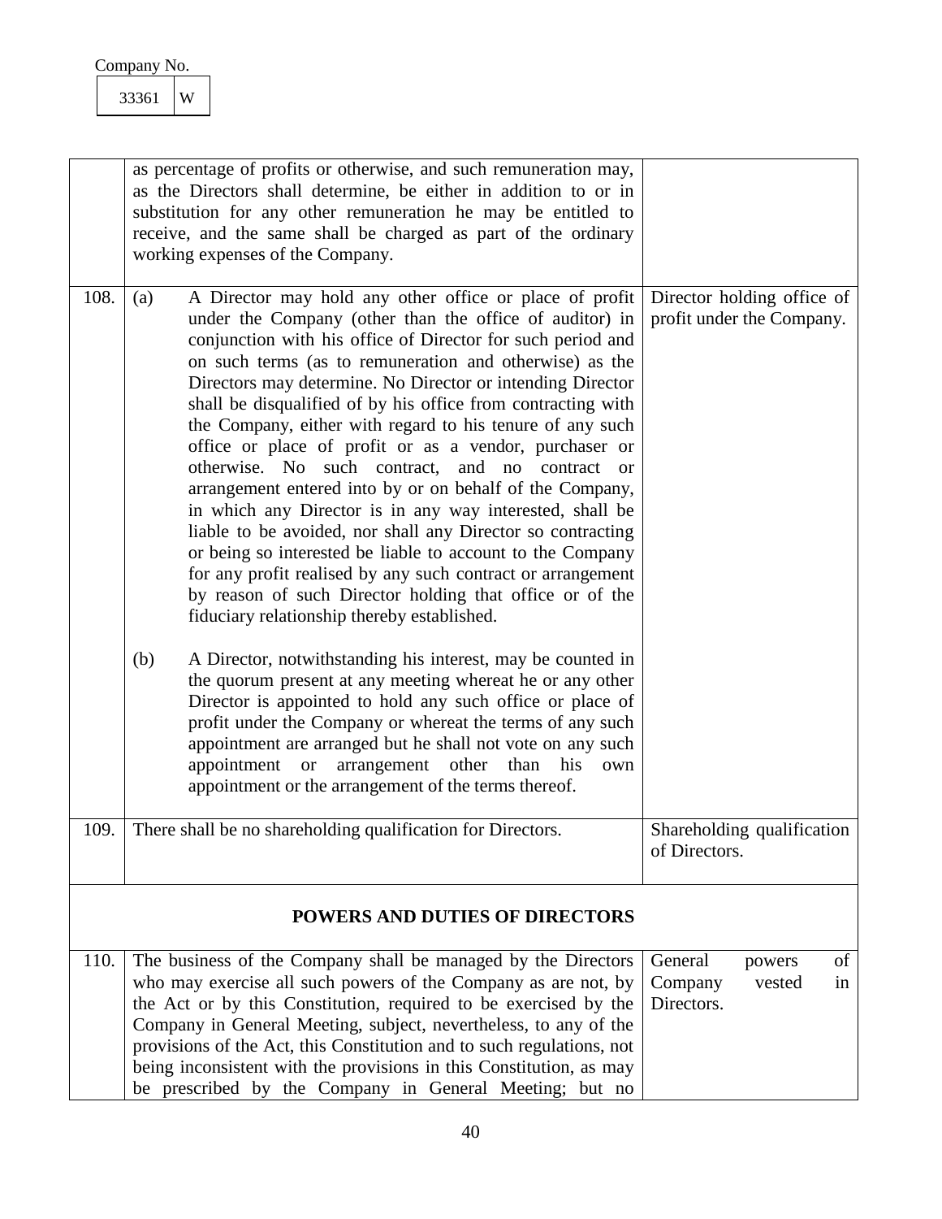Company No.

| 33361 | W |
|---|---|

| | | |
|---|---|---|
| | as percentage of profits or otherwise, and such remuneration may, as the Directors shall determine, be either in addition to or in substitution for any other remuneration he may be entitled to receive, and the same shall be charged as part of the ordinary working expenses of the Company. | |
| 108. | (a) A Director may hold any other office or place of profit under the Company (other than the office of auditor) in conjunction with his office of Director for such period and on such terms (as to remuneration and otherwise) as the Directors may determine. No Director or intending Director shall be disqualified of by his office from contracting with the Company, either with regard to his tenure of any such office or place of profit or as a vendor, purchaser or otherwise. No such contract, and no contract or arrangement entered into by or on behalf of the Company, in which any Director is in any way interested, shall be liable to be avoided, nor shall any Director so contracting or being so interested be liable to account to the Company for any profit realised by any such contract or arrangement by reason of such Director holding that office or of the fiduciary relationship thereby established.<br><br>(b) A Director, notwithstanding his interest, may be counted in the quorum present at any meeting whereat he or any other Director is appointed to hold any such office or place of profit under the Company or whereat the terms of any such appointment are arranged but he shall not vote on any such appointment or arrangement other than his own appointment or the arrangement of the terms thereof. | Director holding office of profit under the Company. |
| 109. | There shall be no shareholding qualification for Directors. | Shareholding qualification of Directors. |
| | **POWERS AND DUTIES OF DIRECTORS** | |
| 110. | The business of the Company shall be managed by the Directors who may exercise all such powers of the Company as are not, by the Act or by this Constitution, required to be exercised by the Company in General Meeting, subject, nevertheless, to any of the provisions of the Act, this Constitution and to such regulations, not being inconsistent with the provisions in this Constitution, as may be prescribed by the Company in General Meeting; but no | General powers of Company vested in Directors. |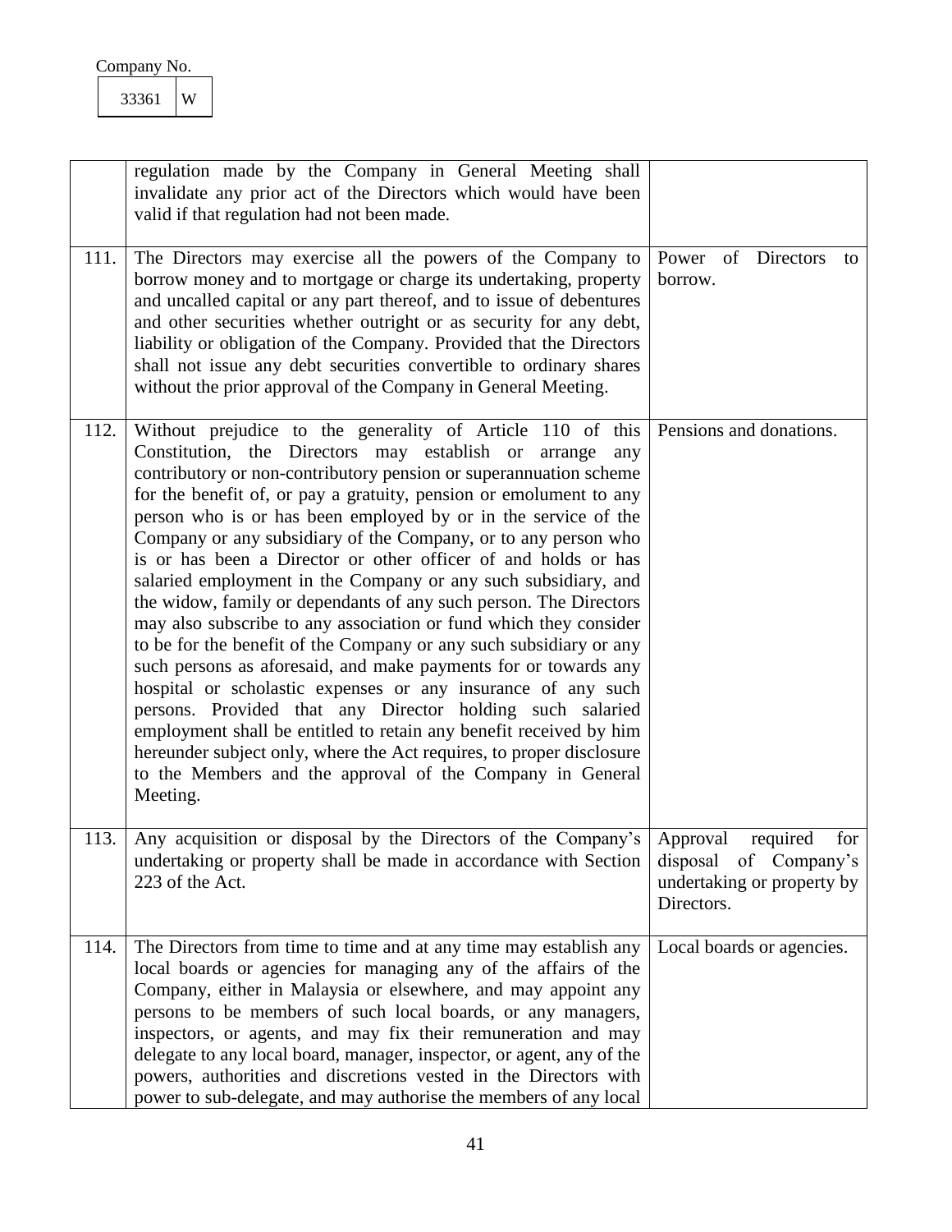Company No.

| 33361 | W |
|---|---|

| | | |
|---|---|---|
| | regulation made by the Company in General Meeting shall invalidate any prior act of the Directors which would have been valid if that regulation had not been made. | |
| 111. | The Directors may exercise all the powers of the Company to borrow money and to mortgage or charge its undertaking, property and uncalled capital or any part thereof, and to issue of debentures and other securities whether outright or as security for any debt, liability or obligation of the Company. Provided that the Directors shall not issue any debt securities convertible to ordinary shares without the prior approval of the Company in General Meeting. | Power of Directors to borrow. |
| 112. | Without prejudice to the generality of Article 110 of this Constitution, the Directors may establish or arrange any contributory or non-contributory pension or superannuation scheme for the benefit of, or pay a gratuity, pension or emolument to any person who is or has been employed by or in the service of the Company or any subsidiary of the Company, or to any person who is or has been a Director or other officer of and holds or has salaried employment in the Company or any such subsidiary, and the widow, family or dependants of any such person. The Directors may also subscribe to any association or fund which they consider to be for the benefit of the Company or any such subsidiary or any such persons as aforesaid, and make payments for or towards any hospital or scholastic expenses or any insurance of any such persons. Provided that any Director holding such salaried employment shall be entitled to retain any benefit received by him hereunder subject only, where the Act requires, to proper disclosure to the Members and the approval of the Company in General Meeting. | Pensions and donations. |
| 113. | Any acquisition or disposal by the Directors of the Company's undertaking or property shall be made in accordance with Section 223 of the Act. | Approval required for disposal of Company's undertaking or property by Directors. |
| 114. | The Directors from time to time and at any time may establish any local boards or agencies for managing any of the affairs of the Company, either in Malaysia or elsewhere, and may appoint any persons to be members of such local boards, or any managers, inspectors, or agents, and may fix their remuneration and may delegate to any local board, manager, inspector, or agent, any of the powers, authorities and discretions vested in the Directors with power to sub-delegate, and may authorise the members of any local | Local boards or agencies. |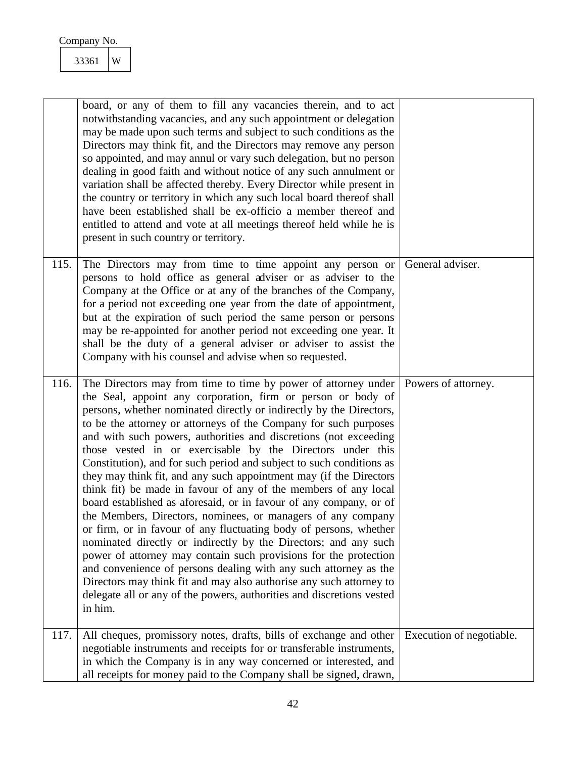Company No.

| 33361 | W |
|---|---|

| | | |
|---|---|---|
| | board, or any of them to fill any vacancies therein, and to act notwithstanding vacancies, and any such appointment or delegation may be made upon such terms and subject to such conditions as the Directors may think fit, and the Directors may remove any person so appointed, and may annul or vary such delegation, but no person dealing in good faith and without notice of any such annulment or variation shall be affected thereby. Every Director while present in the country or territory in which any such local board thereof shall have been established shall be ex-officio a member thereof and entitled to attend and vote at all meetings thereof held while he is present in such country or territory. | |
| 115. | The Directors may from time to time appoint any person or persons to hold office as general adviser or as adviser to the Company at the Office or at any of the branches of the Company, for a period not exceeding one year from the date of appointment, but at the expiration of such period the same person or persons may be re-appointed for another period not exceeding one year. It shall be the duty of a general adviser or adviser to assist the Company with his counsel and advise when so requested. | General adviser. |
| 116. | The Directors may from time to time by power of attorney under the Seal, appoint any corporation, firm or person or body of persons, whether nominated directly or indirectly by the Directors, to be the attorney or attorneys of the Company for such purposes and with such powers, authorities and discretions (not exceeding those vested in or exercisable by the Directors under this Constitution), and for such period and subject to such conditions as they may think fit, and any such appointment may (if the Directors think fit) be made in favour of any of the members of any local board established as aforesaid, or in favour of any company, or of the Members, Directors, nominees, or managers of any company or firm, or in favour of any fluctuating body of persons, whether nominated directly or indirectly by the Directors; and any such power of attorney may contain such provisions for the protection and convenience of persons dealing with any such attorney as the Directors may think fit and may also authorise any such attorney to delegate all or any of the powers, authorities and discretions vested in him. | Powers of attorney. |
| 117. | All cheques, promissory notes, drafts, bills of exchange and other negotiable instruments and receipts for or transferable instruments, in which the Company is in any way concerned or interested, and all receipts for money paid to the Company shall be signed, drawn, | Execution of negotiable. |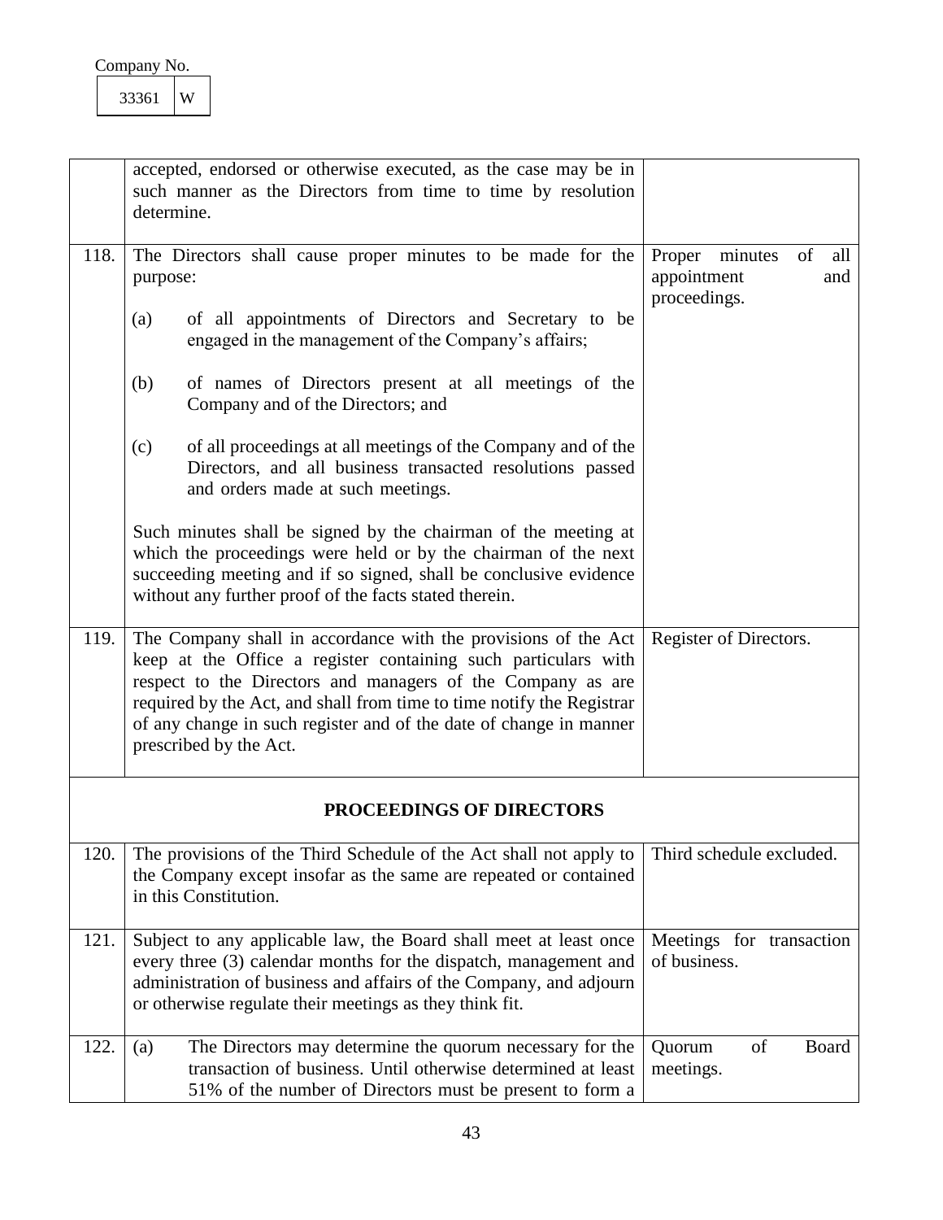Company No.

| 33361 | W |
|---|---|

| | | |
|---|---|---|
| | accepted, endorsed or otherwise executed, as the case may be in such manner as the Directors from time to time by resolution determine. | |
| 118. | The Directors shall cause proper minutes to be made for the purpose:<br><br>(a) of all appointments of Directors and Secretary to be engaged in the management of the Company's affairs;<br><br>(b) of names of Directors present at all meetings of the Company and of the Directors; and<br><br>(c) of all proceedings at all meetings of the Company and of the Directors, and all business transacted resolutions passed and orders made at such meetings.<br><br>Such minutes shall be signed by the chairman of the meeting at which the proceedings were held or by the chairman of the next succeeding meeting and if so signed, shall be conclusive evidence without any further proof of the facts stated therein. | Proper minutes of all appointment and proceedings. |
| 119. | The Company shall in accordance with the provisions of the Act keep at the Office a register containing such particulars with respect to the Directors and managers of the Company as are required by the Act, and shall from time to time notify the Registrar of any change in such register and of the date of change in manner prescribed by the Act. | Register of Directors. |
| | **PROCEEDINGS OF DIRECTORS** | |
| 120. | The provisions of the Third Schedule of the Act shall not apply to the Company except insofar as the same are repeated or contained in this Constitution. | Third schedule excluded. |
| 121. | Subject to any applicable law, the Board shall meet at least once every three (3) calendar months for the dispatch, management and administration of business and affairs of the Company, and adjourn or otherwise regulate their meetings as they think fit. | Meetings for transaction of business. |
| 122. | (a) The Directors may determine the quorum necessary for the transaction of business. Until otherwise determined at least 51% of the number of Directors must be present to form a | Quorum of Board meetings. |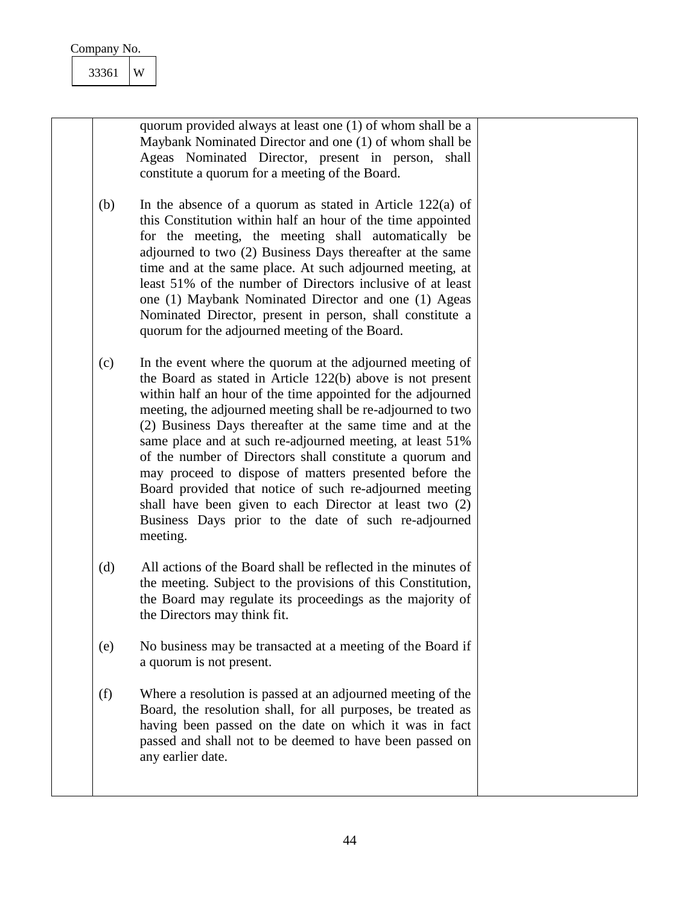Company No.

| 33361 | W |
|---|---|

quorum provided always at least one (1) of whom shall be a Maybank Nominated Director and one (1) of whom shall be Ageas Nominated Director, present in person, shall constitute a quorum for a meeting of the Board.

(b) In the absence of a quorum as stated in Article 122(a) of this Constitution within half an hour of the time appointed for the meeting, the meeting shall automatically be adjourned to two (2) Business Days thereafter at the same time and at the same place. At such adjourned meeting, at least 51% of the number of Directors inclusive of at least one (1) Maybank Nominated Director and one (1) Ageas Nominated Director, present in person, shall constitute a quorum for the adjourned meeting of the Board.

(c) In the event where the quorum at the adjourned meeting of the Board as stated in Article 122(b) above is not present within half an hour of the time appointed for the adjourned meeting, the adjourned meeting shall be re-adjourned to two (2) Business Days thereafter at the same time and at the same place and at such re-adjourned meeting, at least 51% of the number of Directors shall constitute a quorum and may proceed to dispose of matters presented before the Board provided that notice of such re-adjourned meeting shall have been given to each Director at least two (2) Business Days prior to the date of such re-adjourned meeting.

(d) All actions of the Board shall be reflected in the minutes of the meeting. Subject to the provisions of this Constitution, the Board may regulate its proceedings as the majority of the Directors may think fit.

(e) No business may be transacted at a meeting of the Board if a quorum is not present.

(f) Where a resolution is passed at an adjourned meeting of the Board, the resolution shall, for all purposes, be treated as having been passed on the date on which it was in fact passed and shall not to be deemed to have been passed on any earlier date.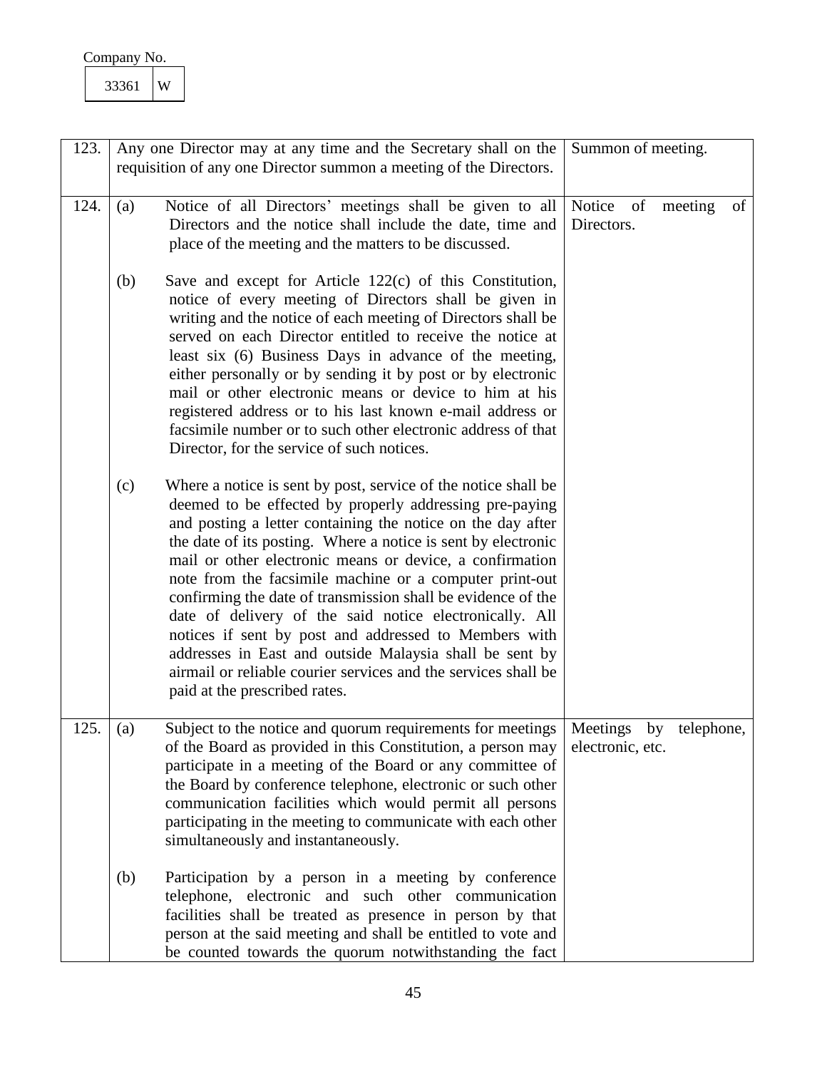Company No.

| 33361 | W |
|---|---|

| | | |
|---|---|---|
| 123. | Any one Director may at any time and the Secretary shall on the requisition of any one Director summon a meeting of the Directors. | Summon of meeting. |
| 124. | (a) Notice of all Directors' meetings shall be given to all Directors and the notice shall include the date, time and place of the meeting and the matters to be discussed.<br><br>(b) Save and except for Article 122(c) of this Constitution, notice of every meeting of Directors shall be given in writing and the notice of each meeting of Directors shall be served on each Director entitled to receive the notice at least six (6) Business Days in advance of the meeting, either personally or by sending it by post or by electronic mail or other electronic means or device to him at his registered address or to his last known e-mail address or facsimile number or to such other electronic address of that Director, for the service of such notices.<br><br>(c) Where a notice is sent by post, service of the notice shall be deemed to be effected by properly addressing pre-paying and posting a letter containing the notice on the day after the date of its posting. Where a notice is sent by electronic mail or other electronic means or device, a confirmation note from the facsimile machine or a computer print-out confirming the date of transmission shall be evidence of the date of delivery of the said notice electronically. All notices if sent by post and addressed to Members with addresses in East and outside Malaysia shall be sent by airmail or reliable courier services and the services shall be paid at the prescribed rates. | Notice of meeting of Directors. |
| 125. | (a) Subject to the notice and quorum requirements for meetings of the Board as provided in this Constitution, a person may participate in a meeting of the Board or any committee of the Board by conference telephone, electronic or such other communication facilities which would permit all persons participating in the meeting to communicate with each other simultaneously and instantaneously.<br><br>(b) Participation by a person in a meeting by conference telephone, electronic and such other communication facilities shall be treated as presence in person by that person at the said meeting and shall be entitled to vote and be counted towards the quorum notwithstanding the fact | Meetings by telephone, electronic, etc. |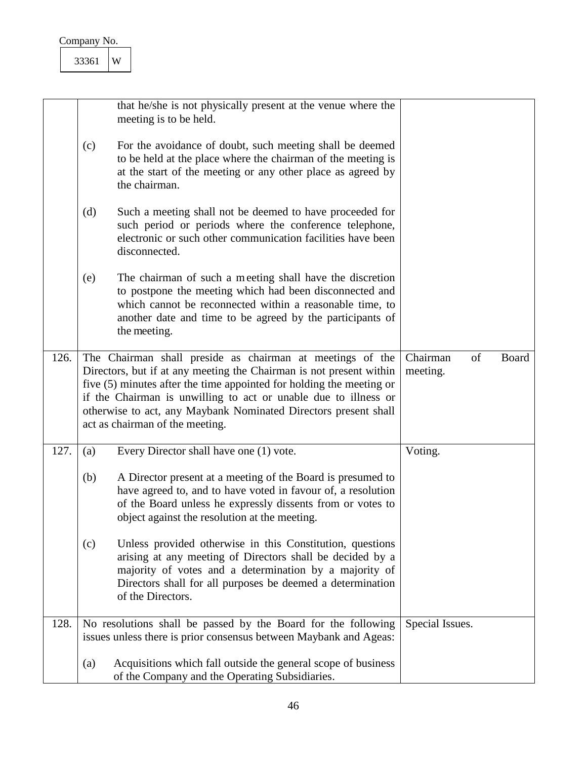Company No.

| 33361 | W |
|---|---|

| | | |
|---|---|---|
| | that he/she is not physically present at the venue where the meeting is to be held.<br><br>(c) For the avoidance of doubt, such meeting shall be deemed to be held at the place where the chairman of the meeting is at the start of the meeting or any other place as agreed by the chairman.<br><br>(d) Such a meeting shall not be deemed to have proceeded for such period or periods where the conference telephone, electronic or such other communication facilities have been disconnected.<br><br>(e) The chairman of such a meeting shall have the discretion to postpone the meeting which had been disconnected and which cannot be reconnected within a reasonable time, to another date and time to be agreed by the participants of the meeting. | |
| 126. | The Chairman shall preside as chairman at meetings of the Directors, but if at any meeting the Chairman is not present within five (5) minutes after the time appointed for holding the meeting or if the Chairman is unwilling to act or unable due to illness or otherwise to act, any Maybank Nominated Directors present shall act as chairman of the meeting. | Chairman of Board meeting. |
| 127. | (a) Every Director shall have one (1) vote.<br><br>(b) A Director present at a meeting of the Board is presumed to have agreed to, and to have voted in favour of, a resolution of the Board unless he expressly dissents from or votes to object against the resolution at the meeting.<br><br>(c) Unless provided otherwise in this Constitution, questions arising at any meeting of Directors shall be decided by a majority of votes and a determination by a majority of Directors shall for all purposes be deemed a determination of the Directors. | Voting. |
| 128. | No resolutions shall be passed by the Board for the following issues unless there is prior consensus between Maybank and Ageas:<br><br>(a) Acquisitions which fall outside the general scope of business of the Company and the Operating Subsidiaries. | Special Issues. |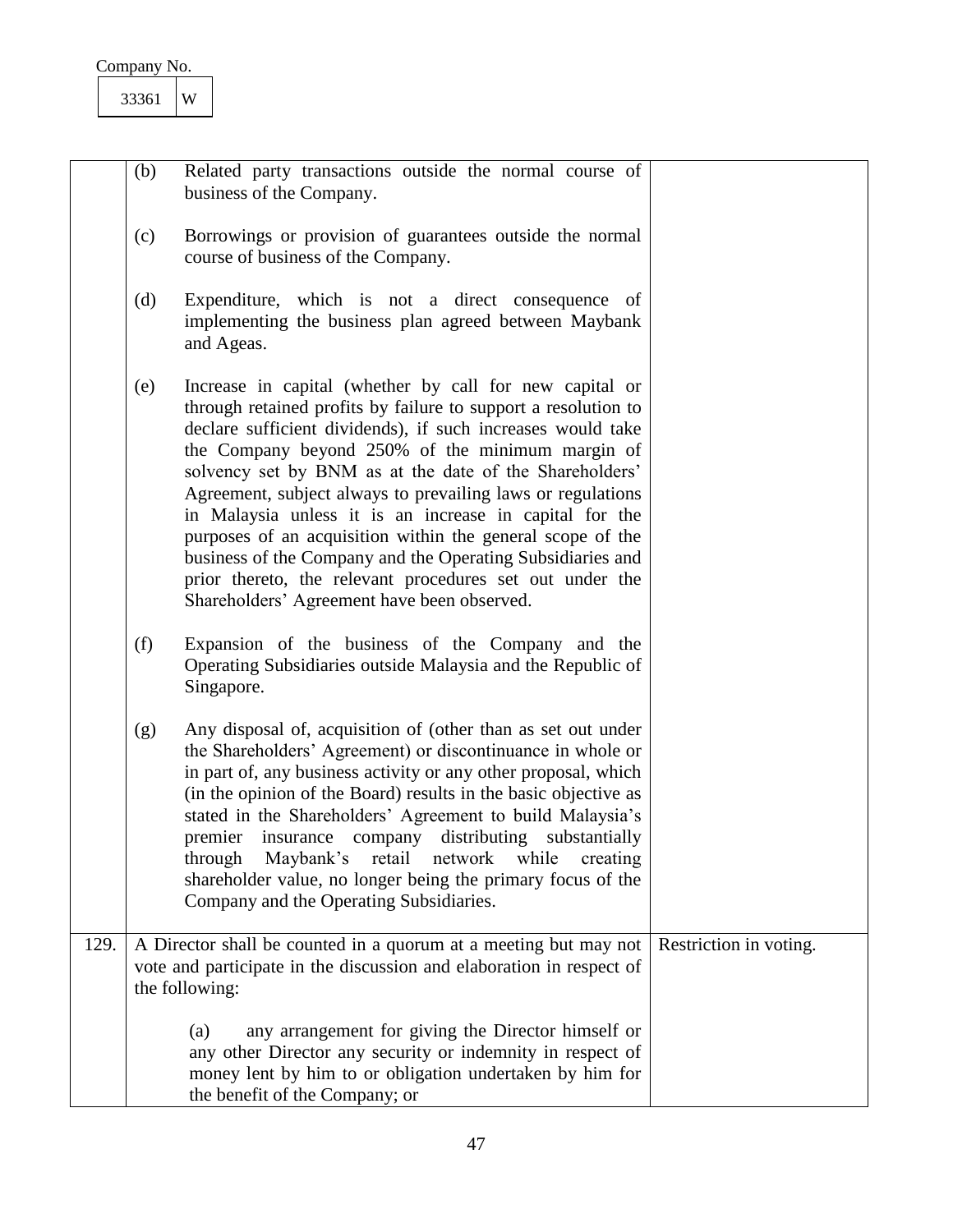Company No.

| 33361 | W |
|---|---|

| | | |
|---|---|---|
| | (b) Related party transactions outside the normal course of business of the Company.<br><br>(c) Borrowings or provision of guarantees outside the normal course of business of the Company.<br><br>(d) Expenditure, which is not a direct consequence of implementing the business plan agreed between Maybank and Ageas.<br><br>(e) Increase in capital (whether by call for new capital or through retained profits by failure to support a resolution to declare sufficient dividends), if such increases would take the Company beyond 250% of the minimum margin of solvency set by BNM as at the date of the Shareholders' Agreement, subject always to prevailing laws or regulations in Malaysia unless it is an increase in capital for the purposes of an acquisition within the general scope of the business of the Company and the Operating Subsidiaries and prior thereto, the relevant procedures set out under the Shareholders' Agreement have been observed.<br><br>(f) Expansion of the business of the Company and the Operating Subsidiaries outside Malaysia and the Republic of Singapore.<br><br>(g) Any disposal of, acquisition of (other than as set out under the Shareholders' Agreement) or discontinuance in whole or in part of, any business activity or any other proposal, which (in the opinion of the Board) results in the basic objective as stated in the Shareholders' Agreement to build Malaysia's premier insurance company distributing substantially through Maybank's retail network while creating shareholder value, no longer being the primary focus of the Company and the Operating Subsidiaries. | |
| 129. | A Director shall be counted in a quorum at a meeting but may not vote and participate in the discussion and elaboration in respect of the following:<br><br>(a) any arrangement for giving the Director himself or any other Director any security or indemnity in respect of money lent by him to or obligation undertaken by him for the benefit of the Company; or | Restriction in voting. |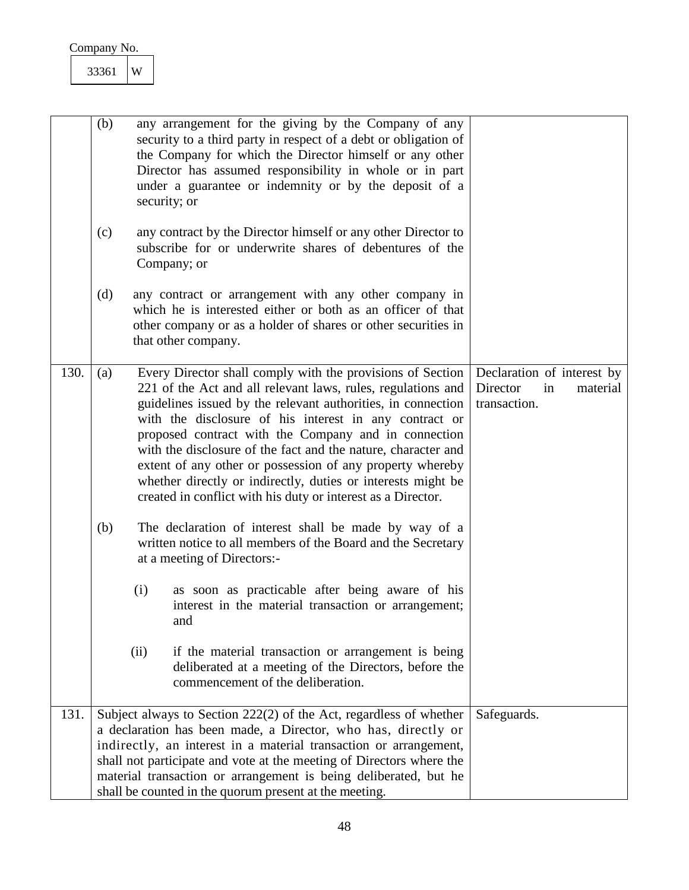Company No.

| 33361 | W |
|---|---|

| | | |
|---|---|---|
| | (b) any arrangement for the giving by the Company of any security to a third party in respect of a debt or obligation of the Company for which the Director himself or any other Director has assumed responsibility in whole or in part under a guarantee or indemnity or by the deposit of a security; or<br><br>(c) any contract by the Director himself or any other Director to subscribe for or underwrite shares of debentures of the Company; or<br><br>(d) any contract or arrangement with any other company in which he is interested either or both as an officer of that other company or as a holder of shares or other securities in that other company. | |
| 130. | (a) Every Director shall comply with the provisions of Section 221 of the Act and all relevant laws, rules, regulations and guidelines issued by the relevant authorities, in connection with the disclosure of his interest in any contract or proposed contract with the Company and in connection with the disclosure of the fact and the nature, character and extent of any other or possession of any property whereby whether directly or indirectly, duties or interests might be created in conflict with his duty or interest as a Director.<br><br>(b) The declaration of interest shall be made by way of a written notice to all members of the Board and the Secretary at a meeting of Directors:-<br><br>(i) as soon as practicable after being aware of his interest in the material transaction or arrangement; and<br><br>(ii) if the material transaction or arrangement is being deliberated at a meeting of the Directors, before the commencement of the deliberation. | Declaration of interest by Director in material transaction. |
| 131. | Subject always to Section 222(2) of the Act, regardless of whether a declaration has been made, a Director, who has, directly or indirectly, an interest in a material transaction or arrangement, shall not participate and vote at the meeting of Directors where the material transaction or arrangement is being deliberated, but he shall be counted in the quorum present at the meeting. | Safeguards. |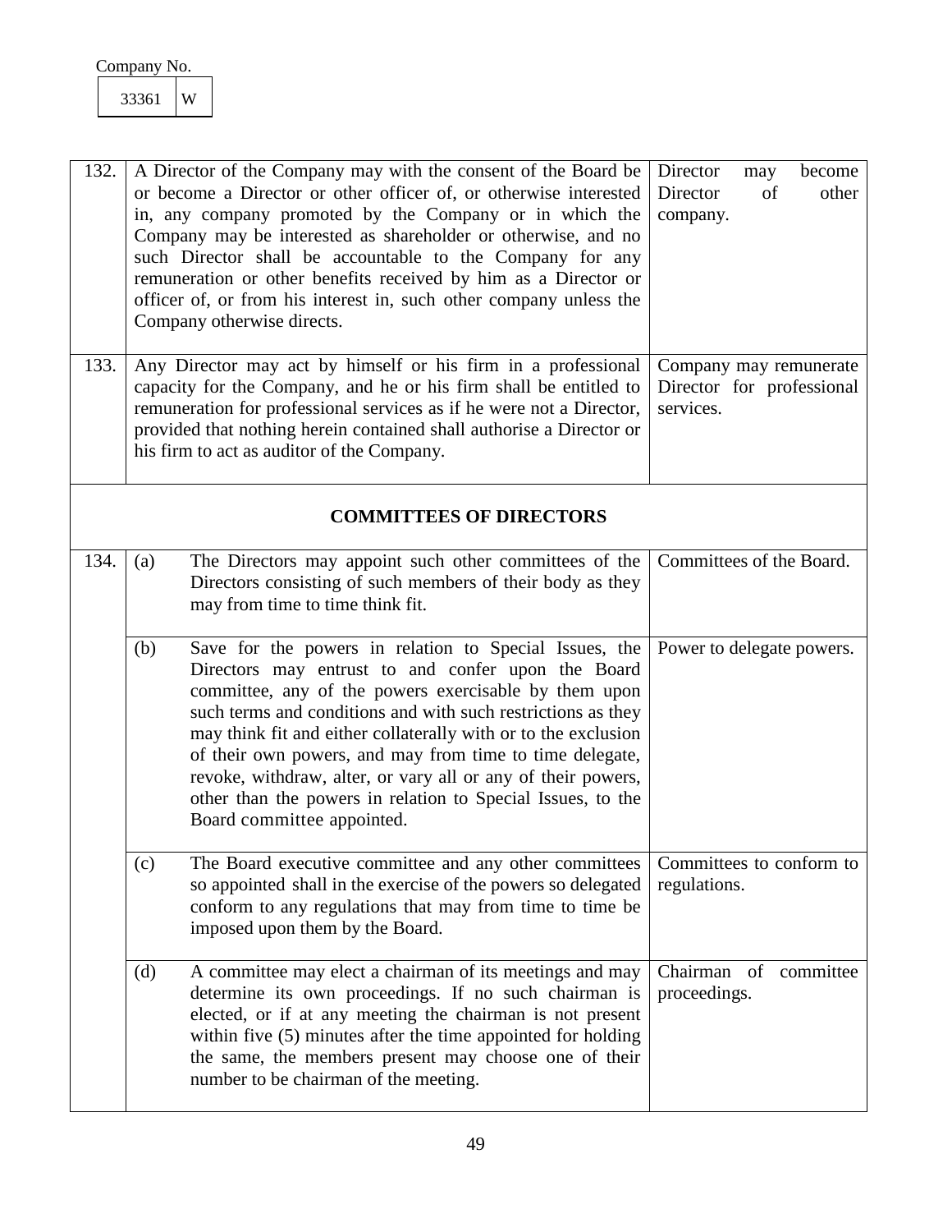Company No.

| 33361 | W |
|---|---|

| | | |
|---|---|---|
| 132. | A Director of the Company may with the consent of the Board be or become a Director or other officer of, or otherwise interested in, any company promoted by the Company or in which the Company may be interested as shareholder or otherwise, and no such Director shall be accountable to the Company for any remuneration or other benefits received by him as a Director or officer of, or from his interest in, such other company unless the Company otherwise directs. | Director may become Director of other company. |
| 133. | Any Director may act by himself or his firm in a professional capacity for the Company, and he or his firm shall be entitled to remuneration for professional services as if he were not a Director, provided that nothing herein contained shall authorise a Director or his firm to act as auditor of the Company. | Company may remunerate Director for professional services. |

## COMMITTEES OF DIRECTORS

| | | |
|---|---|---|
| 134. | (a) The Directors may appoint such other committees of the Directors consisting of such members of their body as they may from time to time think fit. | Committees of the Board. |
| | (b) Save for the powers in relation to Special Issues, the Directors may entrust to and confer upon the Board committee, any of the powers exercisable by them upon such terms and conditions and with such restrictions as they may think fit and either collaterally with or to the exclusion of their own powers, and may from time to time delegate, revoke, withdraw, alter, or vary all or any of their powers, other than the powers in relation to Special Issues, to the Board committee appointed. | Power to delegate powers. |
| | (c) The Board executive committee and any other committees so appointed shall in the exercise of the powers so delegated conform to any regulations that may from time to time be imposed upon them by the Board. | Committees to conform to regulations. |
| | (d) A committee may elect a chairman of its meetings and may determine its own proceedings. If no such chairman is elected, or if at any meeting the chairman is not present within five (5) minutes after the time appointed for holding the same, the members present may choose one of their number to be chairman of the meeting. | Chairman of committee proceedings. |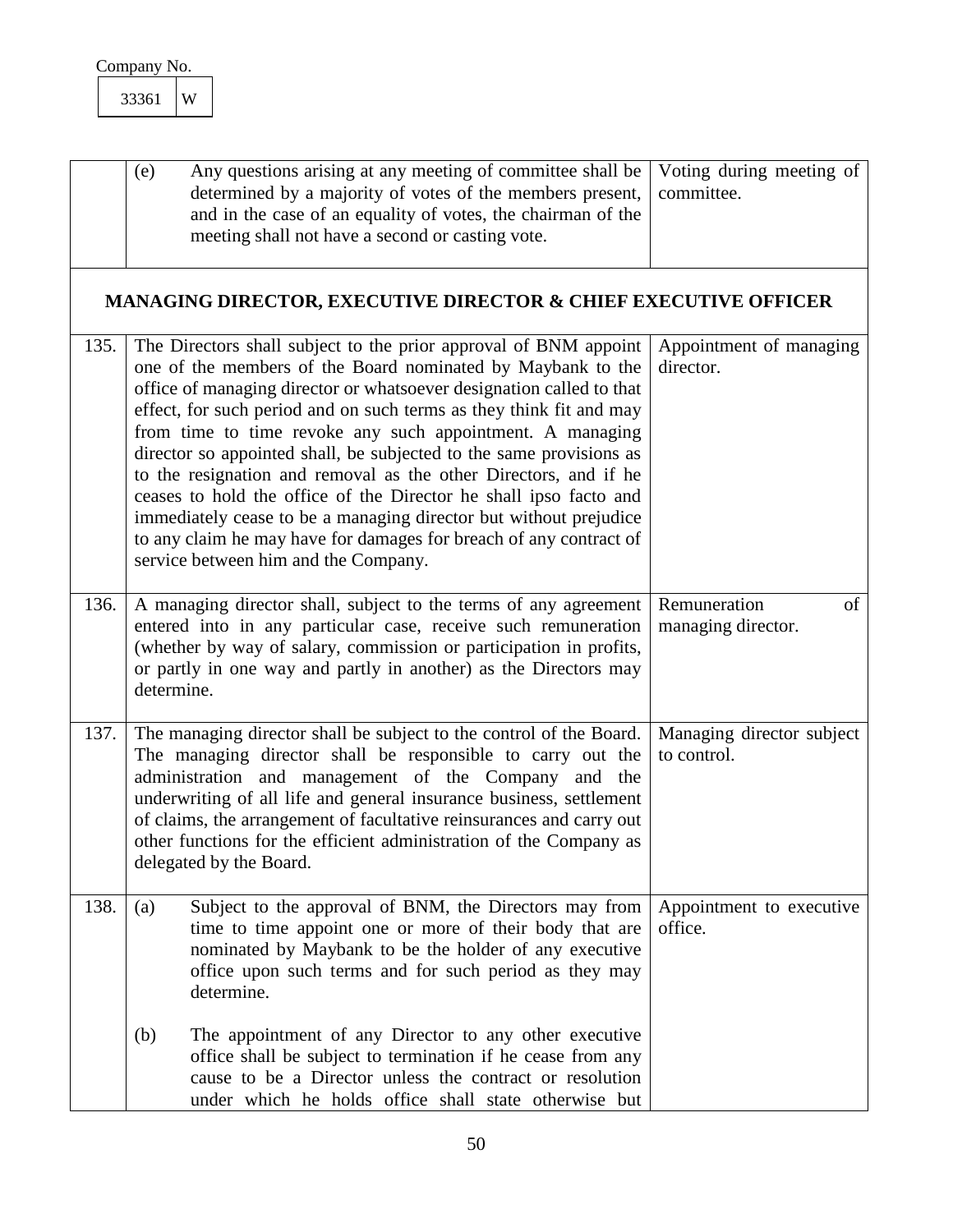Company No.

| 33361 | W |
|---|---|

| | | |
|---|---|---|
| | (e) Any questions arising at any meeting of committee shall be determined by a majority of votes of the members present, and in the case of an equality of votes, the chairman of the meeting shall not have a second or casting vote. | Voting during meeting of committee. |

**MANAGING DIRECTOR, EXECUTIVE DIRECTOR & CHIEF EXECUTIVE OFFICER**

| | | |
|---|---|---|
| 135. | The Directors shall subject to the prior approval of BNM appoint one of the members of the Board nominated by Maybank to the office of managing director or whatsoever designation called to that effect, for such period and on such terms as they think fit and may from time to time revoke any such appointment. A managing director so appointed shall, be subjected to the same provisions as to the resignation and removal as the other Directors, and if he ceases to hold the office of the Director he shall ipso facto and immediately cease to be a managing director but without prejudice to any claim he may have for damages for breach of any contract of service between him and the Company. | Appointment of managing director. |
| 136. | A managing director shall, subject to the terms of any agreement entered into in any particular case, receive such remuneration (whether by way of salary, commission or participation in profits, or partly in one way and partly in another) as the Directors may determine. | Remuneration of managing director. |
| 137. | The managing director shall be subject to the control of the Board. The managing director shall be responsible to carry out the administration and management of the Company and the underwriting of all life and general insurance business, settlement of claims, the arrangement of facultative reinsurances and carry out other functions for the efficient administration of the Company as delegated by the Board. | Managing director subject to control. |
| 138. | (a) Subject to the approval of BNM, the Directors may from time to time appoint one or more of their body that are nominated by Maybank to be the holder of any executive office upon such terms and for such period as they may determine.<br><br>(b) The appointment of any Director to any other executive office shall be subject to termination if he cease from any cause to be a Director unless the contract or resolution under which he holds office shall state otherwise but | Appointment to executive office. |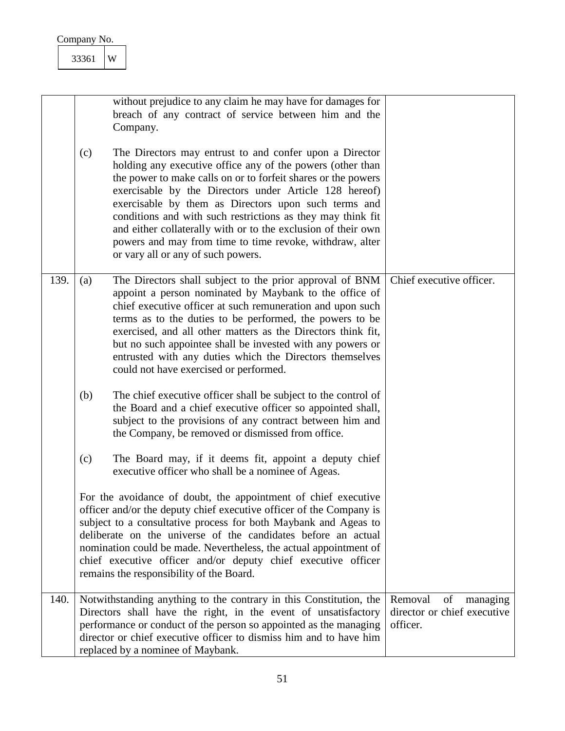Company No.

| 33361 | W |
|---|---|

| | | |
|---|---|---|
| | without prejudice to any claim he may have for damages for breach of any contract of service between him and the Company.<br><br>(c) The Directors may entrust to and confer upon a Director holding any executive office any of the powers (other than the power to make calls on or to forfeit shares or the powers exercisable by the Directors under Article 128 hereof) exercisable by them as Directors upon such terms and conditions and with such restrictions as they may think fit and either collaterally with or to the exclusion of their own powers and may from time to time revoke, withdraw, alter or vary all or any of such powers. | |
| 139. | (a) The Directors shall subject to the prior approval of BNM appoint a person nominated by Maybank to the office of chief executive officer at such remuneration and upon such terms as to the duties to be performed, the powers to be exercised, and all other matters as the Directors think fit, but no such appointee shall be invested with any powers or entrusted with any duties which the Directors themselves could not have exercised or performed.<br><br>(b) The chief executive officer shall be subject to the control of the Board and a chief executive officer so appointed shall, subject to the provisions of any contract between him and the Company, be removed or dismissed from office.<br><br>(c) The Board may, if it deems fit, appoint a deputy chief executive officer who shall be a nominee of Ageas.<br><br>For the avoidance of doubt, the appointment of chief executive officer and/or the deputy chief executive officer of the Company is subject to a consultative process for both Maybank and Ageas to deliberate on the universe of the candidates before an actual nomination could be made. Nevertheless, the actual appointment of chief executive officer and/or deputy chief executive officer remains the responsibility of the Board. | Chief executive officer. |
| 140. | Notwithstanding anything to the contrary in this Constitution, the Directors shall have the right, in the event of unsatisfactory performance or conduct of the person so appointed as the managing director or chief executive officer to dismiss him and to have him replaced by a nominee of Maybank. | Removal of managing director or chief executive officer. |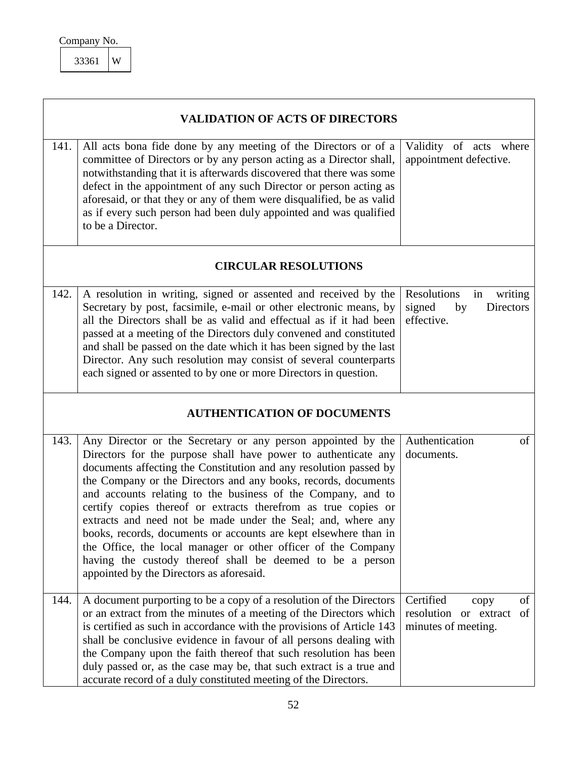Company No.

| 33361 | W |
|---|---|

| | VALIDATION OF ACTS OF DIRECTORS | |
|---|---|---|
| 141. | All acts bona fide done by any meeting of the Directors or of a committee of Directors or by any person acting as a Director shall, notwithstanding that it is afterwards discovered that there was some defect in the appointment of any such Director or person acting as aforesaid, or that they or any of them were disqualified, be as valid as if every such person had been duly appointed and was qualified to be a Director. | Validity of acts where appointment defective. |
| | **CIRCULAR RESOLUTIONS** | |
| 142. | A resolution in writing, signed or assented and received by the Secretary by post, facsimile, e-mail or other electronic means, by all the Directors shall be as valid and effectual as if it had been passed at a meeting of the Directors duly convened and constituted and shall be passed on the date which it has been signed by the last Director. Any such resolution may consist of several counterparts each signed or assented to by one or more Directors in question. | Resolutions in writing signed by Directors effective. |
| | **AUTHENTICATION OF DOCUMENTS** | |
| 143. | Any Director or the Secretary or any person appointed by the Directors for the purpose shall have power to authenticate any documents affecting the Constitution and any resolution passed by the Company or the Directors and any books, records, documents and accounts relating to the business of the Company, and to certify copies thereof or extracts therefrom as true copies or extracts and need not be made under the Seal; and, where any books, records, documents or accounts are kept elsewhere than in the Office, the local manager or other officer of the Company having the custody thereof shall be deemed to be a person appointed by the Directors as aforesaid. | Authentication of documents. |
| 144. | A document purporting to be a copy of a resolution of the Directors or an extract from the minutes of a meeting of the Directors which is certified as such in accordance with the provisions of Article 143 shall be conclusive evidence in favour of all persons dealing with the Company upon the faith thereof that such resolution has been duly passed or, as the case may be, that such extract is a true and accurate record of a duly constituted meeting of the Directors. | Certified copy of resolution or extract of minutes of meeting. |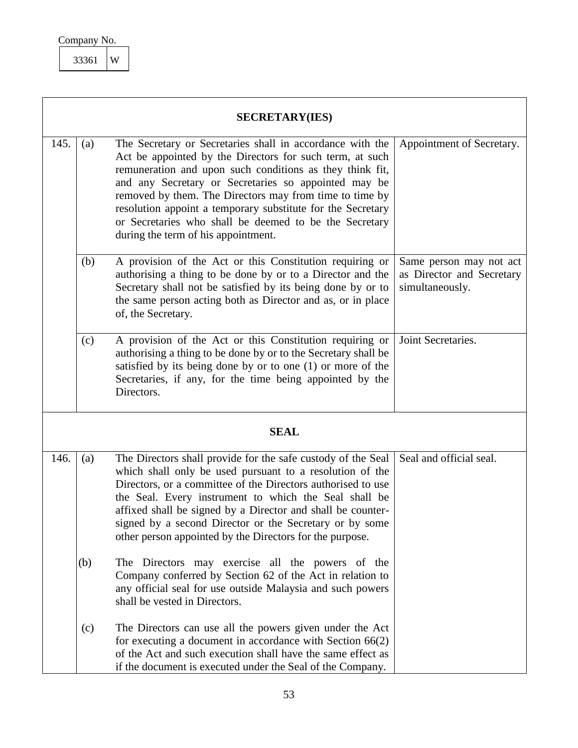Company No.

| 33361 | W |
|---|---|

| | | SECRETARY(IES) | |
|---|---|---|---|
| 145. | (a) | The Secretary or Secretaries shall in accordance with the Act be appointed by the Directors for such term, at such remuneration and upon such conditions as they think fit, and any Secretary or Secretaries so appointed may be removed by them. The Directors may from time to time by resolution appoint a temporary substitute for the Secretary or Secretaries who shall be deemed to be the Secretary during the term of his appointment. | Appointment of Secretary. |
| | (b) | A provision of the Act or this Constitution requiring or authorising a thing to be done by or to a Director and the Secretary shall not be satisfied by its being done by or to the same person acting both as Director and as, or in place of, the Secretary. | Same person may not act as Director and Secretary simultaneously. |
| | (c) | A provision of the Act or this Constitution requiring or authorising a thing to be done by or to the Secretary shall be satisfied by its being done by or to one (1) or more of the Secretaries, if any, for the time being appointed by the Directors. | Joint Secretaries. |
| | | **SEAL** | |
| 146. | (a) | The Directors shall provide for the safe custody of the Seal which shall only be used pursuant to a resolution of the Directors, or a committee of the Directors authorised to use the Seal. Every instrument to which the Seal shall be affixed shall be signed by a Director and shall be counter-signed by a second Director or the Secretary or by some other person appointed by the Directors for the purpose. | Seal and official seal. |
| | (b) | The Directors may exercise all the powers of the Company conferred by Section 62 of the Act in relation to any official seal for use outside Malaysia and such powers shall be vested in Directors. | |
| | (c) | The Directors can use all the powers given under the Act for executing a document in accordance with Section 66(2) of the Act and such execution shall have the same effect as if the document is executed under the Seal of the Company. | |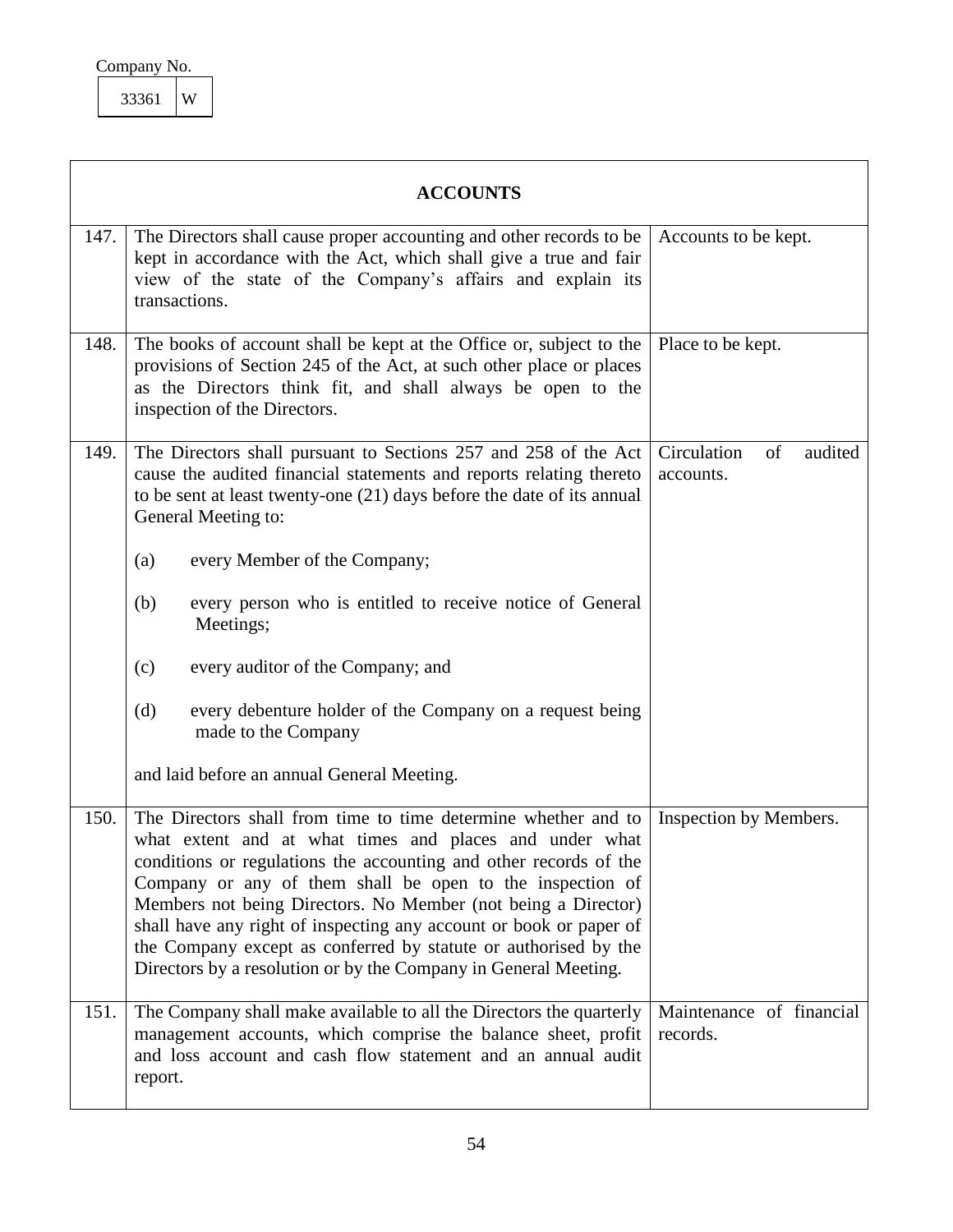Company No.

| 33361 | W |
|---|---|

| ACCOUNTS | | |
|---|---|---|
| 147. | The Directors shall cause proper accounting and other records to be kept in accordance with the Act, which shall give a true and fair view of the state of the Company's affairs and explain its transactions. | Accounts to be kept. |
| 148. | The books of account shall be kept at the Office or, subject to the provisions of Section 245 of the Act, at such other place or places as the Directors think fit, and shall always be open to the inspection of the Directors. | Place to be kept. |
| 149. | The Directors shall pursuant to Sections 257 and 258 of the Act cause the audited financial statements and reports relating thereto to be sent at least twenty-one (21) days before the date of its annual General Meeting to:<br><br>(a) every Member of the Company;<br><br>(b) every person who is entitled to receive notice of General Meetings;<br><br>(c) every auditor of the Company; and<br><br>(d) every debenture holder of the Company on a request being made to the Company<br><br>and laid before an annual General Meeting. | Circulation of audited accounts. |
| 150. | The Directors shall from time to time determine whether and to what extent and at what times and places and under what conditions or regulations the accounting and other records of the Company or any of them shall be open to the inspection of Members not being Directors. No Member (not being a Director) shall have any right of inspecting any account or book or paper of the Company except as conferred by statute or authorised by the Directors by a resolution or by the Company in General Meeting. | Inspection by Members. |
| 151. | The Company shall make available to all the Directors the quarterly management accounts, which comprise the balance sheet, profit and loss account and cash flow statement and an annual audit report. | Maintenance of financial records. |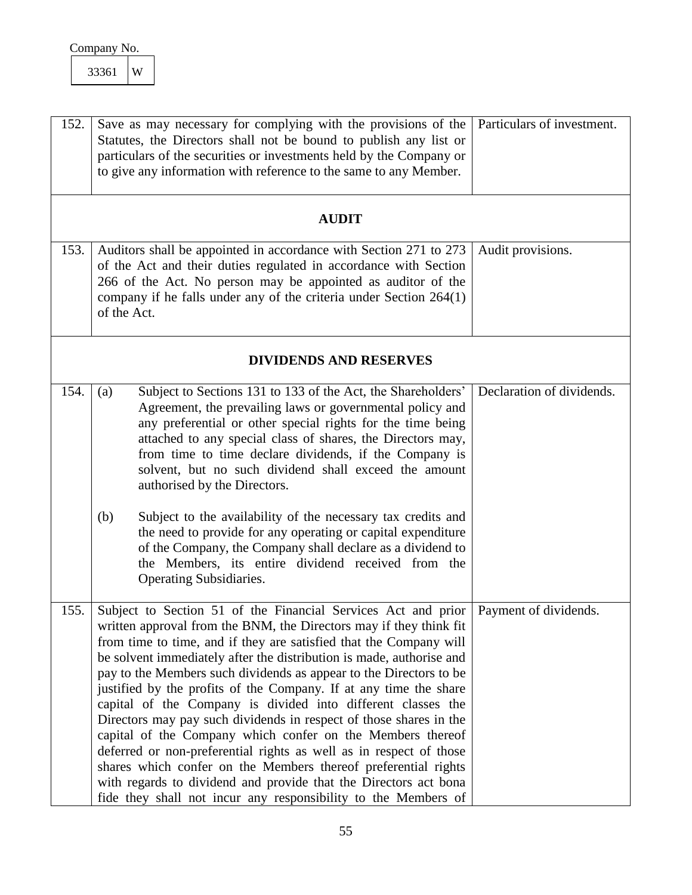Company No.

| 33361 | W |
|---|---|

| | | |
|---|---|---|
| 152. | Save as may necessary for complying with the provisions of the Statutes, the Directors shall not be bound to publish any list or particulars of the securities or investments held by the Company or to give any information with reference to the same to any Member. | Particulars of investment. |
| | **AUDIT** | |
| 153. | Auditors shall be appointed in accordance with Section 271 to 273 of the Act and their duties regulated in accordance with Section 266 of the Act. No person may be appointed as auditor of the company if he falls under any of the criteria under Section 264(1) of the Act. | Audit provisions. |
| | **DIVIDENDS AND RESERVES** | |
| 154. | (a) Subject to Sections 131 to 133 of the Act, the Shareholders' Agreement, the prevailing laws or governmental policy and any preferential or other special rights for the time being attached to any special class of shares, the Directors may, from time to time declare dividends, if the Company is solvent, but no such dividend shall exceed the amount authorised by the Directors.<br><br>(b) Subject to the availability of the necessary tax credits and the need to provide for any operating or capital expenditure of the Company, the Company shall declare as a dividend to the Members, its entire dividend received from the Operating Subsidiaries. | Declaration of dividends. |
| 155. | Subject to Section 51 of the Financial Services Act and prior written approval from the BNM, the Directors may if they think fit from time to time, and if they are satisfied that the Company will be solvent immediately after the distribution is made, authorise and pay to the Members such dividends as appear to the Directors to be justified by the profits of the Company. If at any time the share capital of the Company is divided into different classes the Directors may pay such dividends in respect of those shares in the capital of the Company which confer on the Members thereof deferred or non-preferential rights as well as in respect of those shares which confer on the Members thereof preferential rights with regards to dividend and provide that the Directors act bona fide they shall not incur any responsibility to the Members of | Payment of dividends. |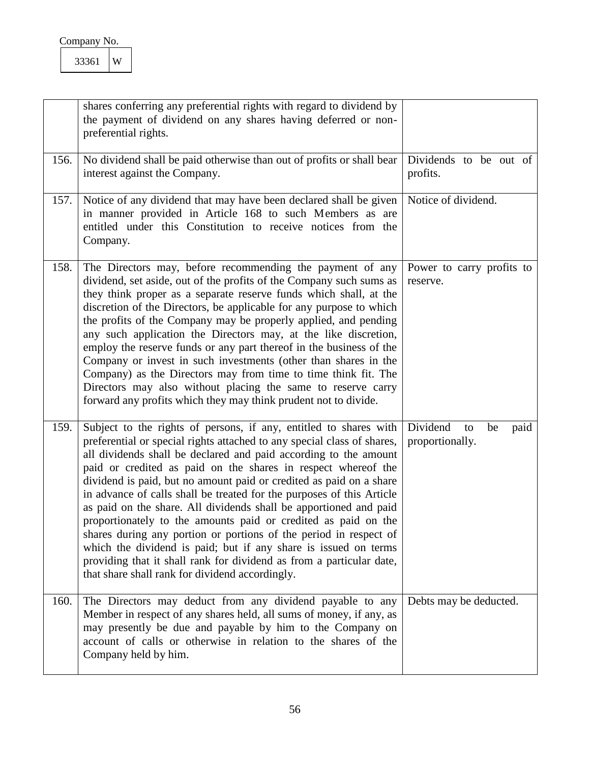Company No.

| 33361 | W |
|---|---|

| | | |
|---|---|---|
| | shares conferring any preferential rights with regard to dividend by the payment of dividend on any shares having deferred or non-preferential rights. | |
| 156. | No dividend shall be paid otherwise than out of profits or shall bear interest against the Company. | Dividends to be out of profits. |
| 157. | Notice of any dividend that may have been declared shall be given in manner provided in Article 168 to such Members as are entitled under this Constitution to receive notices from the Company. | Notice of dividend. |
| 158. | The Directors may, before recommending the payment of any dividend, set aside, out of the profits of the Company such sums as they think proper as a separate reserve funds which shall, at the discretion of the Directors, be applicable for any purpose to which the profits of the Company may be properly applied, and pending any such application the Directors may, at the like discretion, employ the reserve funds or any part thereof in the business of the Company or invest in such investments (other than shares in the Company) as the Directors may from time to time think fit. The Directors may also without placing the same to reserve carry forward any profits which they may think prudent not to divide. | Power to carry profits to reserve. |
| 159. | Subject to the rights of persons, if any, entitled to shares with preferential or special rights attached to any special class of shares, all dividends shall be declared and paid according to the amount paid or credited as paid on the shares in respect whereof the dividend is paid, but no amount paid or credited as paid on a share in advance of calls shall be treated for the purposes of this Article as paid on the share. All dividends shall be apportioned and paid proportionately to the amounts paid or credited as paid on the shares during any portion or portions of the period in respect of which the dividend is paid; but if any share is issued on terms providing that it shall rank for dividend as from a particular date, that share shall rank for dividend accordingly. | Dividend to be paid proportionally. |
| 160. | The Directors may deduct from any dividend payable to any Member in respect of any shares held, all sums of money, if any, as may presently be due and payable by him to the Company on account of calls or otherwise in relation to the shares of the Company held by him. | Debts may be deducted. |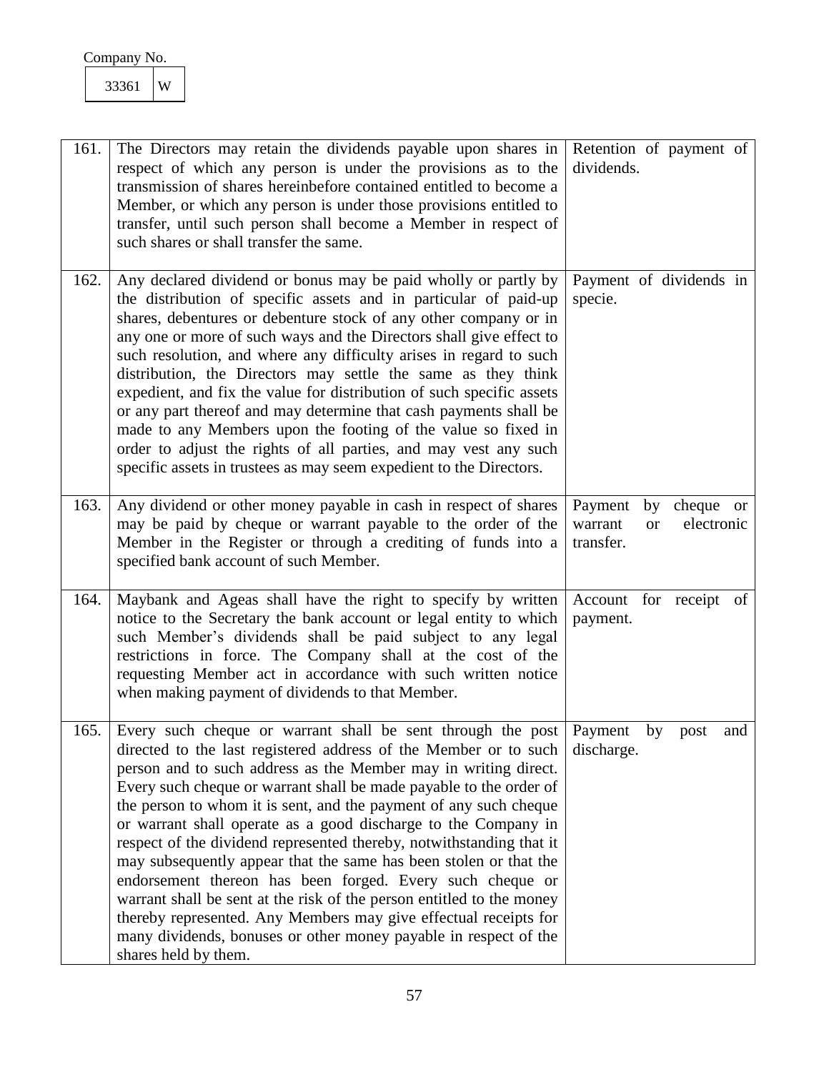Company No.

| 33361 | W |
|---|---|

| | | |
|---|---|---|
| 161. | The Directors may retain the dividends payable upon shares in respect of which any person is under the provisions as to the transmission of shares hereinbefore contained entitled to become a Member, or which any person is under those provisions entitled to transfer, until such person shall become a Member in respect of such shares or shall transfer the same. | Retention of payment of dividends. |
| 162. | Any declared dividend or bonus may be paid wholly or partly by the distribution of specific assets and in particular of paid-up shares, debentures or debenture stock of any other company or in any one or more of such ways and the Directors shall give effect to such resolution, and where any difficulty arises in regard to such distribution, the Directors may settle the same as they think expedient, and fix the value for distribution of such specific assets or any part thereof and may determine that cash payments shall be made to any Members upon the footing of the value so fixed in order to adjust the rights of all parties, and may vest any such specific assets in trustees as may seem expedient to the Directors. | Payment of dividends in specie. |
| 163. | Any dividend or other money payable in cash in respect of shares may be paid by cheque or warrant payable to the order of the Member in the Register or through a crediting of funds into a specified bank account of such Member. | Payment by cheque or warrant or electronic transfer. |
| 164. | Maybank and Ageas shall have the right to specify by written notice to the Secretary the bank account or legal entity to which such Member's dividends shall be paid subject to any legal restrictions in force. The Company shall at the cost of the requesting Member act in accordance with such written notice when making payment of dividends to that Member. | Account for receipt of payment. |
| 165. | Every such cheque or warrant shall be sent through the post directed to the last registered address of the Member or to such person and to such address as the Member may in writing direct. Every such cheque or warrant shall be made payable to the order of the person to whom it is sent, and the payment of any such cheque or warrant shall operate as a good discharge to the Company in respect of the dividend represented thereby, notwithstanding that it may subsequently appear that the same has been stolen or that the endorsement thereon has been forged. Every such cheque or warrant shall be sent at the risk of the person entitled to the money thereby represented. Any Members may give effectual receipts for many dividends, bonuses or other money payable in respect of the shares held by them. | Payment by post and discharge. |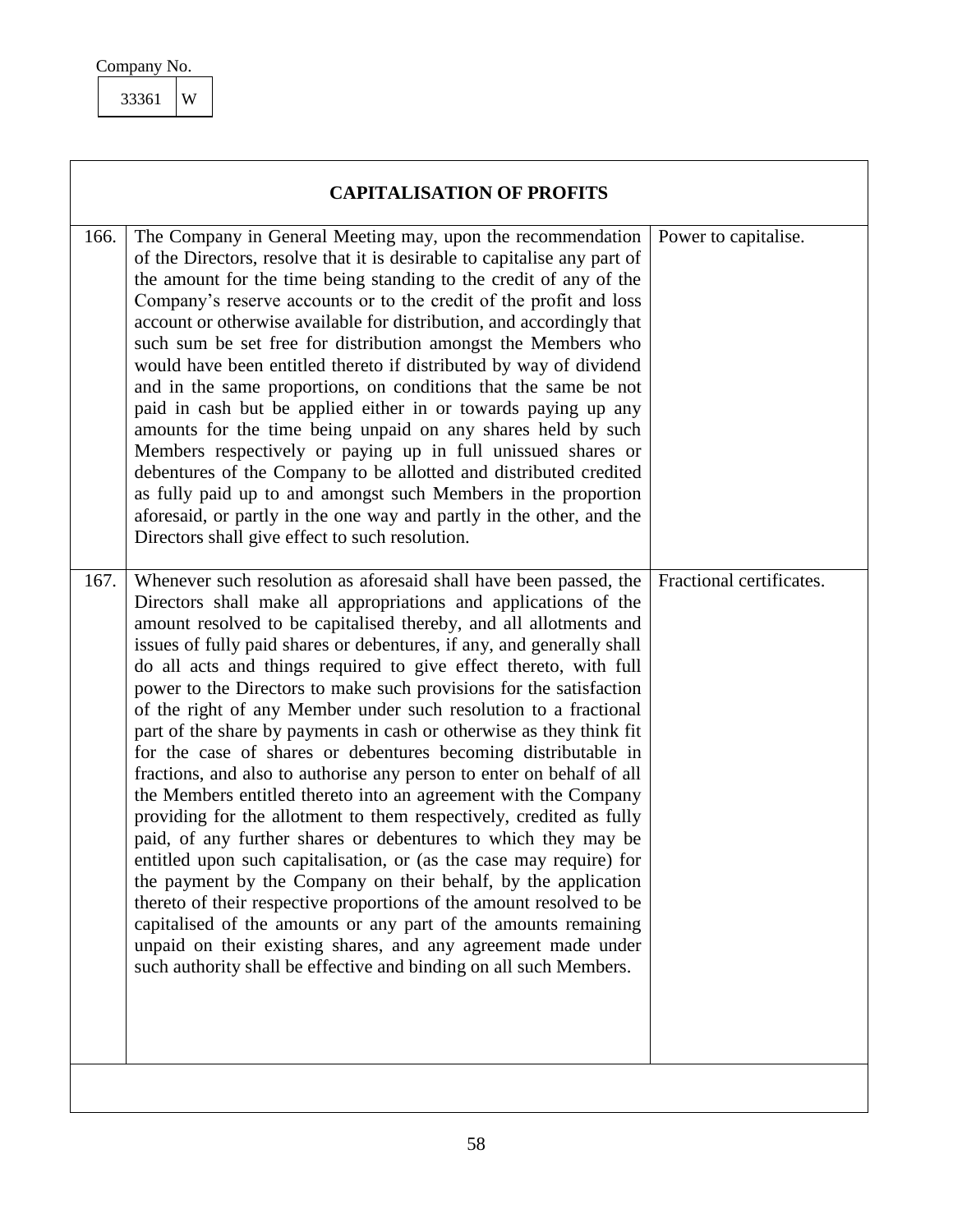Company No.

| 33361 | W |
|---|---|

## CAPITALISATION OF PROFITS

| | | |
|---|---|---|
| 166. | The Company in General Meeting may, upon the recommendation of the Directors, resolve that it is desirable to capitalise any part of the amount for the time being standing to the credit of any of the Company's reserve accounts or to the credit of the profit and loss account or otherwise available for distribution, and accordingly that such sum be set free for distribution amongst the Members who would have been entitled thereto if distributed by way of dividend and in the same proportions, on conditions that the same be not paid in cash but be applied either in or towards paying up any amounts for the time being unpaid on any shares held by such Members respectively or paying up in full unissued shares or debentures of the Company to be allotted and distributed credited as fully paid up to and amongst such Members in the proportion aforesaid, or partly in the one way and partly in the other, and the Directors shall give effect to such resolution. | Power to capitalise. |
| 167. | Whenever such resolution as aforesaid shall have been passed, the Directors shall make all appropriations and applications of the amount resolved to be capitalised thereby, and all allotments and issues of fully paid shares or debentures, if any, and generally shall do all acts and things required to give effect thereto, with full power to the Directors to make such provisions for the satisfaction of the right of any Member under such resolution to a fractional part of the share by payments in cash or otherwise as they think fit for the case of shares or debentures becoming distributable in fractions, and also to authorise any person to enter on behalf of all the Members entitled thereto into an agreement with the Company providing for the allotment to them respectively, credited as fully paid, of any further shares or debentures to which they may be entitled upon such capitalisation, or (as the case may require) for the payment by the Company on their behalf, by the application thereto of their respective proportions of the amount resolved to be capitalised of the amounts or any part of the amounts remaining unpaid on their existing shares, and any agreement made under such authority shall be effective and binding on all such Members. | Fractional certificates. |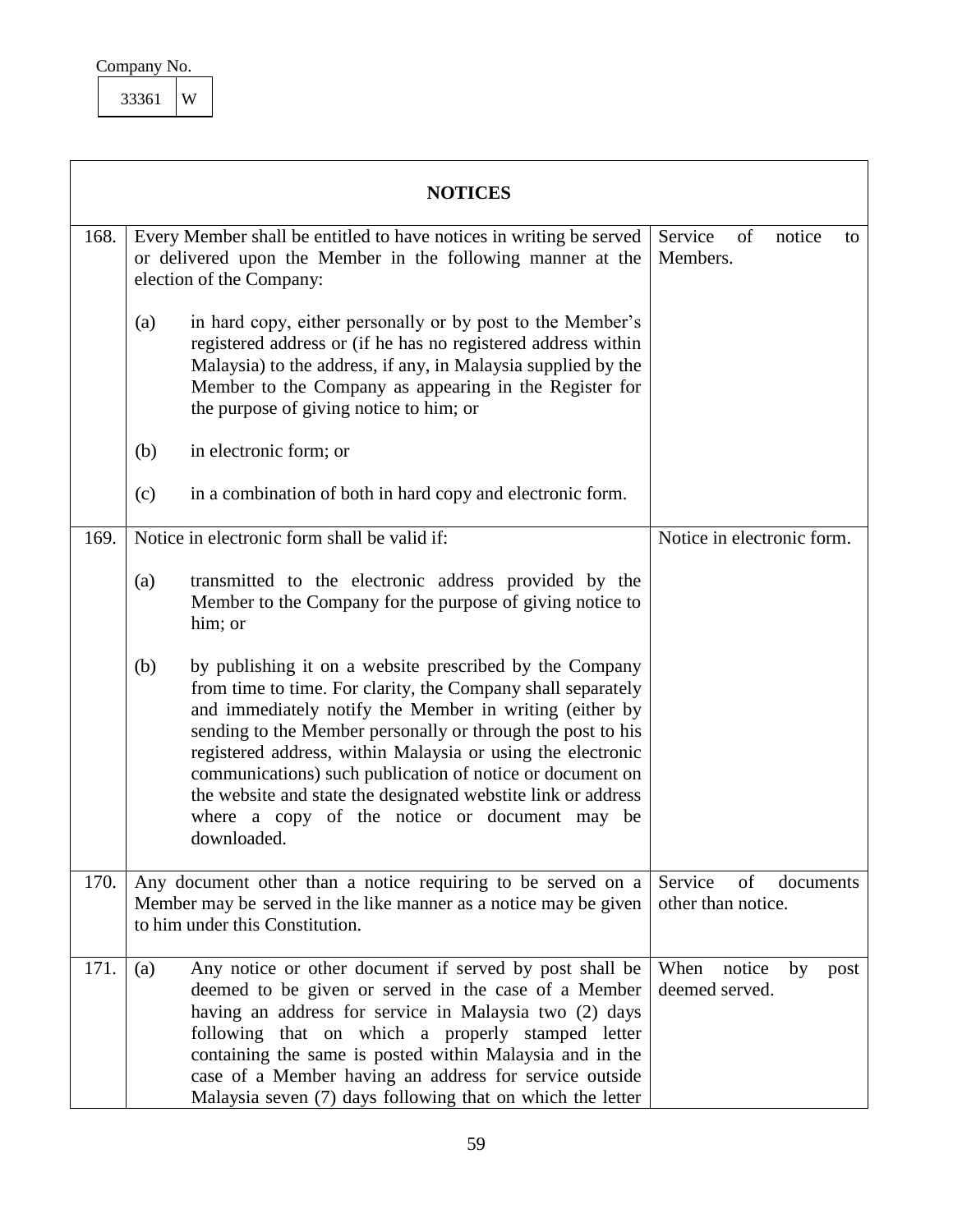Company No.

| 33361 | W |
|---|---|

| **NOTICES** | | |
|---|---|---|
| 168. | Every Member shall be entitled to have notices in writing be served or delivered upon the Member in the following manner at the election of the Company:<br><br>(a) in hard copy, either personally or by post to the Member's registered address or (if he has no registered address within Malaysia) to the address, if any, in Malaysia supplied by the Member to the Company as appearing in the Register for the purpose of giving notice to him; or<br><br>(b) in electronic form; or<br><br>(c) in a combination of both in hard copy and electronic form. | Service of notice to Members. |
| 169. | Notice in electronic form shall be valid if:<br><br>(a) transmitted to the electronic address provided by the Member to the Company for the purpose of giving notice to him; or<br><br>(b) by publishing it on a website prescribed by the Company from time to time. For clarity, the Company shall separately and immediately notify the Member in writing (either by sending to the Member personally or through the post to his registered address, within Malaysia or using the electronic communications) such publication of notice or document on the website and state the designated webstite link or address where a copy of the notice or document may be downloaded. | Notice in electronic form. |
| 170. | Any document other than a notice requiring to be served on a Member may be served in the like manner as a notice may be given to him under this Constitution. | Service of documents other than notice. |
| 171. | (a) Any notice or other document if served by post shall be deemed to be given or served in the case of a Member having an address for service in Malaysia two (2) days following that on which a properly stamped letter containing the same is posted within Malaysia and in the case of a Member having an address for service outside Malaysia seven (7) days following that on which the letter | When notice by post deemed served. |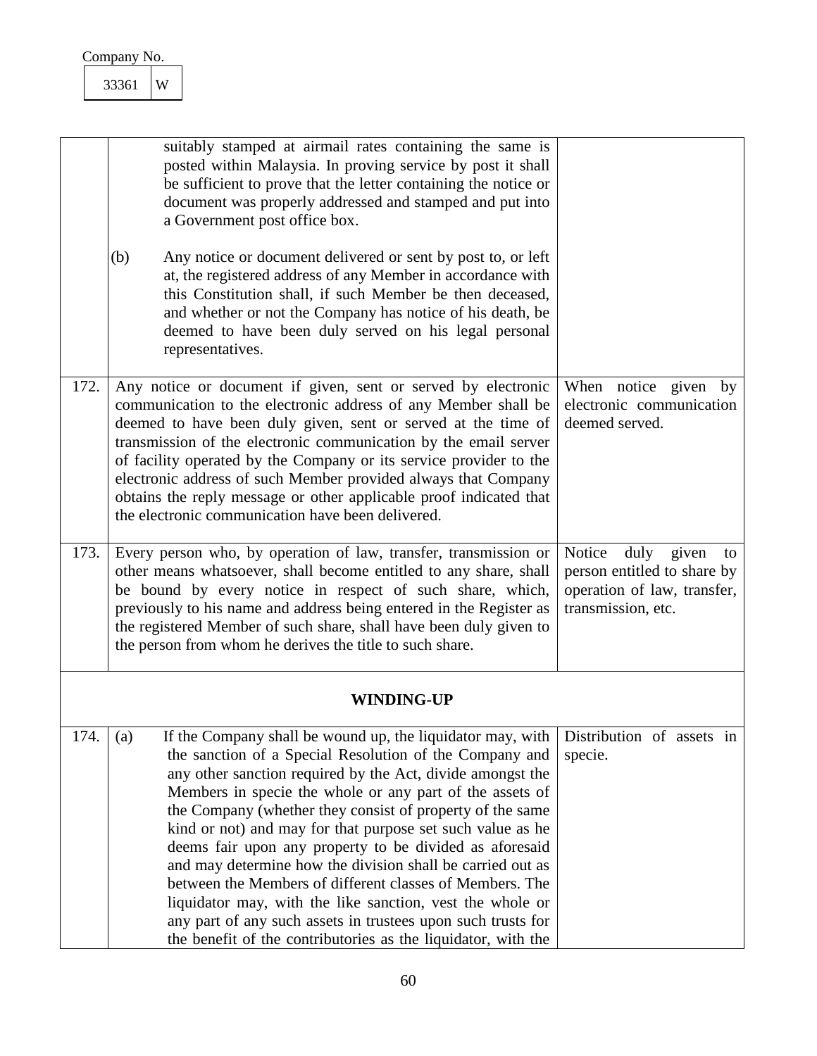| | | |
|---|---|---|
| | suitably stamped at airmail rates containing the same is posted within Malaysia. In proving service by post it shall be sufficient to prove that the letter containing the notice or document was properly addressed and stamped and put into a Government post office box.<br><br>(b) Any notice or document delivered or sent by post to, or left at, the registered address of any Member in accordance with this Constitution shall, if such Member be then deceased, and whether or not the Company has notice of his death, be deemed to have been duly served on his legal personal representatives. | |
| 172. | Any notice or document if given, sent or served by electronic communication to the electronic address of any Member shall be deemed to have been duly given, sent or served at the time of transmission of the electronic communication by the email server of facility operated by the Company or its service provider to the electronic address of such Member provided always that Company obtains the reply message or other applicable proof indicated that the electronic communication have been delivered. | When notice given by electronic communication deemed served. |
| 173. | Every person who, by operation of law, transfer, transmission or other means whatsoever, shall become entitled to any share, shall be bound by every notice in respect of such share, which, previously to his name and address being entered in the Register as the registered Member of such share, shall have been duly given to the person from whom he derives the title to such share. | Notice duly given to person entitled to share by operation of law, transfer, transmission, etc. |
| | **WINDING-UP** | |
| 174. | (a) If the Company shall be wound up, the liquidator may, with the sanction of a Special Resolution of the Company and any other sanction required by the Act, divide amongst the Members in specie the whole or any part of the assets of the Company (whether they consist of property of the same kind or not) and may for that purpose set such value as he deems fair upon any property to be divided as aforesaid and may determine how the division shall be carried out as between the Members of different classes of Members. The liquidator may, with the like sanction, vest the whole or any part of any such assets in trustees upon such trusts for the benefit of the contributories as the liquidator, with the | Distribution of assets in specie. |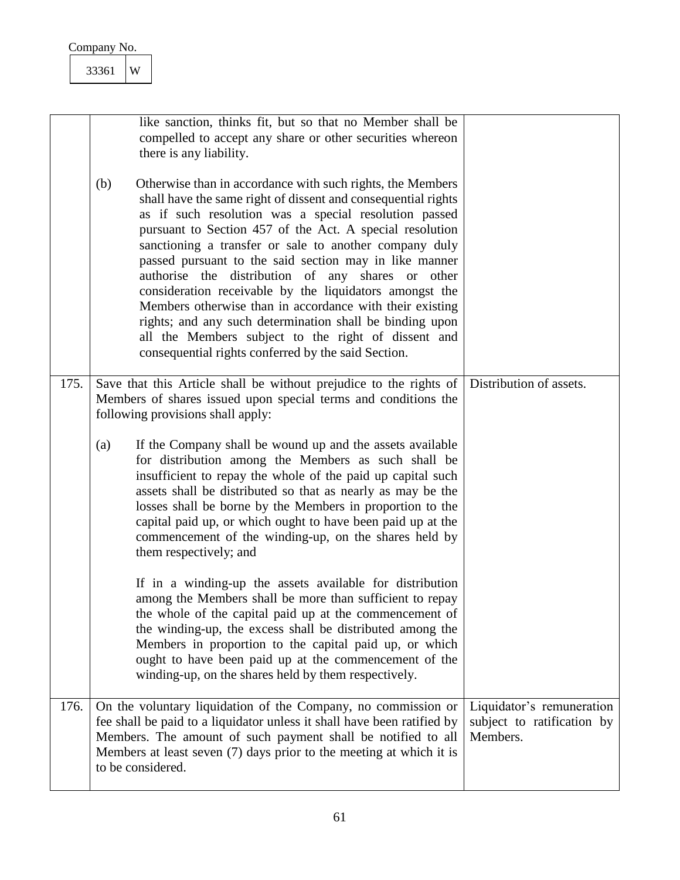Company No.

| 33361 | W |
|---|---|

| | | |
|---|---|---|
| | like sanction, thinks fit, but so that no Member shall be compelled to accept any share or other securities whereon there is any liability.<br><br>(b) Otherwise than in accordance with such rights, the Members shall have the same right of dissent and consequential rights as if such resolution was a special resolution passed pursuant to Section 457 of the Act. A special resolution sanctioning a transfer or sale to another company duly passed pursuant to the said section may in like manner authorise the distribution of any shares or other consideration receivable by the liquidators amongst the Members otherwise than in accordance with their existing rights; and any such determination shall be binding upon all the Members subject to the right of dissent and consequential rights conferred by the said Section. | |
| 175. | Save that this Article shall be without prejudice to the rights of Members of shares issued upon special terms and conditions the following provisions shall apply:<br><br>(a) If the Company shall be wound up and the assets available for distribution among the Members as such shall be insufficient to repay the whole of the paid up capital such assets shall be distributed so that as nearly as may be the losses shall be borne by the Members in proportion to the capital paid up, or which ought to have been paid up at the commencement of the winding-up, on the shares held by them respectively; and<br><br>If in a winding-up the assets available for distribution among the Members shall be more than sufficient to repay the whole of the capital paid up at the commencement of the winding-up, the excess shall be distributed among the Members in proportion to the capital paid up, or which ought to have been paid up at the commencement of the winding-up, on the shares held by them respectively. | Distribution of assets. |
| 176. | On the voluntary liquidation of the Company, no commission or fee shall be paid to a liquidator unless it shall have been ratified by Members. The amount of such payment shall be notified to all Members at least seven (7) days prior to the meeting at which it is to be considered. | Liquidator's remuneration subject to ratification by Members. |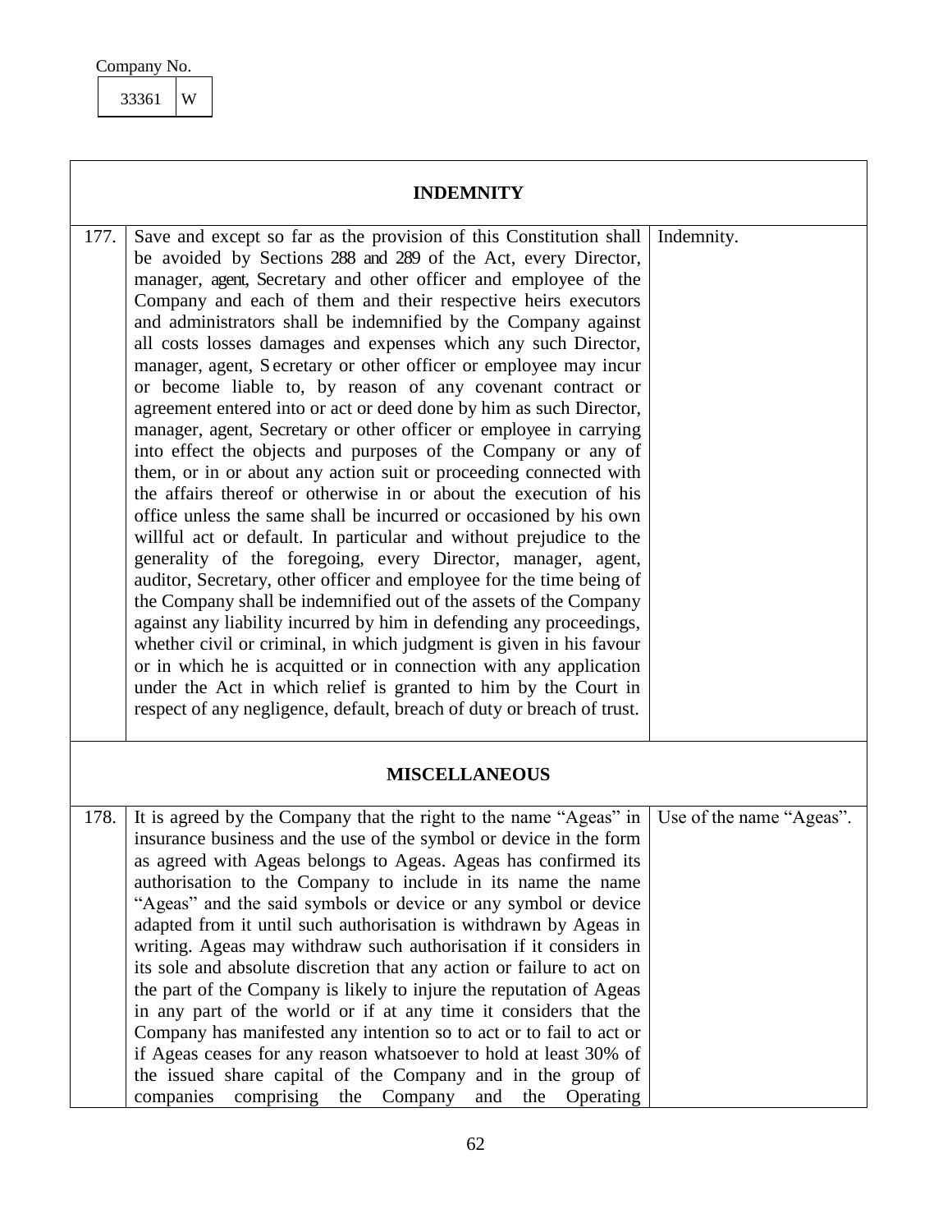Company No.

| 33361 | W |
|---|---|

## INDEMNITY

| | | |
|---|---|---|
| 177. | Save and except so far as the provision of this Constitution shall be avoided by Sections 288 and 289 of the Act, every Director, manager, agent, Secretary and other officer and employee of the Company and each of them and their respective heirs executors and administrators shall be indemnified by the Company against all costs losses damages and expenses which any such Director, manager, agent, Secretary or other officer or employee may incur or become liable to, by reason of any covenant contract or agreement entered into or act or deed done by him as such Director, manager, agent, Secretary or other officer or employee in carrying into effect the objects and purposes of the Company or any of them, or in or about any action suit or proceeding connected with the affairs thereof or otherwise in or about the execution of his office unless the same shall be incurred or occasioned by his own willful act or default. In particular and without prejudice to the generality of the foregoing, every Director, manager, agent, auditor, Secretary, other officer and employee for the time being of the Company shall be indemnified out of the assets of the Company against any liability incurred by him in defending any proceedings, whether civil or criminal, in which judgment is given in his favour or in which he is acquitted or in connection with any application under the Act in which relief is granted to him by the Court in respect of any negligence, default, breach of duty or breach of trust. | Indemnity. |

## MISCELLANEOUS

| | | |
|---|---|---|
| 178. | It is agreed by the Company that the right to the name "Ageas" in insurance business and the use of the symbol or device in the form as agreed with Ageas belongs to Ageas. Ageas has confirmed its authorisation to the Company to include in its name the name "Ageas" and the said symbols or device or any symbol or device adapted from it until such authorisation is withdrawn by Ageas in writing. Ageas may withdraw such authorisation if it considers in its sole and absolute discretion that any action or failure to act on the part of the Company is likely to injure the reputation of Ageas in any part of the world or if at any time it considers that the Company has manifested any intention so to act or to fail to act or if Ageas ceases for any reason whatsoever to hold at least 30% of the issued share capital of the Company and in the group of companies comprising the Company and the Operating | Use of the name "Ageas". |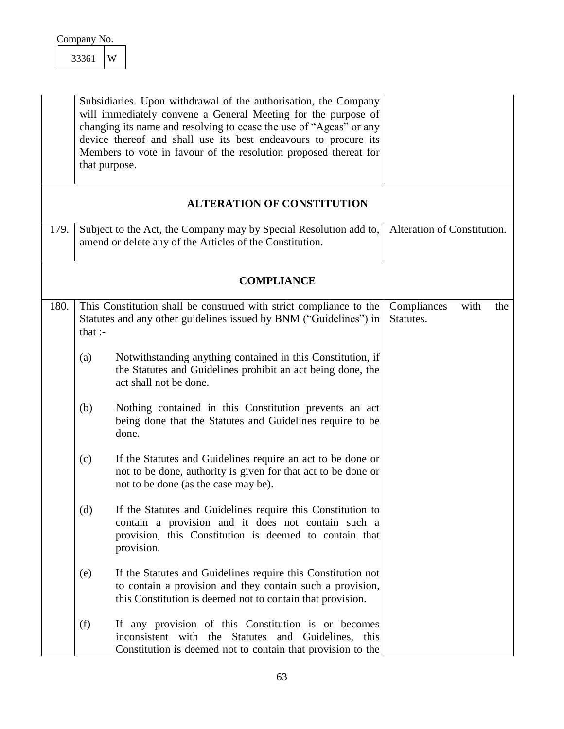Company No.

| 33361 | W |
|---|---|

| | | |
|---|---|---|
| | Subsidiaries. Upon withdrawal of the authorisation, the Company will immediately convene a General Meeting for the purpose of changing its name and resolving to cease the use of "Ageas" or any device thereof and shall use its best endeavours to procure its Members to vote in favour of the resolution proposed thereat for that purpose. | |
| | **ALTERATION OF CONSTITUTION** | |
| 179. | Subject to the Act, the Company may by Special Resolution add to, amend or delete any of the Articles of the Constitution. | Alteration of Constitution. |
| | **COMPLIANCE** | |
| 180. | This Constitution shall be construed with strict compliance to the Statutes and any other guidelines issued by BNM ("Guidelines") in that :-<br><br>(a) Notwithstanding anything contained in this Constitution, if the Statutes and Guidelines prohibit an act being done, the act shall not be done.<br><br>(b) Nothing contained in this Constitution prevents an act being done that the Statutes and Guidelines require to be done.<br><br>(c) If the Statutes and Guidelines require an act to be done or not to be done, authority is given for that act to be done or not to be done (as the case may be).<br><br>(d) If the Statutes and Guidelines require this Constitution to contain a provision and it does not contain such a provision, this Constitution is deemed to contain that provision.<br><br>(e) If the Statutes and Guidelines require this Constitution not to contain a provision and they contain such a provision, this Constitution is deemed not to contain that provision.<br><br>(f) If any provision of this Constitution is or becomes inconsistent with the Statutes and Guidelines, this Constitution is deemed not to contain that provision to the | Compliances with the Statutes. |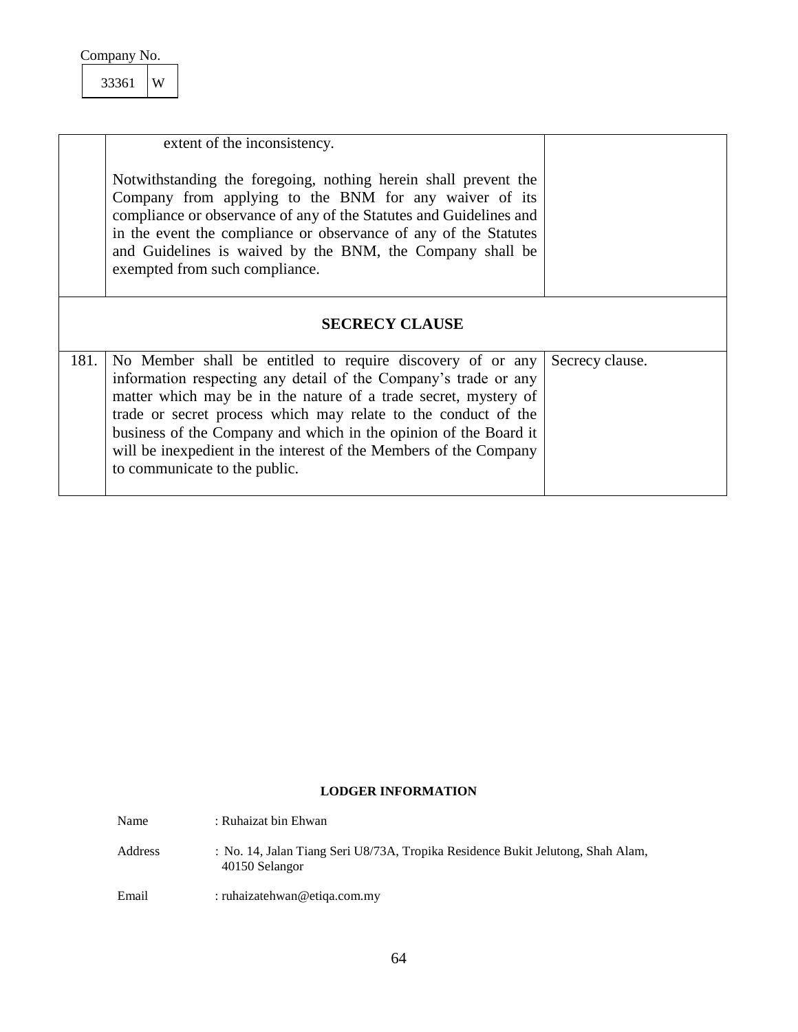Company No.

| 33361 | W |
|---|---|

| | | |
|---|---|---|
| | extent of the inconsistency.<br><br>Notwithstanding the foregoing, nothing herein shall prevent the Company from applying to the BNM for any waiver of its compliance or observance of any of the Statutes and Guidelines and in the event the compliance or observance of any of the Statutes and Guidelines is waived by the BNM, the Company shall be exempted from such compliance. | |
| | **SECRECY CLAUSE** | |
| 181. | No Member shall be entitled to require discovery of or any information respecting any detail of the Company's trade or any matter which may be in the nature of a trade secret, mystery of trade or secret process which may relate to the conduct of the business of the Company and which in the opinion of the Board it will be inexpedient in the interest of the Members of the Company to communicate to the public. | Secrecy clause. |

**LODGER INFORMATION**

Name : Ruhaizat bin Ehwan

Address : No. 14, Jalan Tiang Seri U8/73A, Tropika Residence Bukit Jelutong, Shah Alam, 40150 Selangor

Email : ruhaizatehwan@etiqa.com.my